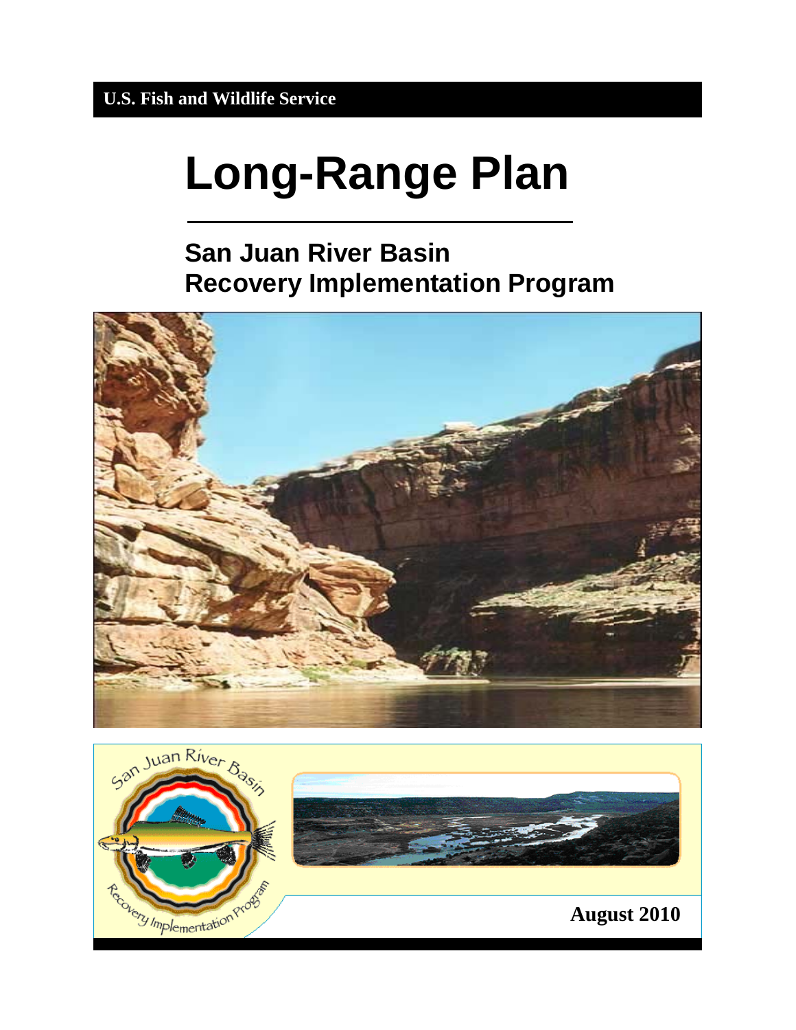**U.S. Fish and Wildlife Service**

# Long-Range Plan

## San Juan River Basin Recovery Implementation Program

**August 2010**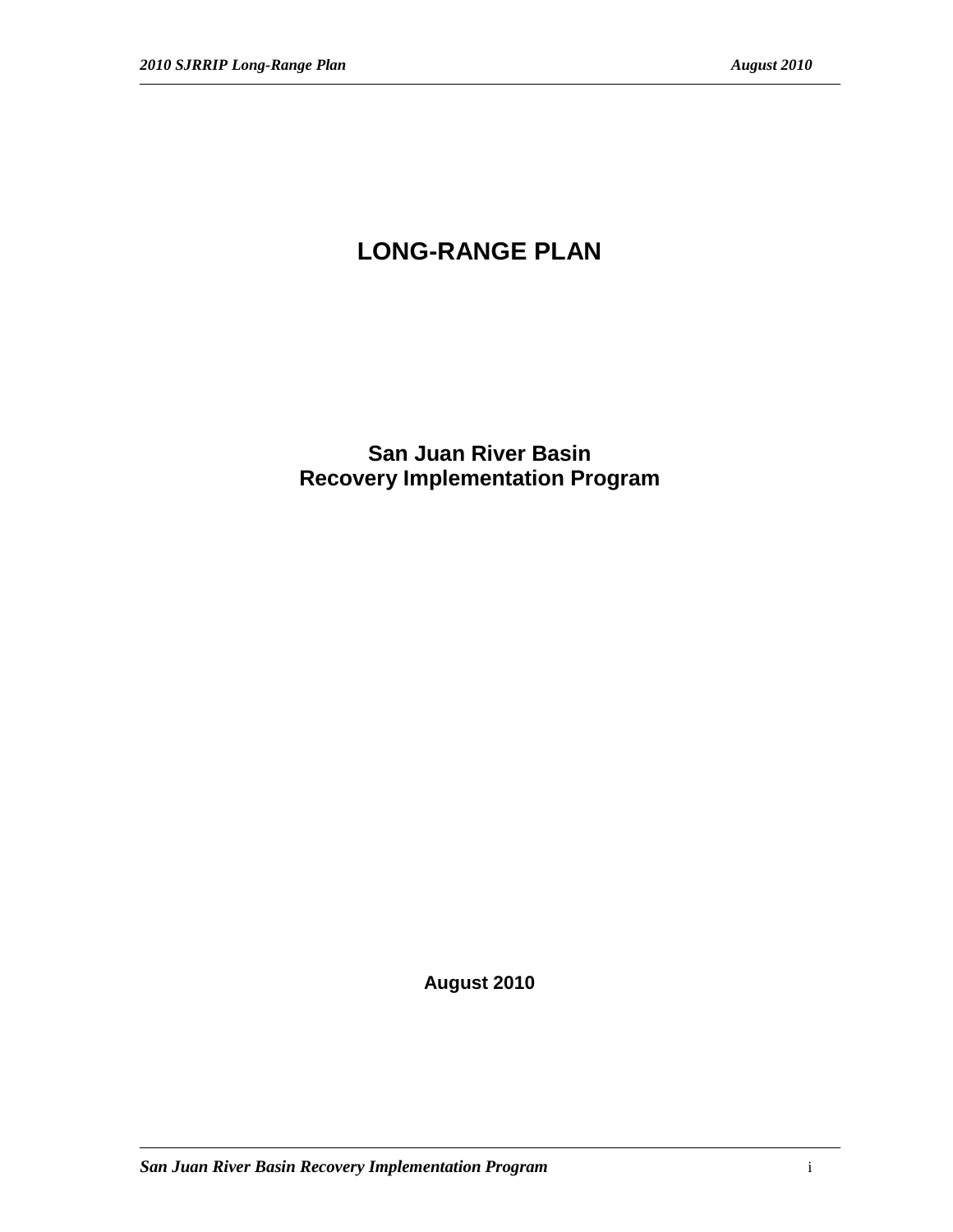# LONG-RANGE PLAN

## San Juan River Basin Recovery Implementation Program

**August 2010**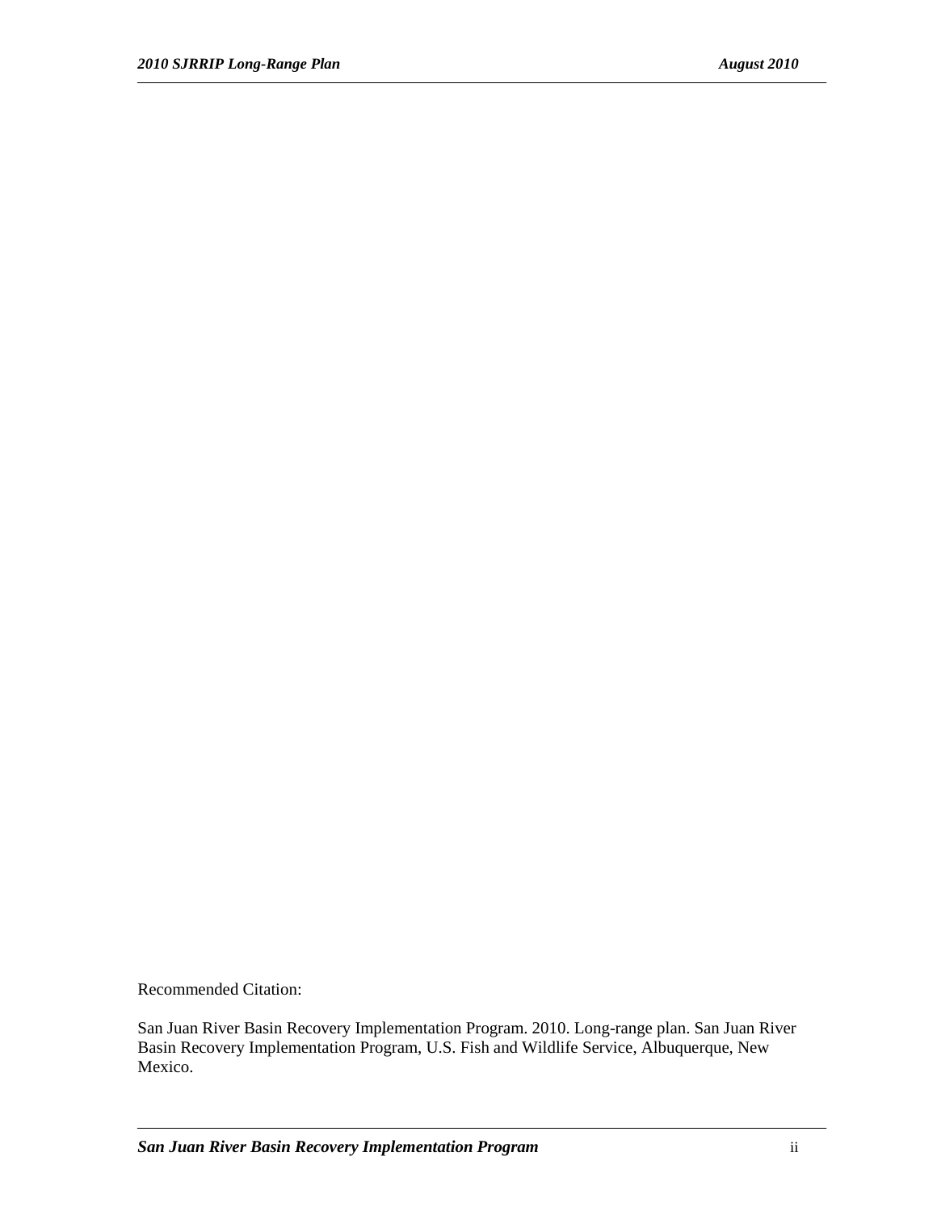Recommended Citation:

San Juan River Basin Recovery Implementation Program. 2010. Long-range plan. San Juan River Basin Recovery Implementation Program, U.S. Fish and Wildlife Service, Albuquerque, New Mexico.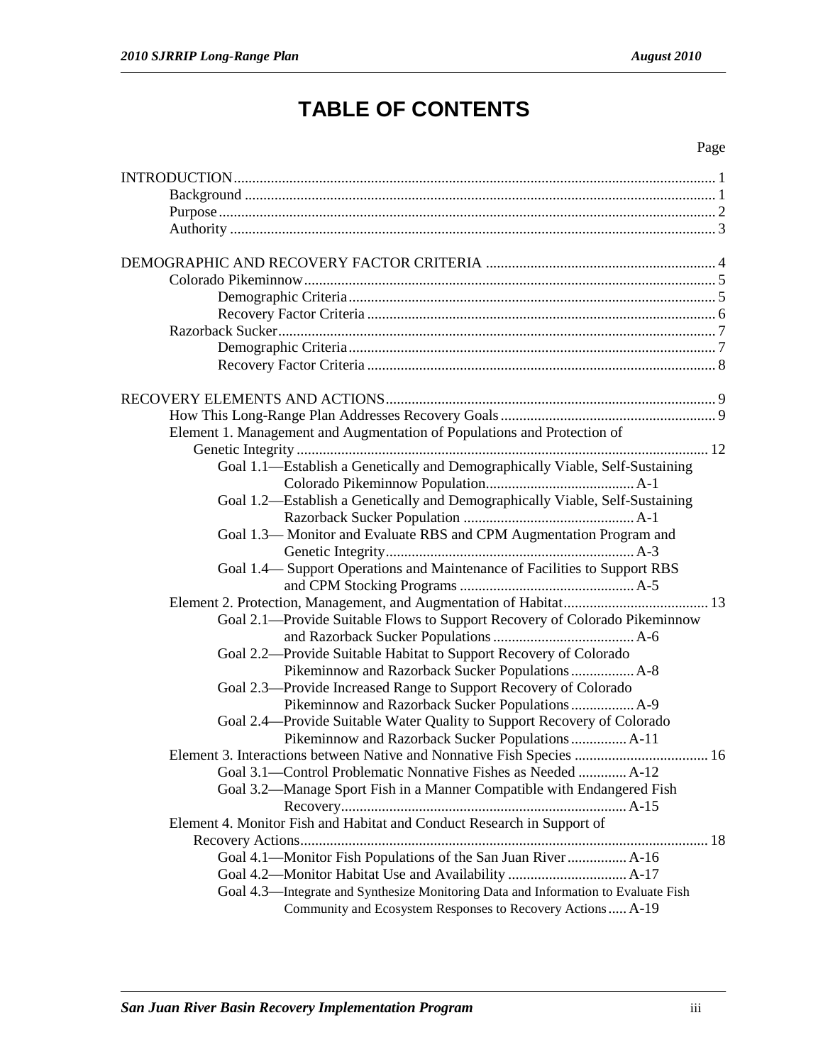# TABLE OF CONTENTS

Page

INTRODUCTION ........ 1
- Background ........ 1
- Purpose ........ 2
- Authority ........ 3

DEMOGRAPHIC AND RECOVERY FACTOR CRITERIA ........ 4
- Colorado Pikeminnow ........ 5
  - Demographic Criteria ........ 5
  - Recovery Factor Criteria ........ 6
- Razorback Sucker ........ 7
  - Demographic Criteria ........ 7
  - Recovery Factor Criteria ........ 8

RECOVERY ELEMENTS AND ACTIONS ........ 9
- How This Long-Range Plan Addresses Recovery Goals ........ 9
- Element 1. Management and Augmentation of Populations and Protection of Genetic Integrity ........ 12
  - Goal 1.1—Establish a Genetically and Demographically Viable, Self-Sustaining Colorado Pikeminnow Population ........ A-1
  - Goal 1.2—Establish a Genetically and Demographically Viable, Self-Sustaining Razorback Sucker Population ........ A-1
  - Goal 1.3— Monitor and Evaluate RBS and CPM Augmentation Program and Genetic Integrity ........ A-3
  - Goal 1.4— Support Operations and Maintenance of Facilities to Support RBS and CPM Stocking Programs ........ A-5
- Element 2. Protection, Management, and Augmentation of Habitat ........ 13
  - Goal 2.1—Provide Suitable Flows to Support Recovery of Colorado Pikeminnow and Razorback Sucker Populations ........ A-6
  - Goal 2.2—Provide Suitable Habitat to Support Recovery of Colorado Pikeminnow and Razorback Sucker Populations ........ A-8
  - Goal 2.3—Provide Increased Range to Support Recovery of Colorado Pikeminnow and Razorback Sucker Populations ........ A-9
  - Goal 2.4—Provide Suitable Water Quality to Support Recovery of Colorado Pikeminnow and Razorback Sucker Populations ........ A-11
- Element 3. Interactions between Native and Nonnative Fish Species ........ 16
  - Goal 3.1—Control Problematic Nonnative Fishes as Needed ........ A-12
  - Goal 3.2—Manage Sport Fish in a Manner Compatible with Endangered Fish Recovery ........ A-15
- Element 4. Monitor Fish and Habitat and Conduct Research in Support of Recovery Actions ........ 18
  - Goal 4.1—Monitor Fish Populations of the San Juan River ........ A-16
  - Goal 4.2—Monitor Habitat Use and Availability ........ A-17
  - Goal 4.3—Integrate and Synthesize Monitoring Data and Information to Evaluate Fish Community and Ecosystem Responses to Recovery Actions ........ A-19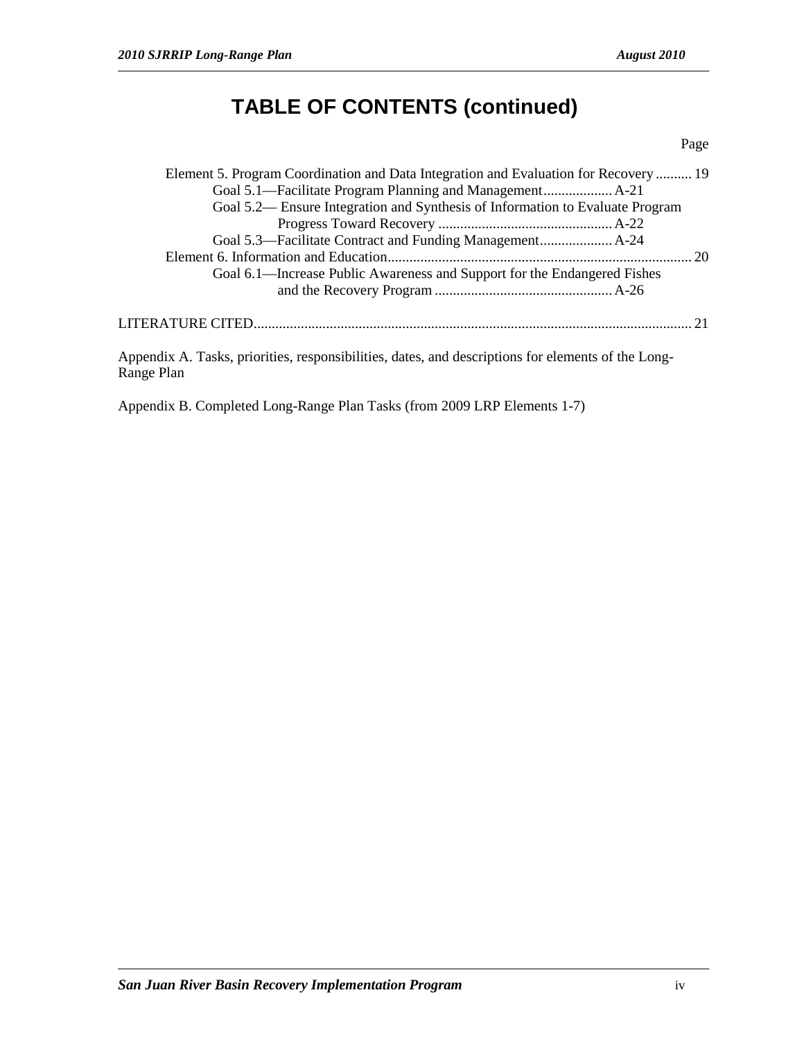# TABLE OF CONTENTS (continued)

| | Page |
|---|---|
| Element 5. Program Coordination and Data Integration and Evaluation for Recovery | 19 |
| Goal 5.1—Facilitate Program Planning and Management | A-21 |
| Goal 5.2— Ensure Integration and Synthesis of Information to Evaluate Program Progress Toward Recovery | A-22 |
| Goal 5.3—Facilitate Contract and Funding Management | A-24 |
| Element 6. Information and Education | 20 |
| Goal 6.1—Increase Public Awareness and Support for the Endangered Fishes and the Recovery Program | A-26 |
| LITERATURE CITED | 21 |

Appendix A. Tasks, priorities, responsibilities, dates, and descriptions for elements of the Long-Range Plan

Appendix B. Completed Long-Range Plan Tasks (from 2009 LRP Elements 1-7)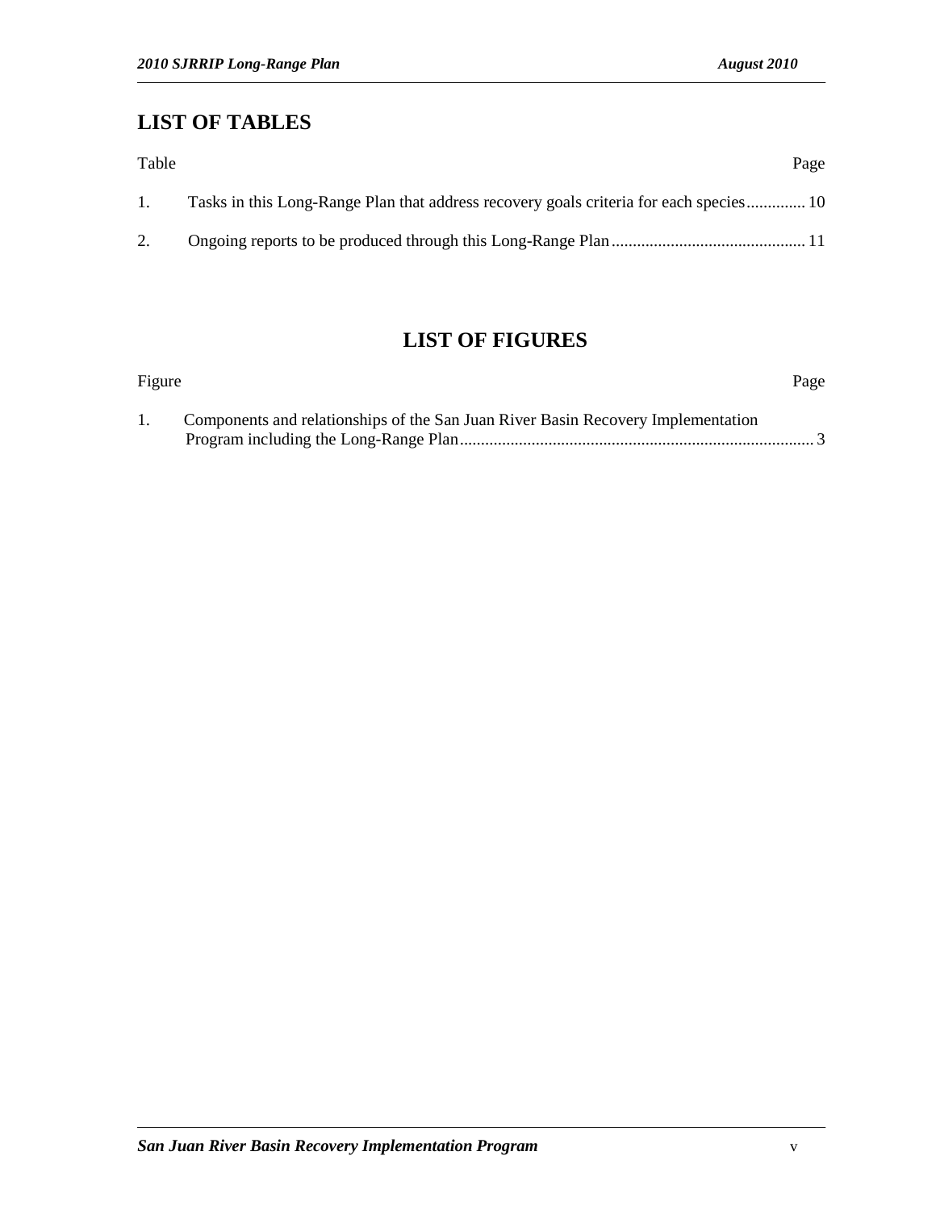## LIST OF TABLES

| Table | | Page |
| --- | --- | --- |
| 1. | Tasks in this Long-Range Plan that address recovery goals criteria for each species | 10 |
| 2. | Ongoing reports to be produced through this Long-Range Plan | 11 |

## LIST OF FIGURES

| Figure | | Page |
| --- | --- | --- |
| 1. | Components and relationships of the San Juan River Basin Recovery Implementation Program including the Long-Range Plan | 3 |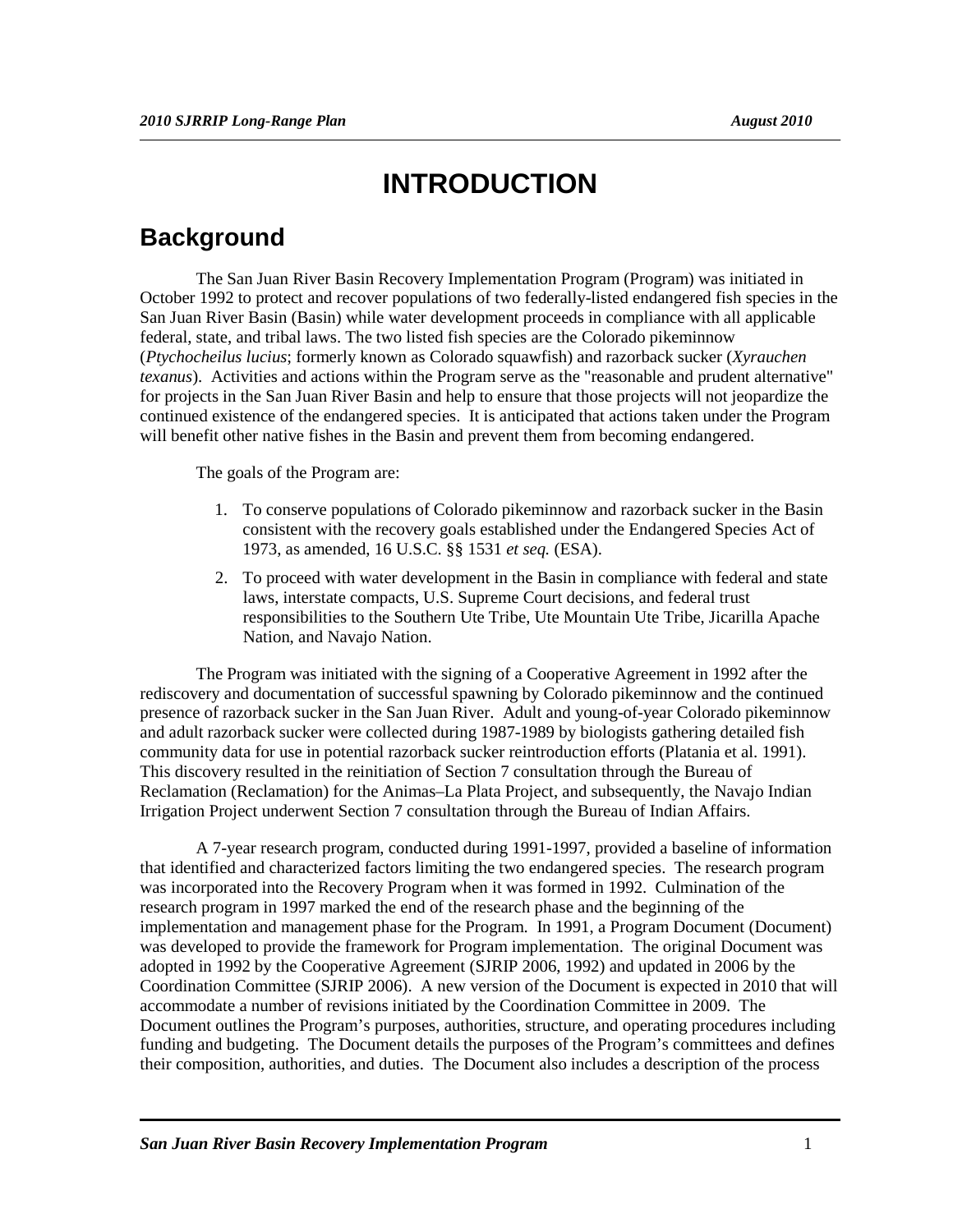# INTRODUCTION

## Background

The San Juan River Basin Recovery Implementation Program (Program) was initiated in October 1992 to protect and recover populations of two federally-listed endangered fish species in the San Juan River Basin (Basin) while water development proceeds in compliance with all applicable federal, state, and tribal laws. The two listed fish species are the Colorado pikeminnow (*Ptychocheilus lucius*; formerly known as Colorado squawfish) and razorback sucker (*Xyrauchen texanus*). Activities and actions within the Program serve as the "reasonable and prudent alternative" for projects in the San Juan River Basin and help to ensure that those projects will not jeopardize the continued existence of the endangered species. It is anticipated that actions taken under the Program will benefit other native fishes in the Basin and prevent them from becoming endangered.

The goals of the Program are:

1. To conserve populations of Colorado pikeminnow and razorback sucker in the Basin consistent with the recovery goals established under the Endangered Species Act of 1973, as amended, 16 U.S.C. §§ 1531 *et seq.* (ESA).
2. To proceed with water development in the Basin in compliance with federal and state laws, interstate compacts, U.S. Supreme Court decisions, and federal trust responsibilities to the Southern Ute Tribe, Ute Mountain Ute Tribe, Jicarilla Apache Nation, and Navajo Nation.

The Program was initiated with the signing of a Cooperative Agreement in 1992 after the rediscovery and documentation of successful spawning by Colorado pikeminnow and the continued presence of razorback sucker in the San Juan River. Adult and young-of-year Colorado pikeminnow and adult razorback sucker were collected during 1987-1989 by biologists gathering detailed fish community data for use in potential razorback sucker reintroduction efforts (Platania et al. 1991). This discovery resulted in the reinitiation of Section 7 consultation through the Bureau of Reclamation (Reclamation) for the Animas–La Plata Project, and subsequently, the Navajo Indian Irrigation Project underwent Section 7 consultation through the Bureau of Indian Affairs.

A 7-year research program, conducted during 1991-1997, provided a baseline of information that identified and characterized factors limiting the two endangered species. The research program was incorporated into the Recovery Program when it was formed in 1992. Culmination of the research program in 1997 marked the end of the research phase and the beginning of the implementation and management phase for the Program. In 1991, a Program Document (Document) was developed to provide the framework for Program implementation. The original Document was adopted in 1992 by the Cooperative Agreement (SJRIP 2006, 1992) and updated in 2006 by the Coordination Committee (SJRIP 2006). A new version of the Document is expected in 2010 that will accommodate a number of revisions initiated by the Coordination Committee in 2009. The Document outlines the Program's purposes, authorities, structure, and operating procedures including funding and budgeting. The Document details the purposes of the Program's committees and defines their composition, authorities, and duties. The Document also includes a description of the process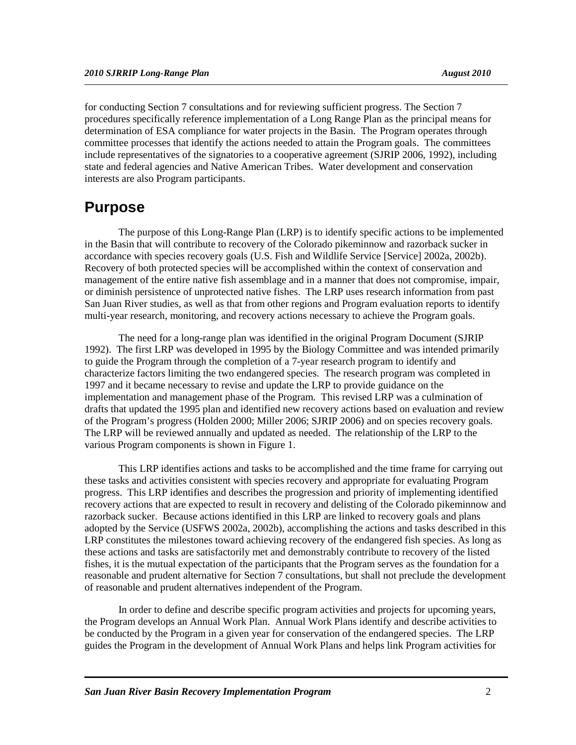for conducting Section 7 consultations and for reviewing sufficient progress. The Section 7 procedures specifically reference implementation of a Long Range Plan as the principal means for determination of ESA compliance for water projects in the Basin. The Program operates through committee processes that identify the actions needed to attain the Program goals. The committees include representatives of the signatories to a cooperative agreement (SJRIP 2006, 1992), including state and federal agencies and Native American Tribes. Water development and conservation interests are also Program participants.

# Purpose

The purpose of this Long-Range Plan (LRP) is to identify specific actions to be implemented in the Basin that will contribute to recovery of the Colorado pikeminnow and razorback sucker in accordance with species recovery goals (U.S. Fish and Wildlife Service [Service] 2002a, 2002b). Recovery of both protected species will be accomplished within the context of conservation and management of the entire native fish assemblage and in a manner that does not compromise, impair, or diminish persistence of unprotected native fishes. The LRP uses research information from past San Juan River studies, as well as that from other regions and Program evaluation reports to identify multi-year research, monitoring, and recovery actions necessary to achieve the Program goals.

The need for a long-range plan was identified in the original Program Document (SJRIP 1992). The first LRP was developed in 1995 by the Biology Committee and was intended primarily to guide the Program through the completion of a 7-year research program to identify and characterize factors limiting the two endangered species. The research program was completed in 1997 and it became necessary to revise and update the LRP to provide guidance on the implementation and management phase of the Program. This revised LRP was a culmination of drafts that updated the 1995 plan and identified new recovery actions based on evaluation and review of the Program's progress (Holden 2000; Miller 2006; SJRIP 2006) and on species recovery goals. The LRP will be reviewed annually and updated as needed. The relationship of the LRP to the various Program components is shown in Figure 1.

This LRP identifies actions and tasks to be accomplished and the time frame for carrying out these tasks and activities consistent with species recovery and appropriate for evaluating Program progress. This LRP identifies and describes the progression and priority of implementing identified recovery actions that are expected to result in recovery and delisting of the Colorado pikeminnow and razorback sucker. Because actions identified in this LRP are linked to recovery goals and plans adopted by the Service (USFWS 2002a, 2002b), accomplishing the actions and tasks described in this LRP constitutes the milestones toward achieving recovery of the endangered fish species. As long as these actions and tasks are satisfactorily met and demonstrably contribute to recovery of the listed fishes, it is the mutual expectation of the participants that the Program serves as the foundation for a reasonable and prudent alternative for Section 7 consultations, but shall not preclude the development of reasonable and prudent alternatives independent of the Program.

In order to define and describe specific program activities and projects for upcoming years, the Program develops an Annual Work Plan. Annual Work Plans identify and describe activities to be conducted by the Program in a given year for conservation of the endangered species. The LRP guides the Program in the development of Annual Work Plans and helps link Program activities for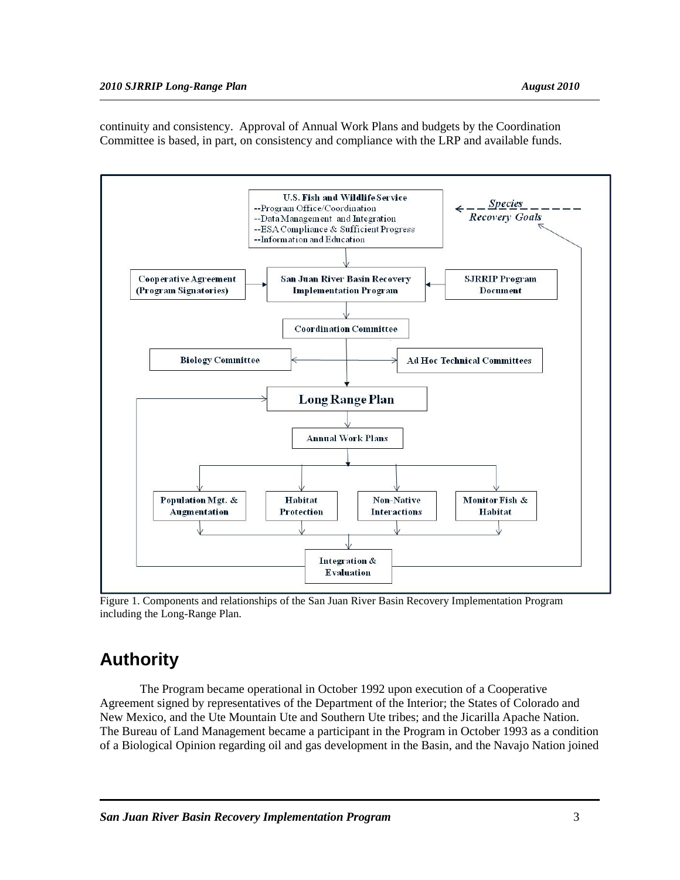continuity and consistency. Approval of Annual Work Plans and budgets by the Coordination Committee is based, in part, on consistency and compliance with the LRP and available funds.

Figure 1. Components and relationships of the San Juan River Basin Recovery Implementation Program including the Long-Range Plan.

## Authority

The Program became operational in October 1992 upon execution of a Cooperative Agreement signed by representatives of the Department of the Interior; the States of Colorado and New Mexico, and the Ute Mountain Ute and Southern Ute tribes; and the Jicarilla Apache Nation. The Bureau of Land Management became a participant in the Program in October 1993 as a condition of a Biological Opinion regarding oil and gas development in the Basin, and the Navajo Nation joined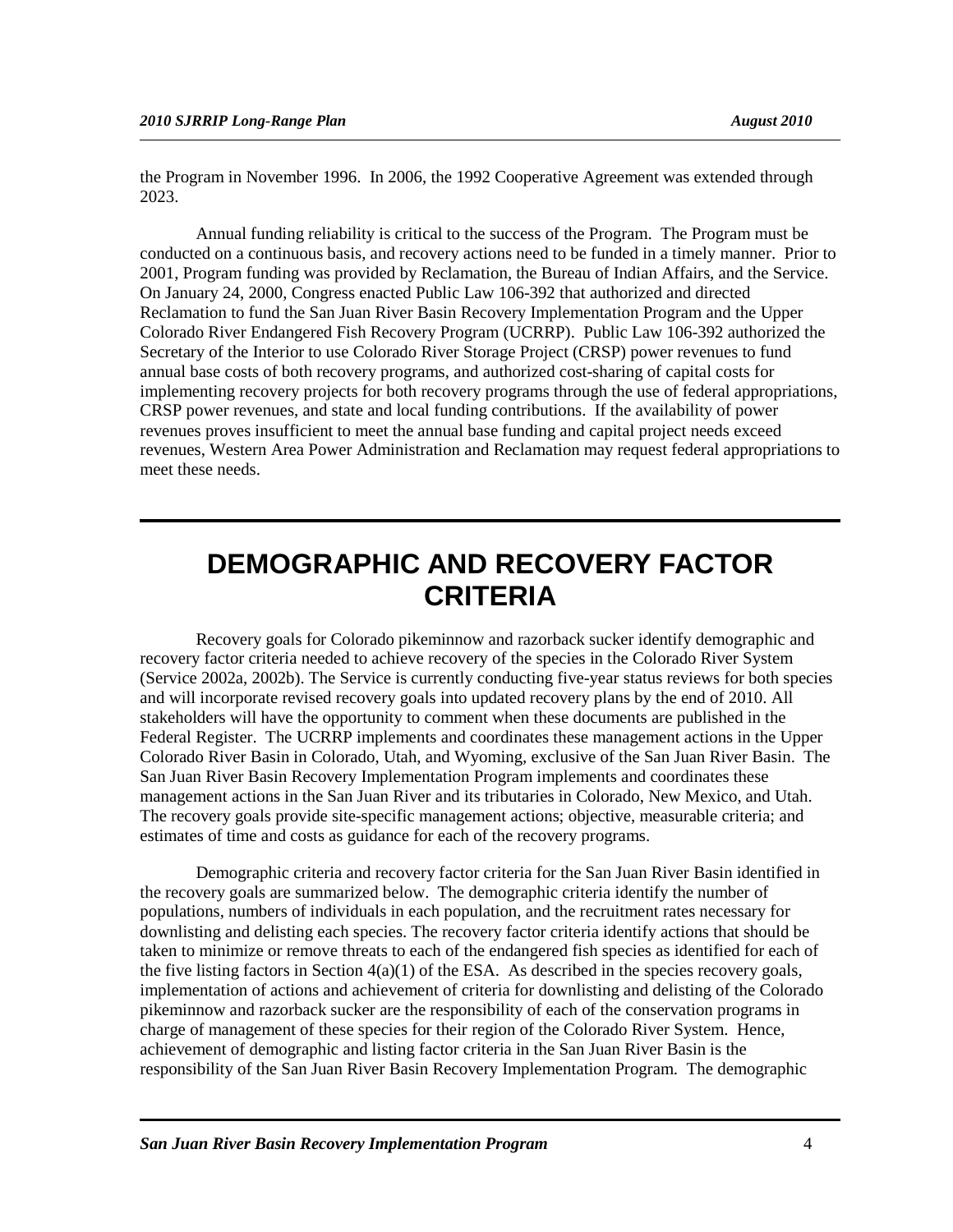the Program in November 1996. In 2006, the 1992 Cooperative Agreement was extended through 2023.

Annual funding reliability is critical to the success of the Program. The Program must be conducted on a continuous basis, and recovery actions need to be funded in a timely manner. Prior to 2001, Program funding was provided by Reclamation, the Bureau of Indian Affairs, and the Service. On January 24, 2000, Congress enacted Public Law 106-392 that authorized and directed Reclamation to fund the San Juan River Basin Recovery Implementation Program and the Upper Colorado River Endangered Fish Recovery Program (UCRRP). Public Law 106-392 authorized the Secretary of the Interior to use Colorado River Storage Project (CRSP) power revenues to fund annual base costs of both recovery programs, and authorized cost-sharing of capital costs for implementing recovery projects for both recovery programs through the use of federal appropriations, CRSP power revenues, and state and local funding contributions. If the availability of power revenues proves insufficient to meet the annual base funding and capital project needs exceed revenues, Western Area Power Administration and Reclamation may request federal appropriations to meet these needs.

# DEMOGRAPHIC AND RECOVERY FACTOR CRITERIA

Recovery goals for Colorado pikeminnow and razorback sucker identify demographic and recovery factor criteria needed to achieve recovery of the species in the Colorado River System (Service 2002a, 2002b). The Service is currently conducting five-year status reviews for both species and will incorporate revised recovery goals into updated recovery plans by the end of 2010. All stakeholders will have the opportunity to comment when these documents are published in the Federal Register. The UCRRP implements and coordinates these management actions in the Upper Colorado River Basin in Colorado, Utah, and Wyoming, exclusive of the San Juan River Basin. The San Juan River Basin Recovery Implementation Program implements and coordinates these management actions in the San Juan River and its tributaries in Colorado, New Mexico, and Utah. The recovery goals provide site-specific management actions; objective, measurable criteria; and estimates of time and costs as guidance for each of the recovery programs.

Demographic criteria and recovery factor criteria for the San Juan River Basin identified in the recovery goals are summarized below. The demographic criteria identify the number of populations, numbers of individuals in each population, and the recruitment rates necessary for downlisting and delisting each species. The recovery factor criteria identify actions that should be taken to minimize or remove threats to each of the endangered fish species as identified for each of the five listing factors in Section 4(a)(1) of the ESA. As described in the species recovery goals, implementation of actions and achievement of criteria for downlisting and delisting of the Colorado pikeminnow and razorback sucker are the responsibility of each of the conservation programs in charge of management of these species for their region of the Colorado River System. Hence, achievement of demographic and listing factor criteria in the San Juan River Basin is the responsibility of the San Juan River Basin Recovery Implementation Program. The demographic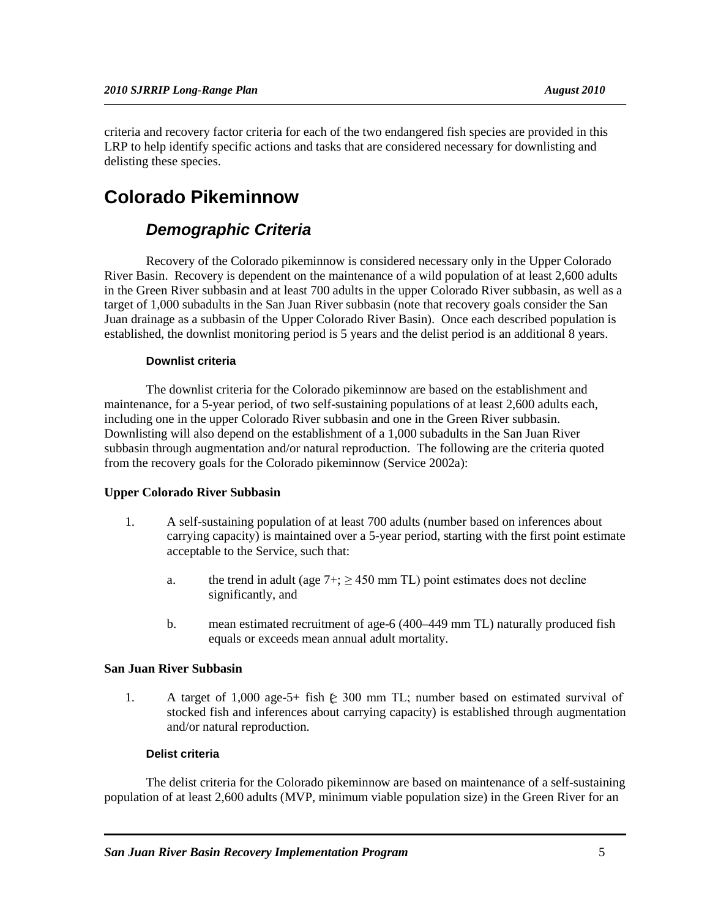criteria and recovery factor criteria for each of the two endangered fish species are provided in this LRP to help identify specific actions and tasks that are considered necessary for downlisting and delisting these species.

# Colorado Pikeminnow

## *Demographic Criteria*

Recovery of the Colorado pikeminnow is considered necessary only in the Upper Colorado River Basin. Recovery is dependent on the maintenance of a wild population of at least 2,600 adults in the Green River subbasin and at least 700 adults in the upper Colorado River subbasin, as well as a target of 1,000 subadults in the San Juan River subbasin (note that recovery goals consider the San Juan drainage as a subbasin of the Upper Colorado River Basin). Once each described population is established, the downlist monitoring period is 5 years and the delist period is an additional 8 years.

#### Downlist criteria

The downlist criteria for the Colorado pikeminnow are based on the establishment and maintenance, for a 5-year period, of two self-sustaining populations of at least 2,600 adults each, including one in the upper Colorado River subbasin and one in the Green River subbasin. Downlisting will also depend on the establishment of a 1,000 subadults in the San Juan River subbasin through augmentation and/or natural reproduction. The following are the criteria quoted from the recovery goals for the Colorado pikeminnow (Service 2002a):

**Upper Colorado River Subbasin**

1. A self-sustaining population of at least 700 adults (number based on inferences about carrying capacity) is maintained over a 5-year period, starting with the first point estimate acceptable to the Service, such that:

   a. the trend in adult (age 7+; ≥ 450 mm TL) point estimates does not decline significantly, and

   b. mean estimated recruitment of age-6 (400–449 mm TL) naturally produced fish equals or exceeds mean annual adult mortality.

**San Juan River Subbasin**

1. A target of 1,000 age-5+ fish (≥ 300 mm TL; number based on estimated survival of stocked fish and inferences about carrying capacity) is established through augmentation and/or natural reproduction.

#### Delist criteria

The delist criteria for the Colorado pikeminnow are based on maintenance of a self-sustaining population of at least 2,600 adults (MVP, minimum viable population size) in the Green River for an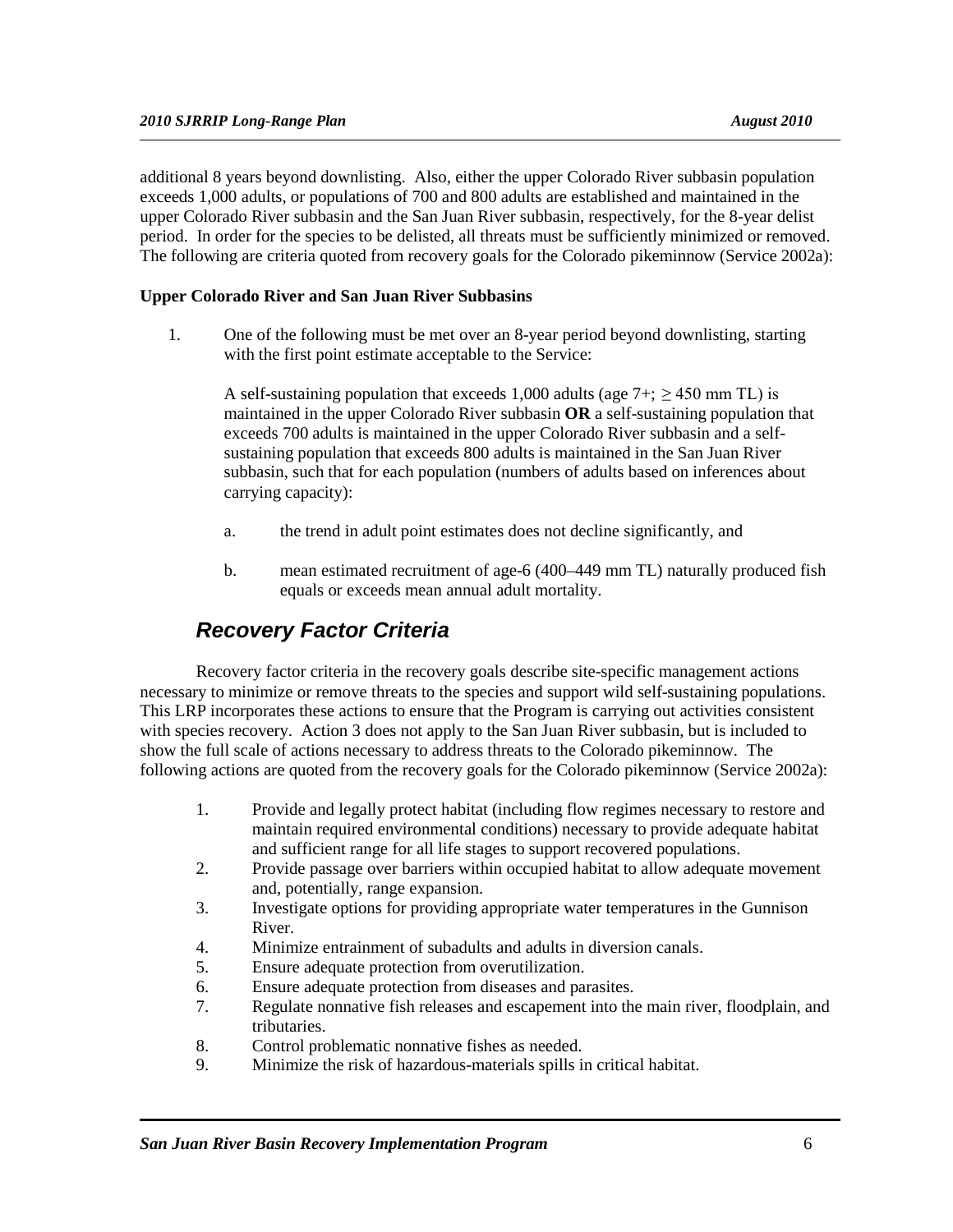additional 8 years beyond downlisting. Also, either the upper Colorado River subbasin population exceeds 1,000 adults, or populations of 700 and 800 adults are established and maintained in the upper Colorado River subbasin and the San Juan River subbasin, respectively, for the 8-year delist period. In order for the species to be delisted, all threats must be sufficiently minimized or removed. The following are criteria quoted from recovery goals for the Colorado pikeminnow (Service 2002a):

**Upper Colorado River and San Juan River Subbasins**

1. One of the following must be met over an 8-year period beyond downlisting, starting with the first point estimate acceptable to the Service:

   A self-sustaining population that exceeds 1,000 adults (age 7+; ≥ 450 mm TL) is maintained in the upper Colorado River subbasin **OR** a self-sustaining population that exceeds 700 adults is maintained in the upper Colorado River subbasin and a self-sustaining population that exceeds 800 adults is maintained in the San Juan River subbasin, such that for each population (numbers of adults based on inferences about carrying capacity):

   a. the trend in adult point estimates does not decline significantly, and

   b. mean estimated recruitment of age-6 (400–449 mm TL) naturally produced fish equals or exceeds mean annual adult mortality.

## *Recovery Factor Criteria*

Recovery factor criteria in the recovery goals describe site-specific management actions necessary to minimize or remove threats to the species and support wild self-sustaining populations. This LRP incorporates these actions to ensure that the Program is carrying out activities consistent with species recovery. Action 3 does not apply to the San Juan River subbasin, but is included to show the full scale of actions necessary to address threats to the Colorado pikeminnow. The following actions are quoted from the recovery goals for the Colorado pikeminnow (Service 2002a):

1. Provide and legally protect habitat (including flow regimes necessary to restore and maintain required environmental conditions) necessary to provide adequate habitat and sufficient range for all life stages to support recovered populations.
2. Provide passage over barriers within occupied habitat to allow adequate movement and, potentially, range expansion.
3. Investigate options for providing appropriate water temperatures in the Gunnison River.
4. Minimize entrainment of subadults and adults in diversion canals.
5. Ensure adequate protection from overutilization.
6. Ensure adequate protection from diseases and parasites.
7. Regulate nonnative fish releases and escapement into the main river, floodplain, and tributaries.
8. Control problematic nonnative fishes as needed.
9. Minimize the risk of hazardous-materials spills in critical habitat.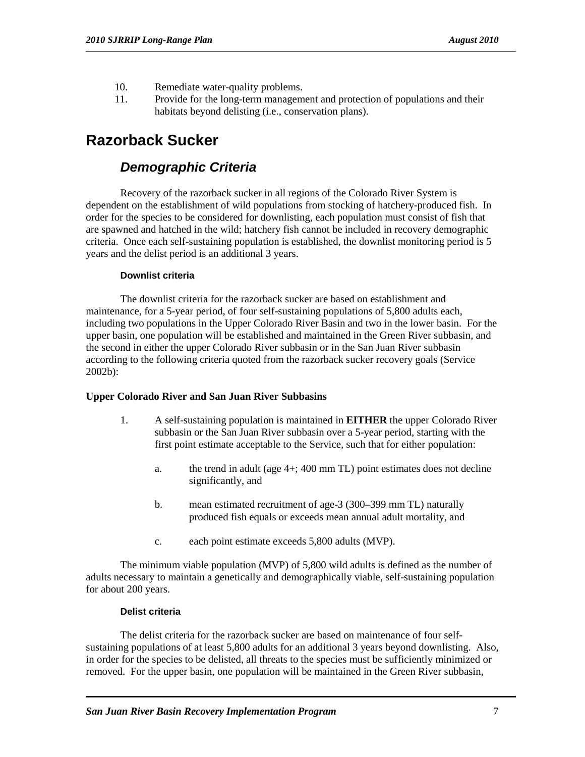10. Remediate water-quality problems.
11. Provide for the long-term management and protection of populations and their habitats beyond delisting (i.e., conservation plans).

# Razorback Sucker

## *Demographic Criteria*

Recovery of the razorback sucker in all regions of the Colorado River System is dependent on the establishment of wild populations from stocking of hatchery-produced fish. In order for the species to be considered for downlisting, each population must consist of fish that are spawned and hatched in the wild; hatchery fish cannot be included in recovery demographic criteria. Once each self-sustaining population is established, the downlist monitoring period is 5 years and the delist period is an additional 3 years.

### Downlist criteria

The downlist criteria for the razorback sucker are based on establishment and maintenance, for a 5-year period, of four self-sustaining populations of 5,800 adults each, including two populations in the Upper Colorado River Basin and two in the lower basin. For the upper basin, one population will be established and maintained in the Green River subbasin, and the second in either the upper Colorado River subbasin or in the San Juan River subbasin according to the following criteria quoted from the razorback sucker recovery goals (Service 2002b):

**Upper Colorado River and San Juan River Subbasins**

1. A self-sustaining population is maintained in **EITHER** the upper Colorado River subbasin or the San Juan River subbasin over a 5-year period, starting with the first point estimate acceptable to the Service, such that for either population:

   a. the trend in adult (age 4+; 400 mm TL) point estimates does not decline significantly, and

   b. mean estimated recruitment of age-3 (300–399 mm TL) naturally produced fish equals or exceeds mean annual adult mortality, and

   c. each point estimate exceeds 5,800 adults (MVP).

The minimum viable population (MVP) of 5,800 wild adults is defined as the number of adults necessary to maintain a genetically and demographically viable, self-sustaining population for about 200 years.

### Delist criteria

The delist criteria for the razorback sucker are based on maintenance of four self-sustaining populations of at least 5,800 adults for an additional 3 years beyond downlisting. Also, in order for the species to be delisted, all threats to the species must be sufficiently minimized or removed. For the upper basin, one population will be maintained in the Green River subbasin,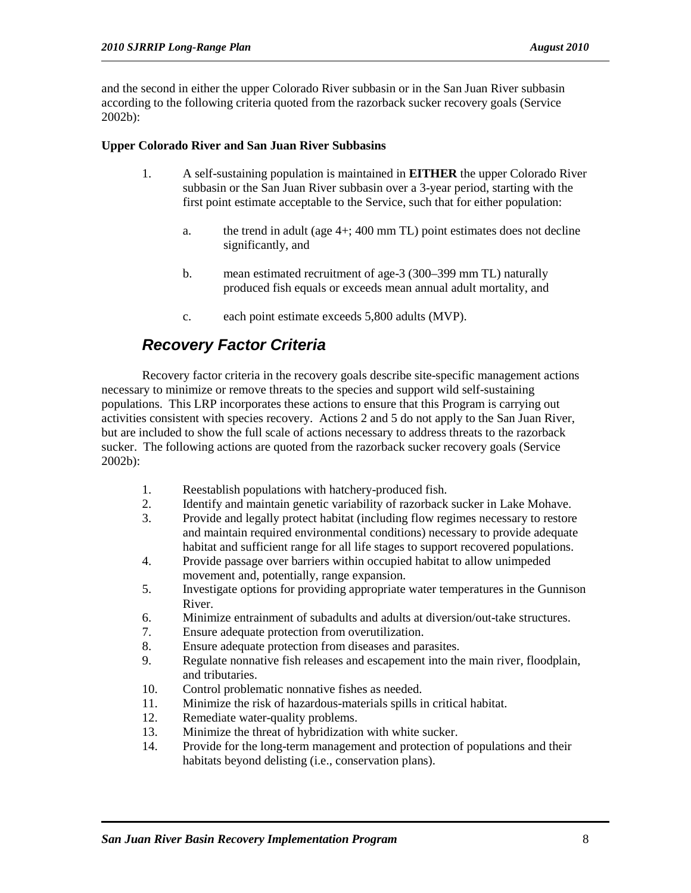and the second in either the upper Colorado River subbasin or in the San Juan River subbasin according to the following criteria quoted from the razorback sucker recovery goals (Service 2002b):

**Upper Colorado River and San Juan River Subbasins**

1. A self-sustaining population is maintained in **EITHER** the upper Colorado River subbasin or the San Juan River subbasin over a 3-year period, starting with the first point estimate acceptable to the Service, such that for either population:

    a. the trend in adult (age 4+; 400 mm TL) point estimates does not decline significantly, and

    b. mean estimated recruitment of age-3 (300–399 mm TL) naturally produced fish equals or exceeds mean annual adult mortality, and

    c. each point estimate exceeds 5,800 adults (MVP).

## *Recovery Factor Criteria*

Recovery factor criteria in the recovery goals describe site-specific management actions necessary to minimize or remove threats to the species and support wild self-sustaining populations. This LRP incorporates these actions to ensure that this Program is carrying out activities consistent with species recovery. Actions 2 and 5 do not apply to the San Juan River, but are included to show the full scale of actions necessary to address threats to the razorback sucker. The following actions are quoted from the razorback sucker recovery goals (Service 2002b):

1. Reestablish populations with hatchery-produced fish.
2. Identify and maintain genetic variability of razorback sucker in Lake Mohave.
3. Provide and legally protect habitat (including flow regimes necessary to restore and maintain required environmental conditions) necessary to provide adequate habitat and sufficient range for all life stages to support recovered populations.
4. Provide passage over barriers within occupied habitat to allow unimpeded movement and, potentially, range expansion.
5. Investigate options for providing appropriate water temperatures in the Gunnison River.
6. Minimize entrainment of subadults and adults at diversion/out-take structures.
7. Ensure adequate protection from overutilization.
8. Ensure adequate protection from diseases and parasites.
9. Regulate nonnative fish releases and escapement into the main river, floodplain, and tributaries.
10. Control problematic nonnative fishes as needed.
11. Minimize the risk of hazardous-materials spills in critical habitat.
12. Remediate water-quality problems.
13. Minimize the threat of hybridization with white sucker.
14. Provide for the long-term management and protection of populations and their habitats beyond delisting (i.e., conservation plans).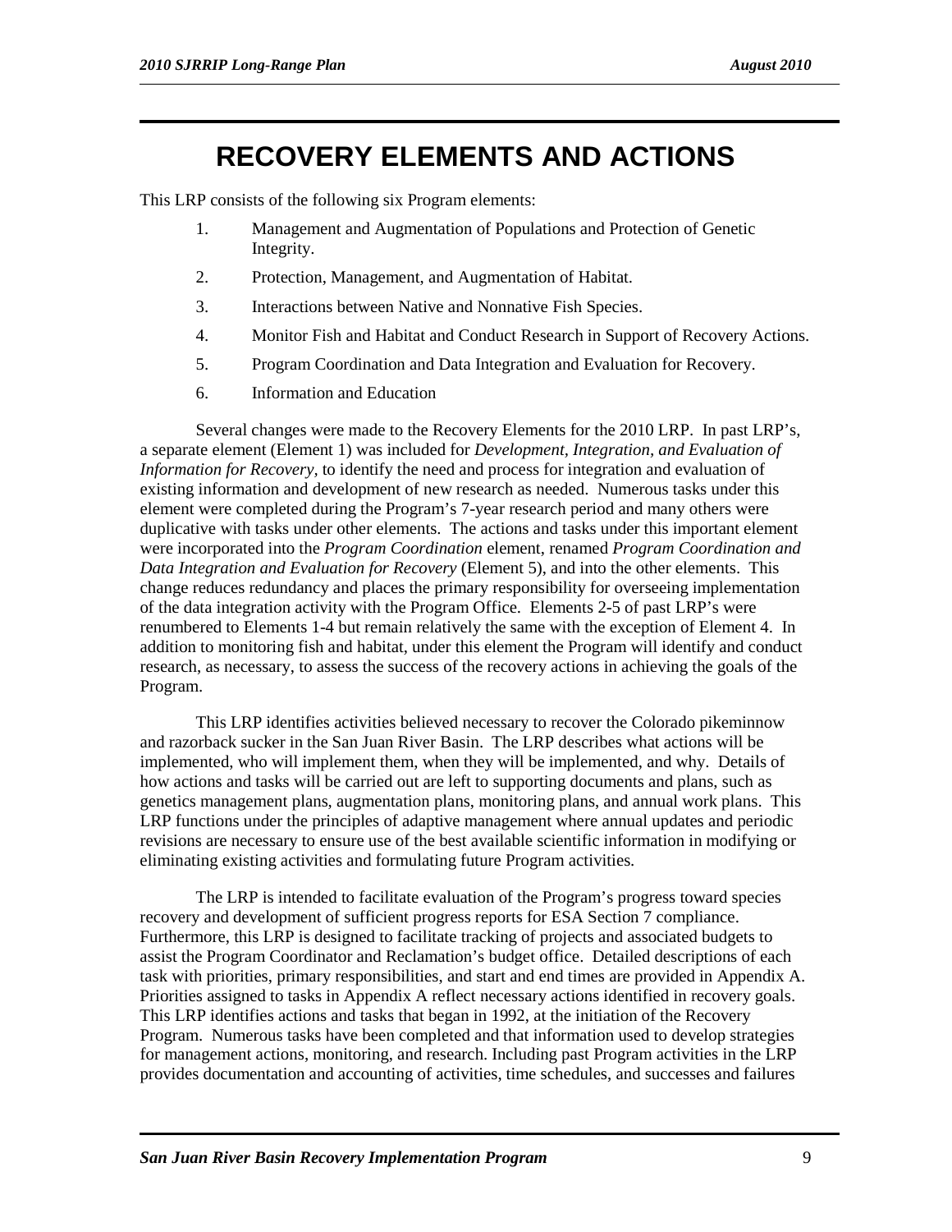# RECOVERY ELEMENTS AND ACTIONS

This LRP consists of the following six Program elements:

1. Management and Augmentation of Populations and Protection of Genetic Integrity.
2. Protection, Management, and Augmentation of Habitat.
3. Interactions between Native and Nonnative Fish Species.
4. Monitor Fish and Habitat and Conduct Research in Support of Recovery Actions.
5. Program Coordination and Data Integration and Evaluation for Recovery.
6. Information and Education

Several changes were made to the Recovery Elements for the 2010 LRP. In past LRP's, a separate element (Element 1) was included for *Development, Integration, and Evaluation of Information for Recovery,* to identify the need and process for integration and evaluation of existing information and development of new research as needed. Numerous tasks under this element were completed during the Program's 7-year research period and many others were duplicative with tasks under other elements. The actions and tasks under this important element were incorporated into the *Program Coordination* element, renamed *Program Coordination and Data Integration and Evaluation for Recovery* (Element 5), and into the other elements. This change reduces redundancy and places the primary responsibility for overseeing implementation of the data integration activity with the Program Office. Elements 2-5 of past LRP's were renumbered to Elements 1-4 but remain relatively the same with the exception of Element 4. In addition to monitoring fish and habitat, under this element the Program will identify and conduct research, as necessary, to assess the success of the recovery actions in achieving the goals of the Program.

This LRP identifies activities believed necessary to recover the Colorado pikeminnow and razorback sucker in the San Juan River Basin. The LRP describes what actions will be implemented, who will implement them, when they will be implemented, and why. Details of how actions and tasks will be carried out are left to supporting documents and plans, such as genetics management plans, augmentation plans, monitoring plans, and annual work plans. This LRP functions under the principles of adaptive management where annual updates and periodic revisions are necessary to ensure use of the best available scientific information in modifying or eliminating existing activities and formulating future Program activities.

The LRP is intended to facilitate evaluation of the Program's progress toward species recovery and development of sufficient progress reports for ESA Section 7 compliance. Furthermore, this LRP is designed to facilitate tracking of projects and associated budgets to assist the Program Coordinator and Reclamation's budget office. Detailed descriptions of each task with priorities, primary responsibilities, and start and end times are provided in Appendix A. Priorities assigned to tasks in Appendix A reflect necessary actions identified in recovery goals. This LRP identifies actions and tasks that began in 1992, at the initiation of the Recovery Program. Numerous tasks have been completed and that information used to develop strategies for management actions, monitoring, and research. Including past Program activities in the LRP provides documentation and accounting of activities, time schedules, and successes and failures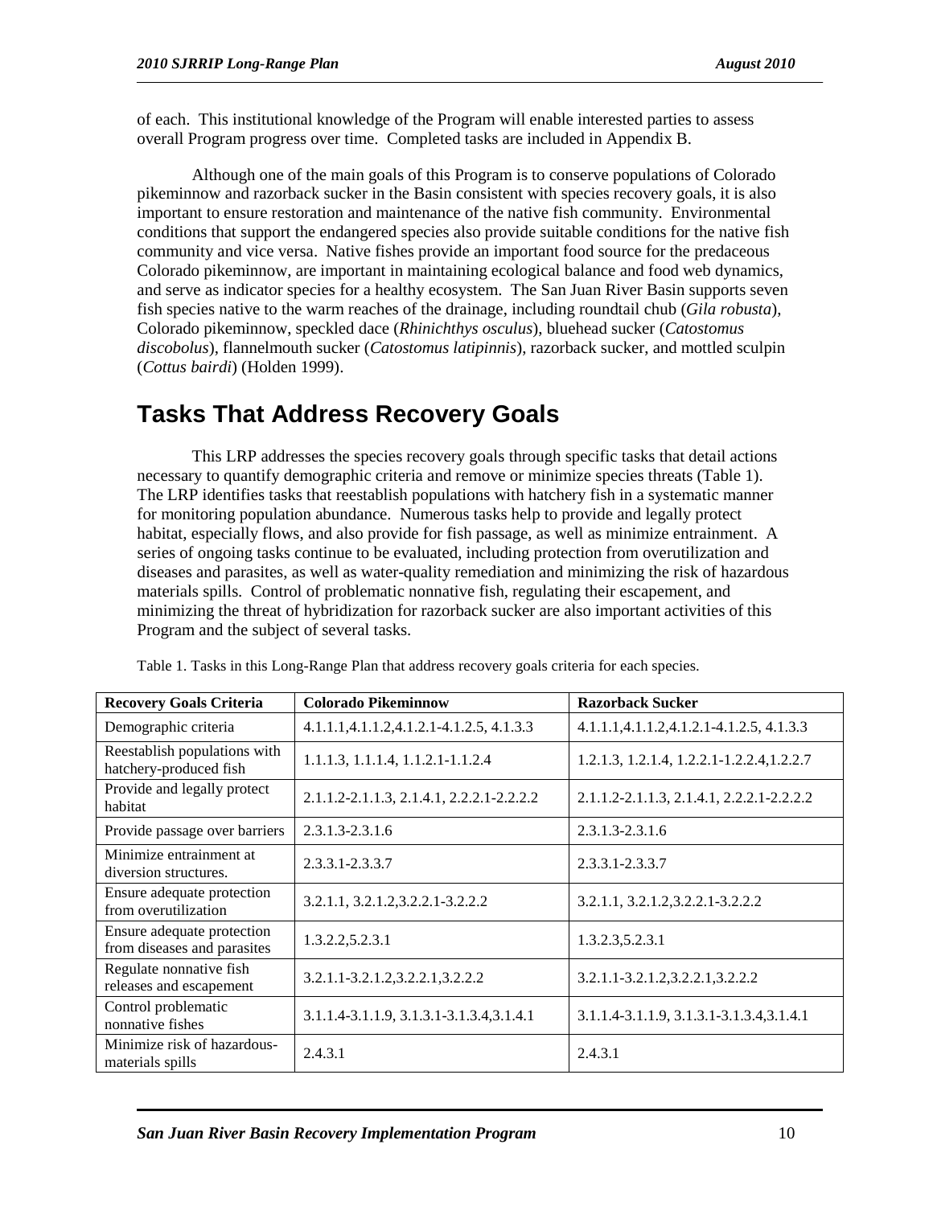of each. This institutional knowledge of the Program will enable interested parties to assess overall Program progress over time. Completed tasks are included in Appendix B.

Although one of the main goals of this Program is to conserve populations of Colorado pikeminnow and razorback sucker in the Basin consistent with species recovery goals, it is also important to ensure restoration and maintenance of the native fish community. Environmental conditions that support the endangered species also provide suitable conditions for the native fish community and vice versa. Native fishes provide an important food source for the predaceous Colorado pikeminnow, are important in maintaining ecological balance and food web dynamics, and serve as indicator species for a healthy ecosystem. The San Juan River Basin supports seven fish species native to the warm reaches of the drainage, including roundtail chub (*Gila robusta*), Colorado pikeminnow, speckled dace (*Rhinichthys osculus*), bluehead sucker (*Catostomus discobolus*), flannelmouth sucker (*Catostomus latipinnis*), razorback sucker, and mottled sculpin (*Cottus bairdi*) (Holden 1999).

# Tasks That Address Recovery Goals

This LRP addresses the species recovery goals through specific tasks that detail actions necessary to quantify demographic criteria and remove or minimize species threats (Table 1). The LRP identifies tasks that reestablish populations with hatchery fish in a systematic manner for monitoring population abundance. Numerous tasks help to provide and legally protect habitat, especially flows, and also provide for fish passage, as well as minimize entrainment. A series of ongoing tasks continue to be evaluated, including protection from overutilization and diseases and parasites, as well as water-quality remediation and minimizing the risk of hazardous materials spills. Control of problematic nonnative fish, regulating their escapement, and minimizing the threat of hybridization for razorback sucker are also important activities of this Program and the subject of several tasks.

Table 1. Tasks in this Long-Range Plan that address recovery goals criteria for each species.

| Recovery Goals Criteria | Colorado Pikeminnow | Razorback Sucker |
|---|---|---|
| Demographic criteria | 4.1.1.1,4.1.1.2,4.1.2.1-4.1.2.5, 4.1.3.3 | 4.1.1.1,4.1.1.2,4.1.2.1-4.1.2.5, 4.1.3.3 |
| Reestablish populations with hatchery-produced fish | 1.1.1.3, 1.1.1.4, 1.1.2.1-1.1.2.4 | 1.2.1.3, 1.2.1.4, 1.2.2.1-1.2.2.4,1.2.2.7 |
| Provide and legally protect habitat | 2.1.1.2-2.1.1.3, 2.1.4.1, 2.2.2.1-2.2.2.2 | 2.1.1.2-2.1.1.3, 2.1.4.1, 2.2.2.1-2.2.2.2 |
| Provide passage over barriers | 2.3.1.3-2.3.1.6 | 2.3.1.3-2.3.1.6 |
| Minimize entrainment at diversion structures. | 2.3.3.1-2.3.3.7 | 2.3.3.1-2.3.3.7 |
| Ensure adequate protection from overutilization | 3.2.1.1, 3.2.1.2,3.2.2.1-3.2.2.2 | 3.2.1.1, 3.2.1.2,3.2.2.1-3.2.2.2 |
| Ensure adequate protection from diseases and parasites | 1.3.2.2,5.2.3.1 | 1.3.2.3,5.2.3.1 |
| Regulate nonnative fish releases and escapement | 3.2.1.1-3.2.1.2,3.2.2.1,3.2.2.2 | 3.2.1.1-3.2.1.2,3.2.2.1,3.2.2.2 |
| Control problematic nonnative fishes | 3.1.1.4-3.1.1.9, 3.1.3.1-3.1.3.4,3.1.4.1 | 3.1.1.4-3.1.1.9, 3.1.3.1-3.1.3.4,3.1.4.1 |
| Minimize risk of hazardous-materials spills | 2.4.3.1 | 2.4.3.1 |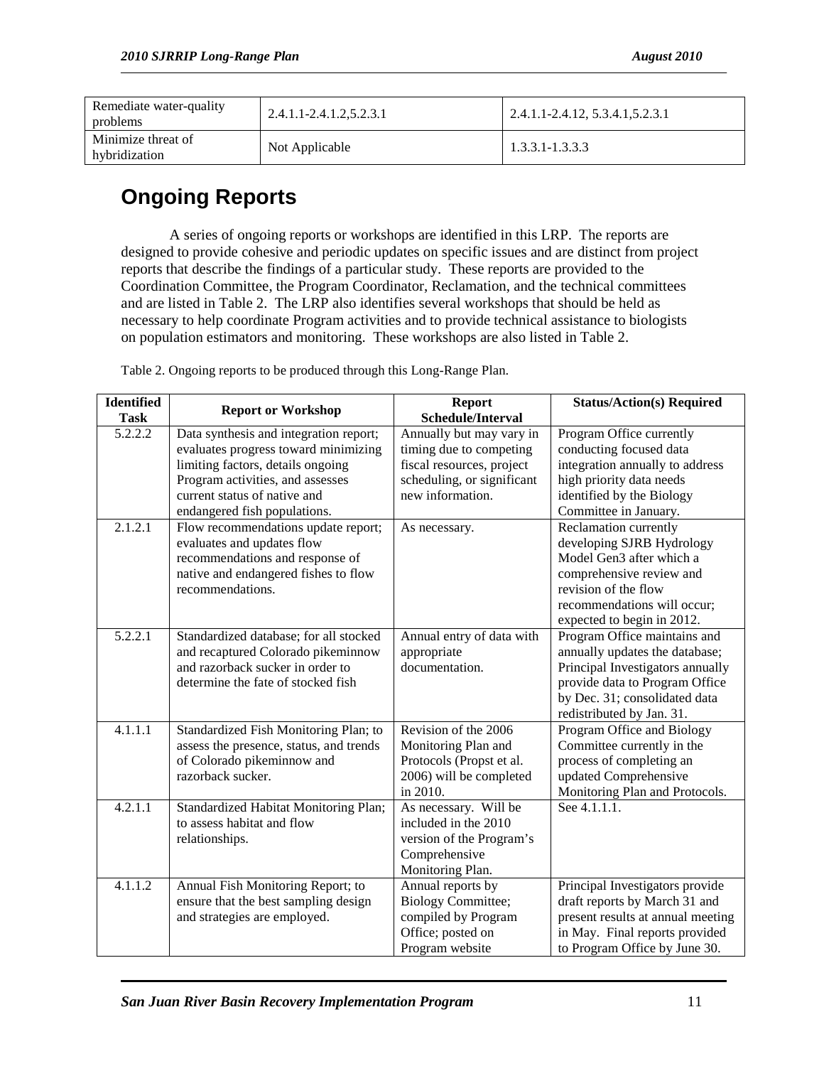| Remediate water-quality problems | 2.4.1.1-2.4.1.2,5.2.3.1 | 2.4.1.1-2.4.12, 5.3.4.1,5.2.3.1 |
|---|---|---|
| Minimize threat of hybridization | Not Applicable | 1.3.3.1-1.3.3.3 |

## Ongoing Reports

A series of ongoing reports or workshops are identified in this LRP. The reports are designed to provide cohesive and periodic updates on specific issues and are distinct from project reports that describe the findings of a particular study. These reports are provided to the Coordination Committee, the Program Coordinator, Reclamation, and the technical committees and are listed in Table 2. The LRP also identifies several workshops that should be held as necessary to help coordinate Program activities and to provide technical assistance to biologists on population estimators and monitoring. These workshops are also listed in Table 2.

Table 2. Ongoing reports to be produced through this Long-Range Plan.

| Identified Task | Report or Workshop | Report Schedule/Interval | Status/Action(s) Required |
|---|---|---|---|
| 5.2.2.2 | Data synthesis and integration report; evaluates progress toward minimizing limiting factors, details ongoing Program activities, and assesses current status of native and endangered fish populations. | Annually but may vary in timing due to competing fiscal resources, project scheduling, or significant new information. | Program Office currently conducting focused data integration annually to address high priority data needs identified by the Biology Committee in January. |
| 2.1.2.1 | Flow recommendations update report; evaluates and updates flow recommendations and response of native and endangered fishes to flow recommendations. | As necessary. | Reclamation currently developing SJRB Hydrology Model Gen3 after which a comprehensive review and revision of the flow recommendations will occur; expected to begin in 2012. |
| 5.2.2.1 | Standardized database; for all stocked and recaptured Colorado pikeminnow and razorback sucker in order to determine the fate of stocked fish | Annual entry of data with appropriate documentation. | Program Office maintains and annually updates the database; Principal Investigators annually provide data to Program Office by Dec. 31; consolidated data redistributed by Jan. 31. |
| 4.1.1.1 | Standardized Fish Monitoring Plan; to assess the presence, status, and trends of Colorado pikeminnow and razorback sucker. | Revision of the 2006 Monitoring Plan and Protocols (Propst et al. 2006) will be completed in 2010. | Program Office and Biology Committee currently in the process of completing an updated Comprehensive Monitoring Plan and Protocols. |
| 4.2.1.1 | Standardized Habitat Monitoring Plan; to assess habitat and flow relationships. | As necessary. Will be included in the 2010 version of the Program's Comprehensive Monitoring Plan. | See 4.1.1.1. |
| 4.1.1.2 | Annual Fish Monitoring Report; to ensure that the best sampling design and strategies are employed. | Annual reports by Biology Committee; compiled by Program Office; posted on Program website | Principal Investigators provide draft reports by March 31 and present results at annual meeting in May. Final reports provided to Program Office by June 30. |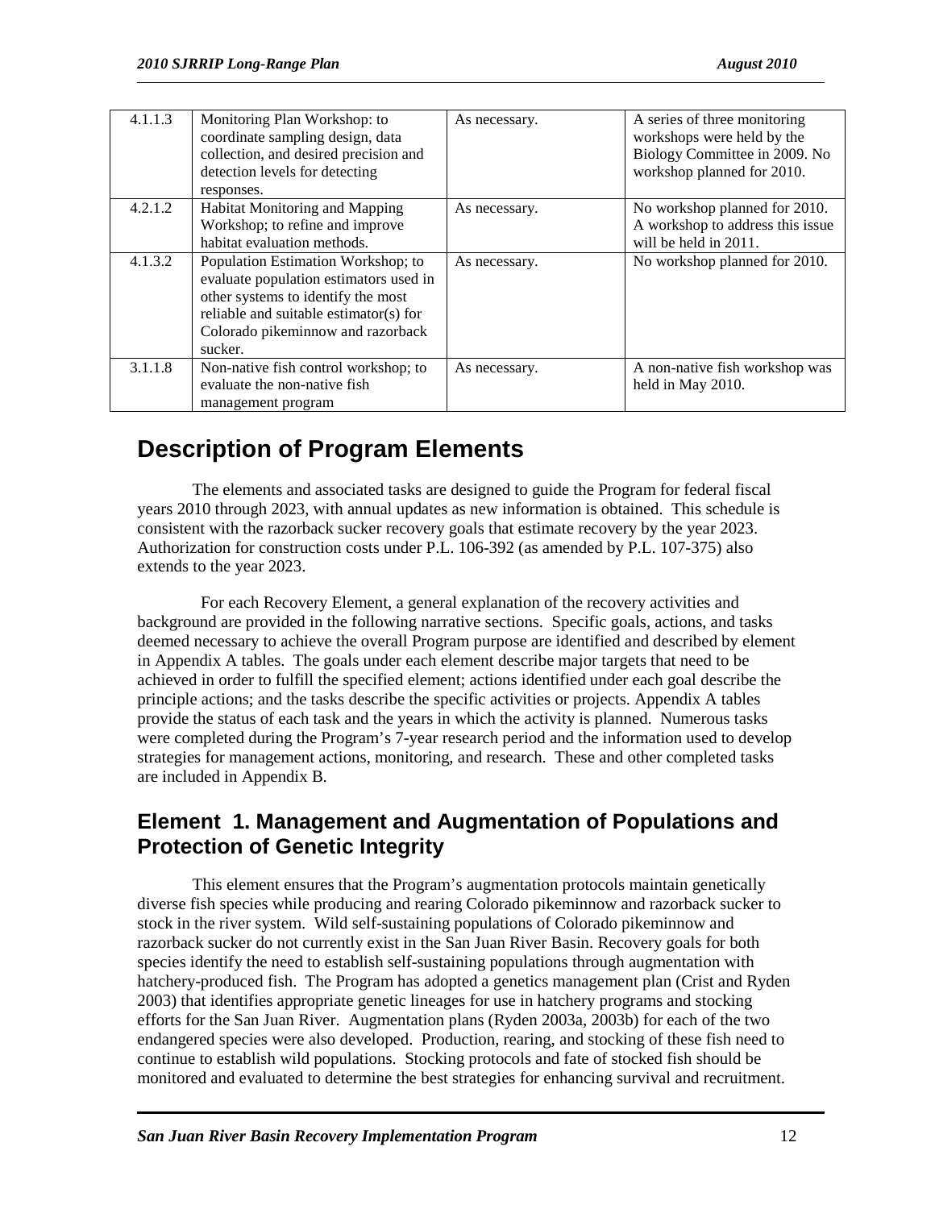| | | | |
|---|---|---|---|
| 4.1.1.3 | Monitoring Plan Workshop: to coordinate sampling design, data collection, and desired precision and detection levels for detecting responses. | As necessary. | A series of three monitoring workshops were held by the Biology Committee in 2009. No workshop planned for 2010. |
| 4.2.1.2 | Habitat Monitoring and Mapping Workshop; to refine and improve habitat evaluation methods. | As necessary. | No workshop planned for 2010. A workshop to address this issue will be held in 2011. |
| 4.1.3.2 | Population Estimation Workshop; to evaluate population estimators used in other systems to identify the most reliable and suitable estimator(s) for Colorado pikeminnow and razorback sucker. | As necessary. | No workshop planned for 2010. |
| 3.1.1.8 | Non-native fish control workshop; to evaluate the non-native fish management program | As necessary. | A non-native fish workshop was held in May 2010. |

# Description of Program Elements

The elements and associated tasks are designed to guide the Program for federal fiscal years 2010 through 2023, with annual updates as new information is obtained. This schedule is consistent with the razorback sucker recovery goals that estimate recovery by the year 2023. Authorization for construction costs under P.L. 106-392 (as amended by P.L. 107-375) also extends to the year 2023.

For each Recovery Element, a general explanation of the recovery activities and background are provided in the following narrative sections. Specific goals, actions, and tasks deemed necessary to achieve the overall Program purpose are identified and described by element in Appendix A tables. The goals under each element describe major targets that need to be achieved in order to fulfill the specified element; actions identified under each goal describe the principle actions; and the tasks describe the specific activities or projects. Appendix A tables provide the status of each task and the years in which the activity is planned. Numerous tasks were completed during the Program's 7-year research period and the information used to develop strategies for management actions, monitoring, and research. These and other completed tasks are included in Appendix B.

## Element 1. Management and Augmentation of Populations and Protection of Genetic Integrity

This element ensures that the Program's augmentation protocols maintain genetically diverse fish species while producing and rearing Colorado pikeminnow and razorback sucker to stock in the river system. Wild self-sustaining populations of Colorado pikeminnow and razorback sucker do not currently exist in the San Juan River Basin. Recovery goals for both species identify the need to establish self-sustaining populations through augmentation with hatchery-produced fish. The Program has adopted a genetics management plan (Crist and Ryden 2003) that identifies appropriate genetic lineages for use in hatchery programs and stocking efforts for the San Juan River. Augmentation plans (Ryden 2003a, 2003b) for each of the two endangered species were also developed. Production, rearing, and stocking of these fish need to continue to establish wild populations. Stocking protocols and fate of stocked fish should be monitored and evaluated to determine the best strategies for enhancing survival and recruitment.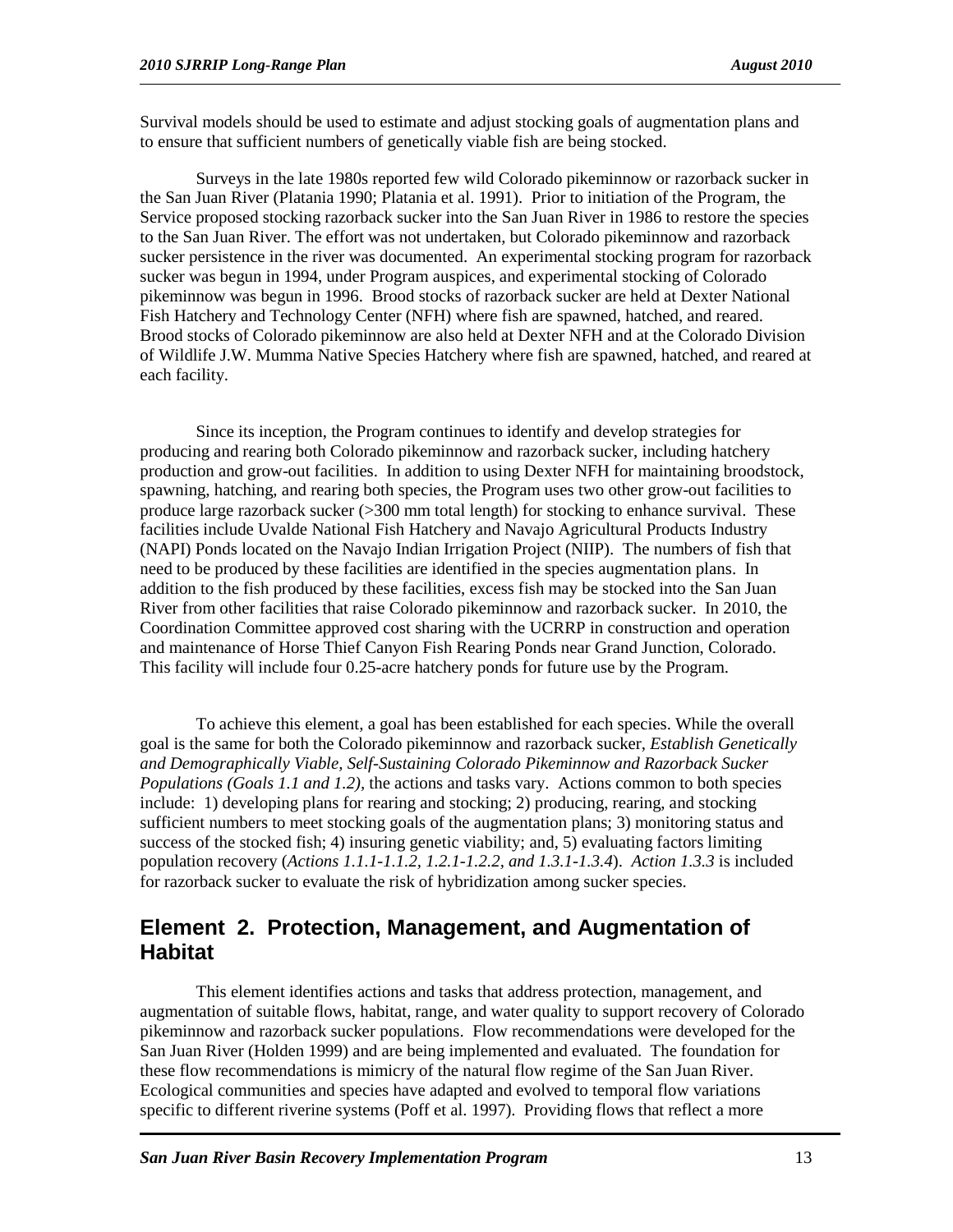Survival models should be used to estimate and adjust stocking goals of augmentation plans and to ensure that sufficient numbers of genetically viable fish are being stocked.

Surveys in the late 1980s reported few wild Colorado pikeminnow or razorback sucker in the San Juan River (Platania 1990; Platania et al. 1991). Prior to initiation of the Program, the Service proposed stocking razorback sucker into the San Juan River in 1986 to restore the species to the San Juan River. The effort was not undertaken, but Colorado pikeminnow and razorback sucker persistence in the river was documented. An experimental stocking program for razorback sucker was begun in 1994, under Program auspices, and experimental stocking of Colorado pikeminnow was begun in 1996. Brood stocks of razorback sucker are held at Dexter National Fish Hatchery and Technology Center (NFH) where fish are spawned, hatched, and reared. Brood stocks of Colorado pikeminnow are also held at Dexter NFH and at the Colorado Division of Wildlife J.W. Mumma Native Species Hatchery where fish are spawned, hatched, and reared at each facility.

Since its inception, the Program continues to identify and develop strategies for producing and rearing both Colorado pikeminnow and razorback sucker, including hatchery production and grow-out facilities. In addition to using Dexter NFH for maintaining broodstock, spawning, hatching, and rearing both species, the Program uses two other grow-out facilities to produce large razorback sucker (>300 mm total length) for stocking to enhance survival. These facilities include Uvalde National Fish Hatchery and Navajo Agricultural Products Industry (NAPI) Ponds located on the Navajo Indian Irrigation Project (NIIP). The numbers of fish that need to be produced by these facilities are identified in the species augmentation plans. In addition to the fish produced by these facilities, excess fish may be stocked into the San Juan River from other facilities that raise Colorado pikeminnow and razorback sucker. In 2010, the Coordination Committee approved cost sharing with the UCRRP in construction and operation and maintenance of Horse Thief Canyon Fish Rearing Ponds near Grand Junction, Colorado. This facility will include four 0.25-acre hatchery ponds for future use by the Program.

To achieve this element, a goal has been established for each species. While the overall goal is the same for both the Colorado pikeminnow and razorback sucker, *Establish Genetically and Demographically Viable, Self-Sustaining Colorado Pikeminnow and Razorback Sucker Populations (Goals 1.1 and 1.2)*, the actions and tasks vary. Actions common to both species include: 1) developing plans for rearing and stocking; 2) producing, rearing, and stocking sufficient numbers to meet stocking goals of the augmentation plans; 3) monitoring status and success of the stocked fish; 4) insuring genetic viability; and, 5) evaluating factors limiting population recovery (*Actions 1.1.1-1.1.2, 1.2.1-1.2.2, and 1.3.1-1.3.4*). *Action 1.3.3* is included for razorback sucker to evaluate the risk of hybridization among sucker species.

## Element 2. Protection, Management, and Augmentation of Habitat

This element identifies actions and tasks that address protection, management, and augmentation of suitable flows, habitat, range, and water quality to support recovery of Colorado pikeminnow and razorback sucker populations. Flow recommendations were developed for the San Juan River (Holden 1999) and are being implemented and evaluated. The foundation for these flow recommendations is mimicry of the natural flow regime of the San Juan River. Ecological communities and species have adapted and evolved to temporal flow variations specific to different riverine systems (Poff et al. 1997). Providing flows that reflect a more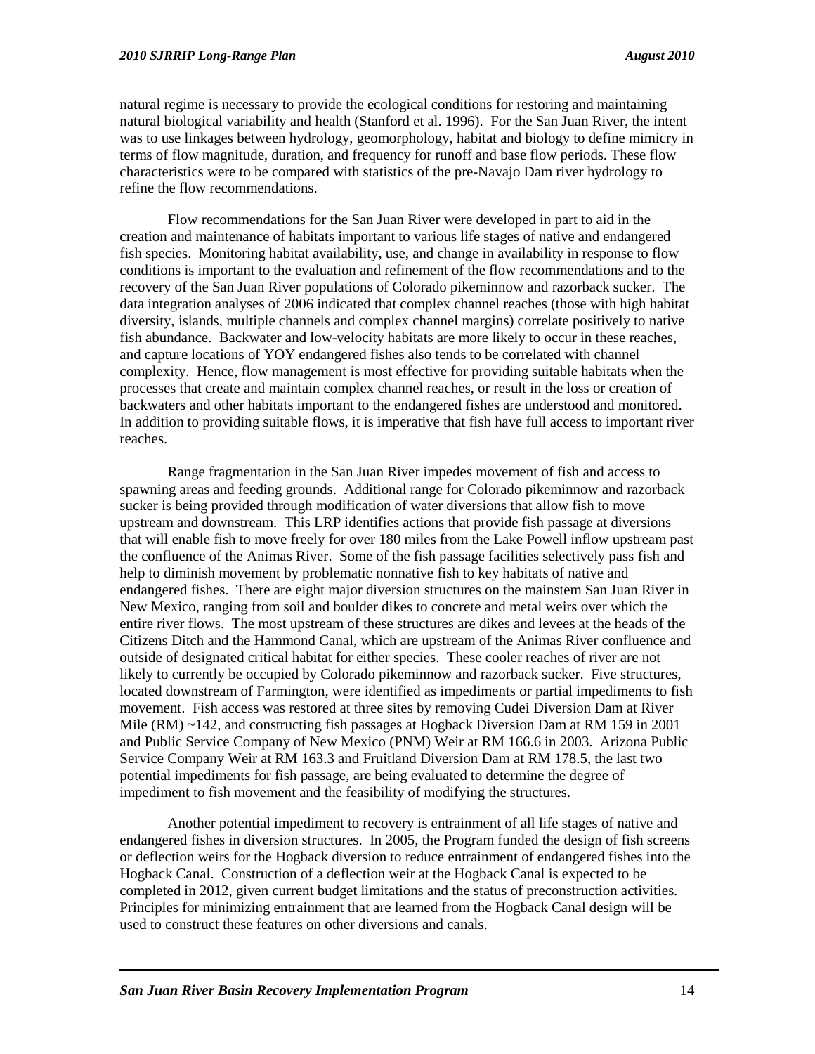natural regime is necessary to provide the ecological conditions for restoring and maintaining natural biological variability and health (Stanford et al. 1996). For the San Juan River, the intent was to use linkages between hydrology, geomorphology, habitat and biology to define mimicry in terms of flow magnitude, duration, and frequency for runoff and base flow periods. These flow characteristics were to be compared with statistics of the pre-Navajo Dam river hydrology to refine the flow recommendations.

Flow recommendations for the San Juan River were developed in part to aid in the creation and maintenance of habitats important to various life stages of native and endangered fish species. Monitoring habitat availability, use, and change in availability in response to flow conditions is important to the evaluation and refinement of the flow recommendations and to the recovery of the San Juan River populations of Colorado pikeminnow and razorback sucker. The data integration analyses of 2006 indicated that complex channel reaches (those with high habitat diversity, islands, multiple channels and complex channel margins) correlate positively to native fish abundance. Backwater and low-velocity habitats are more likely to occur in these reaches, and capture locations of YOY endangered fishes also tends to be correlated with channel complexity. Hence, flow management is most effective for providing suitable habitats when the processes that create and maintain complex channel reaches, or result in the loss or creation of backwaters and other habitats important to the endangered fishes are understood and monitored. In addition to providing suitable flows, it is imperative that fish have full access to important river reaches.

Range fragmentation in the San Juan River impedes movement of fish and access to spawning areas and feeding grounds. Additional range for Colorado pikeminnow and razorback sucker is being provided through modification of water diversions that allow fish to move upstream and downstream. This LRP identifies actions that provide fish passage at diversions that will enable fish to move freely for over 180 miles from the Lake Powell inflow upstream past the confluence of the Animas River. Some of the fish passage facilities selectively pass fish and help to diminish movement by problematic nonnative fish to key habitats of native and endangered fishes. There are eight major diversion structures on the mainstem San Juan River in New Mexico, ranging from soil and boulder dikes to concrete and metal weirs over which the entire river flows. The most upstream of these structures are dikes and levees at the heads of the Citizens Ditch and the Hammond Canal, which are upstream of the Animas River confluence and outside of designated critical habitat for either species. These cooler reaches of river are not likely to currently be occupied by Colorado pikeminnow and razorback sucker. Five structures, located downstream of Farmington, were identified as impediments or partial impediments to fish movement. Fish access was restored at three sites by removing Cudei Diversion Dam at River Mile (RM) ~142, and constructing fish passages at Hogback Diversion Dam at RM 159 in 2001 and Public Service Company of New Mexico (PNM) Weir at RM 166.6 in 2003. Arizona Public Service Company Weir at RM 163.3 and Fruitland Diversion Dam at RM 178.5, the last two potential impediments for fish passage, are being evaluated to determine the degree of impediment to fish movement and the feasibility of modifying the structures.

Another potential impediment to recovery is entrainment of all life stages of native and endangered fishes in diversion structures. In 2005, the Program funded the design of fish screens or deflection weirs for the Hogback diversion to reduce entrainment of endangered fishes into the Hogback Canal. Construction of a deflection weir at the Hogback Canal is expected to be completed in 2012, given current budget limitations and the status of preconstruction activities. Principles for minimizing entrainment that are learned from the Hogback Canal design will be used to construct these features on other diversions and canals.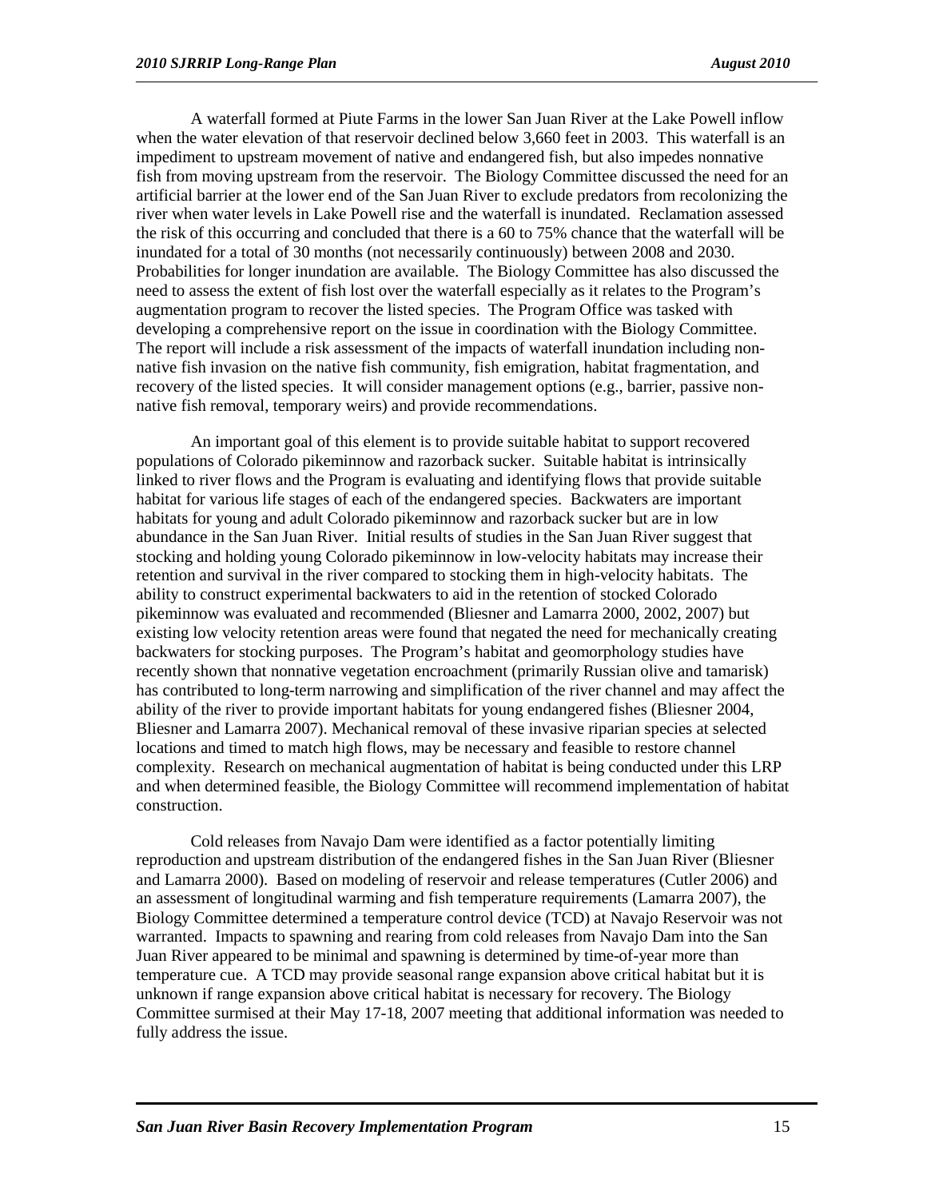A waterfall formed at Piute Farms in the lower San Juan River at the Lake Powell inflow when the water elevation of that reservoir declined below 3,660 feet in 2003. This waterfall is an impediment to upstream movement of native and endangered fish, but also impedes nonnative fish from moving upstream from the reservoir. The Biology Committee discussed the need for an artificial barrier at the lower end of the San Juan River to exclude predators from recolonizing the river when water levels in Lake Powell rise and the waterfall is inundated. Reclamation assessed the risk of this occurring and concluded that there is a 60 to 75% chance that the waterfall will be inundated for a total of 30 months (not necessarily continuously) between 2008 and 2030. Probabilities for longer inundation are available. The Biology Committee has also discussed the need to assess the extent of fish lost over the waterfall especially as it relates to the Program's augmentation program to recover the listed species. The Program Office was tasked with developing a comprehensive report on the issue in coordination with the Biology Committee. The report will include a risk assessment of the impacts of waterfall inundation including non-native fish invasion on the native fish community, fish emigration, habitat fragmentation, and recovery of the listed species. It will consider management options (e.g., barrier, passive non-native fish removal, temporary weirs) and provide recommendations.

An important goal of this element is to provide suitable habitat to support recovered populations of Colorado pikeminnow and razorback sucker. Suitable habitat is intrinsically linked to river flows and the Program is evaluating and identifying flows that provide suitable habitat for various life stages of each of the endangered species. Backwaters are important habitats for young and adult Colorado pikeminnow and razorback sucker but are in low abundance in the San Juan River. Initial results of studies in the San Juan River suggest that stocking and holding young Colorado pikeminnow in low-velocity habitats may increase their retention and survival in the river compared to stocking them in high-velocity habitats. The ability to construct experimental backwaters to aid in the retention of stocked Colorado pikeminnow was evaluated and recommended (Bliesner and Lamarra 2000, 2002, 2007) but existing low velocity retention areas were found that negated the need for mechanically creating backwaters for stocking purposes. The Program's habitat and geomorphology studies have recently shown that nonnative vegetation encroachment (primarily Russian olive and tamarisk) has contributed to long-term narrowing and simplification of the river channel and may affect the ability of the river to provide important habitats for young endangered fishes (Bliesner 2004, Bliesner and Lamarra 2007). Mechanical removal of these invasive riparian species at selected locations and timed to match high flows, may be necessary and feasible to restore channel complexity. Research on mechanical augmentation of habitat is being conducted under this LRP and when determined feasible, the Biology Committee will recommend implementation of habitat construction.

Cold releases from Navajo Dam were identified as a factor potentially limiting reproduction and upstream distribution of the endangered fishes in the San Juan River (Bliesner and Lamarra 2000). Based on modeling of reservoir and release temperatures (Cutler 2006) and an assessment of longitudinal warming and fish temperature requirements (Lamarra 2007), the Biology Committee determined a temperature control device (TCD) at Navajo Reservoir was not warranted. Impacts to spawning and rearing from cold releases from Navajo Dam into the San Juan River appeared to be minimal and spawning is determined by time-of-year more than temperature cue. A TCD may provide seasonal range expansion above critical habitat but it is unknown if range expansion above critical habitat is necessary for recovery. The Biology Committee surmised at their May 17-18, 2007 meeting that additional information was needed to fully address the issue.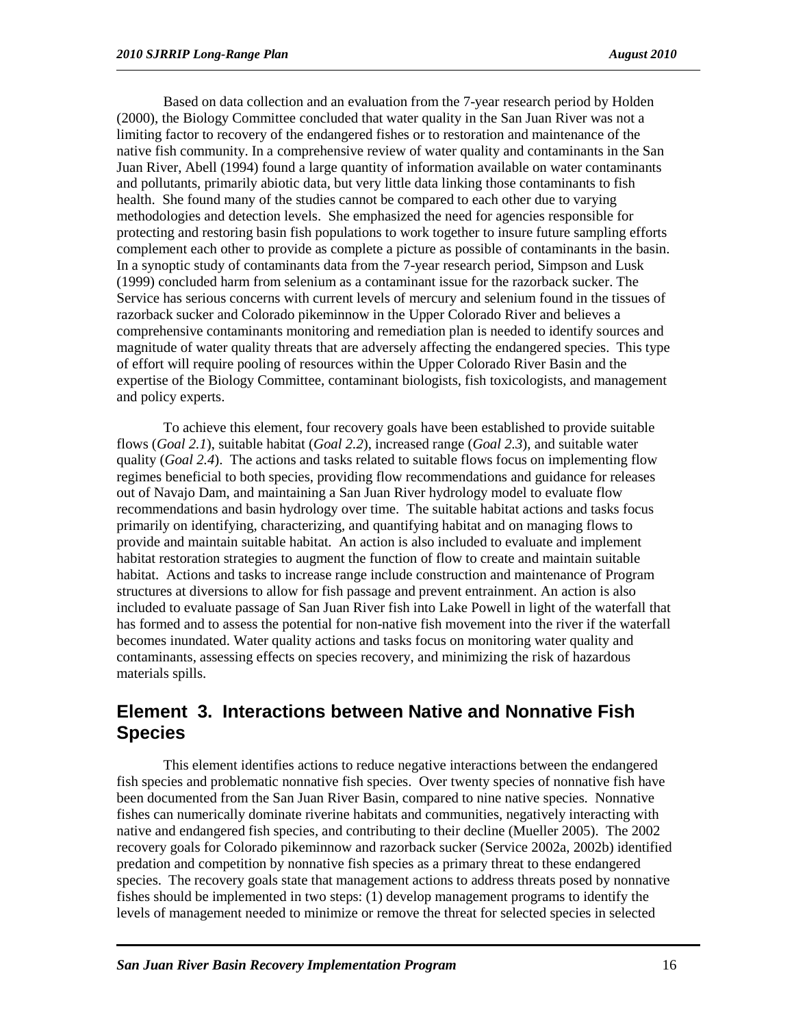Based on data collection and an evaluation from the 7-year research period by Holden (2000), the Biology Committee concluded that water quality in the San Juan River was not a limiting factor to recovery of the endangered fishes or to restoration and maintenance of the native fish community. In a comprehensive review of water quality and contaminants in the San Juan River, Abell (1994) found a large quantity of information available on water contaminants and pollutants, primarily abiotic data, but very little data linking those contaminants to fish health. She found many of the studies cannot be compared to each other due to varying methodologies and detection levels. She emphasized the need for agencies responsible for protecting and restoring basin fish populations to work together to insure future sampling efforts complement each other to provide as complete a picture as possible of contaminants in the basin. In a synoptic study of contaminants data from the 7-year research period, Simpson and Lusk (1999) concluded harm from selenium as a contaminant issue for the razorback sucker. The Service has serious concerns with current levels of mercury and selenium found in the tissues of razorback sucker and Colorado pikeminnow in the Upper Colorado River and believes a comprehensive contaminants monitoring and remediation plan is needed to identify sources and magnitude of water quality threats that are adversely affecting the endangered species. This type of effort will require pooling of resources within the Upper Colorado River Basin and the expertise of the Biology Committee, contaminant biologists, fish toxicologists, and management and policy experts.

To achieve this element, four recovery goals have been established to provide suitable flows (*Goal 2.1*), suitable habitat (*Goal 2.2*), increased range (*Goal 2.3*), and suitable water quality (*Goal 2.4*). The actions and tasks related to suitable flows focus on implementing flow regimes beneficial to both species, providing flow recommendations and guidance for releases out of Navajo Dam, and maintaining a San Juan River hydrology model to evaluate flow recommendations and basin hydrology over time. The suitable habitat actions and tasks focus primarily on identifying, characterizing, and quantifying habitat and on managing flows to provide and maintain suitable habitat. An action is also included to evaluate and implement habitat restoration strategies to augment the function of flow to create and maintain suitable habitat. Actions and tasks to increase range include construction and maintenance of Program structures at diversions to allow for fish passage and prevent entrainment. An action is also included to evaluate passage of San Juan River fish into Lake Powell in light of the waterfall that has formed and to assess the potential for non-native fish movement into the river if the waterfall becomes inundated. Water quality actions and tasks focus on monitoring water quality and contaminants, assessing effects on species recovery, and minimizing the risk of hazardous materials spills.

## Element 3. Interactions between Native and Nonnative Fish Species

This element identifies actions to reduce negative interactions between the endangered fish species and problematic nonnative fish species. Over twenty species of nonnative fish have been documented from the San Juan River Basin, compared to nine native species. Nonnative fishes can numerically dominate riverine habitats and communities, negatively interacting with native and endangered fish species, and contributing to their decline (Mueller 2005). The 2002 recovery goals for Colorado pikeminnow and razorback sucker (Service 2002a, 2002b) identified predation and competition by nonnative fish species as a primary threat to these endangered species. The recovery goals state that management actions to address threats posed by nonnative fishes should be implemented in two steps: (1) develop management programs to identify the levels of management needed to minimize or remove the threat for selected species in selected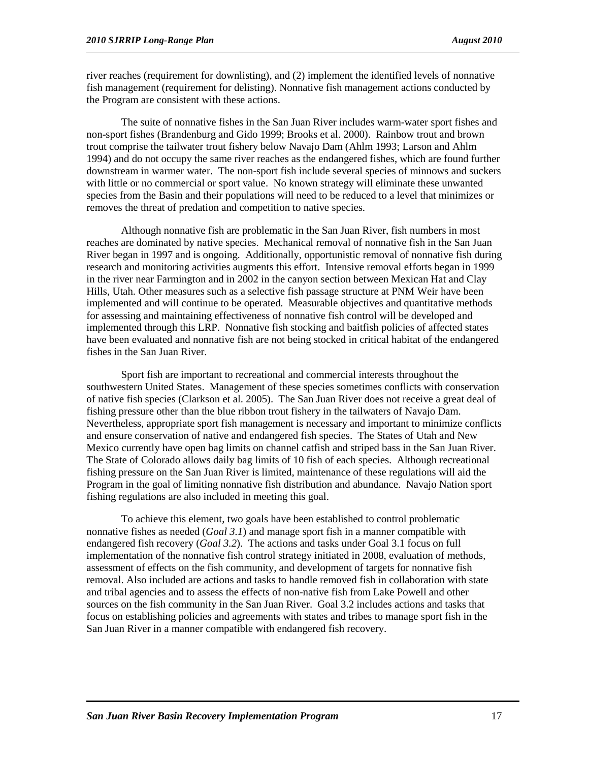river reaches (requirement for downlisting), and (2) implement the identified levels of nonnative fish management (requirement for delisting). Nonnative fish management actions conducted by the Program are consistent with these actions.

The suite of nonnative fishes in the San Juan River includes warm-water sport fishes and non-sport fishes (Brandenburg and Gido 1999; Brooks et al. 2000). Rainbow trout and brown trout comprise the tailwater trout fishery below Navajo Dam (Ahlm 1993; Larson and Ahlm 1994) and do not occupy the same river reaches as the endangered fishes, which are found further downstream in warmer water. The non-sport fish include several species of minnows and suckers with little or no commercial or sport value. No known strategy will eliminate these unwanted species from the Basin and their populations will need to be reduced to a level that minimizes or removes the threat of predation and competition to native species.

Although nonnative fish are problematic in the San Juan River, fish numbers in most reaches are dominated by native species. Mechanical removal of nonnative fish in the San Juan River began in 1997 and is ongoing. Additionally, opportunistic removal of nonnative fish during research and monitoring activities augments this effort. Intensive removal efforts began in 1999 in the river near Farmington and in 2002 in the canyon section between Mexican Hat and Clay Hills, Utah. Other measures such as a selective fish passage structure at PNM Weir have been implemented and will continue to be operated. Measurable objectives and quantitative methods for assessing and maintaining effectiveness of nonnative fish control will be developed and implemented through this LRP. Nonnative fish stocking and baitfish policies of affected states have been evaluated and nonnative fish are not being stocked in critical habitat of the endangered fishes in the San Juan River.

Sport fish are important to recreational and commercial interests throughout the southwestern United States. Management of these species sometimes conflicts with conservation of native fish species (Clarkson et al. 2005). The San Juan River does not receive a great deal of fishing pressure other than the blue ribbon trout fishery in the tailwaters of Navajo Dam. Nevertheless, appropriate sport fish management is necessary and important to minimize conflicts and ensure conservation of native and endangered fish species. The States of Utah and New Mexico currently have open bag limits on channel catfish and striped bass in the San Juan River. The State of Colorado allows daily bag limits of 10 fish of each species. Although recreational fishing pressure on the San Juan River is limited, maintenance of these regulations will aid the Program in the goal of limiting nonnative fish distribution and abundance. Navajo Nation sport fishing regulations are also included in meeting this goal.

To achieve this element, two goals have been established to control problematic nonnative fishes as needed (*Goal 3.1*) and manage sport fish in a manner compatible with endangered fish recovery (*Goal 3.2*). The actions and tasks under Goal 3.1 focus on full implementation of the nonnative fish control strategy initiated in 2008, evaluation of methods, assessment of effects on the fish community, and development of targets for nonnative fish removal. Also included are actions and tasks to handle removed fish in collaboration with state and tribal agencies and to assess the effects of non-native fish from Lake Powell and other sources on the fish community in the San Juan River. Goal 3.2 includes actions and tasks that focus on establishing policies and agreements with states and tribes to manage sport fish in the San Juan River in a manner compatible with endangered fish recovery.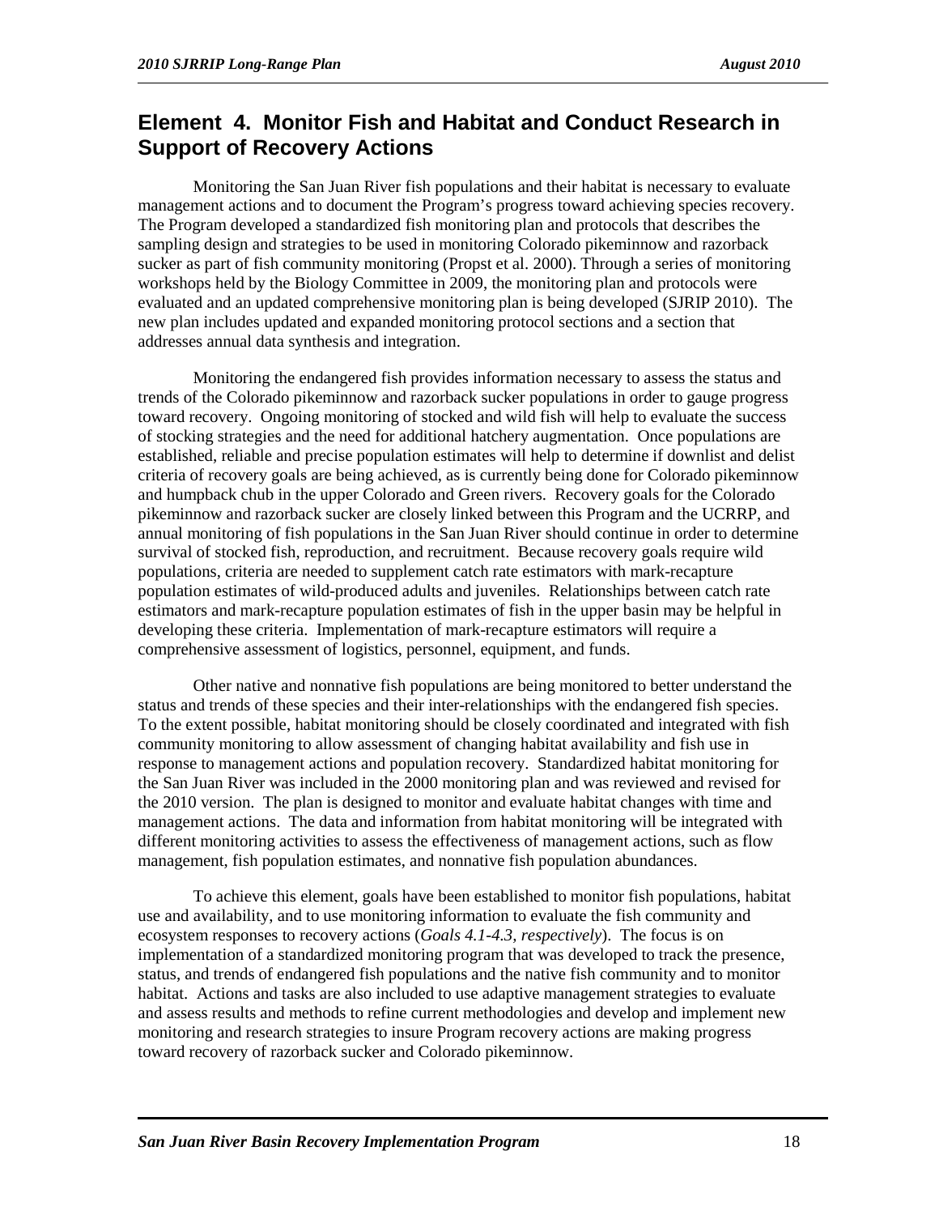## Element 4. Monitor Fish and Habitat and Conduct Research in Support of Recovery Actions

Monitoring the San Juan River fish populations and their habitat is necessary to evaluate management actions and to document the Program's progress toward achieving species recovery. The Program developed a standardized fish monitoring plan and protocols that describes the sampling design and strategies to be used in monitoring Colorado pikeminnow and razorback sucker as part of fish community monitoring (Propst et al. 2000). Through a series of monitoring workshops held by the Biology Committee in 2009, the monitoring plan and protocols were evaluated and an updated comprehensive monitoring plan is being developed (SJRIP 2010). The new plan includes updated and expanded monitoring protocol sections and a section that addresses annual data synthesis and integration.

Monitoring the endangered fish provides information necessary to assess the status and trends of the Colorado pikeminnow and razorback sucker populations in order to gauge progress toward recovery. Ongoing monitoring of stocked and wild fish will help to evaluate the success of stocking strategies and the need for additional hatchery augmentation. Once populations are established, reliable and precise population estimates will help to determine if downlist and delist criteria of recovery goals are being achieved, as is currently being done for Colorado pikeminnow and humpback chub in the upper Colorado and Green rivers. Recovery goals for the Colorado pikeminnow and razorback sucker are closely linked between this Program and the UCRRP, and annual monitoring of fish populations in the San Juan River should continue in order to determine survival of stocked fish, reproduction, and recruitment. Because recovery goals require wild populations, criteria are needed to supplement catch rate estimators with mark-recapture population estimates of wild-produced adults and juveniles. Relationships between catch rate estimators and mark-recapture population estimates of fish in the upper basin may be helpful in developing these criteria. Implementation of mark-recapture estimators will require a comprehensive assessment of logistics, personnel, equipment, and funds.

Other native and nonnative fish populations are being monitored to better understand the status and trends of these species and their inter-relationships with the endangered fish species. To the extent possible, habitat monitoring should be closely coordinated and integrated with fish community monitoring to allow assessment of changing habitat availability and fish use in response to management actions and population recovery. Standardized habitat monitoring for the San Juan River was included in the 2000 monitoring plan and was reviewed and revised for the 2010 version. The plan is designed to monitor and evaluate habitat changes with time and management actions. The data and information from habitat monitoring will be integrated with different monitoring activities to assess the effectiveness of management actions, such as flow management, fish population estimates, and nonnative fish population abundances.

To achieve this element, goals have been established to monitor fish populations, habitat use and availability, and to use monitoring information to evaluate the fish community and ecosystem responses to recovery actions (*Goals 4.1-4.3, respectively*). The focus is on implementation of a standardized monitoring program that was developed to track the presence, status, and trends of endangered fish populations and the native fish community and to monitor habitat. Actions and tasks are also included to use adaptive management strategies to evaluate and assess results and methods to refine current methodologies and develop and implement new monitoring and research strategies to insure Program recovery actions are making progress toward recovery of razorback sucker and Colorado pikeminnow.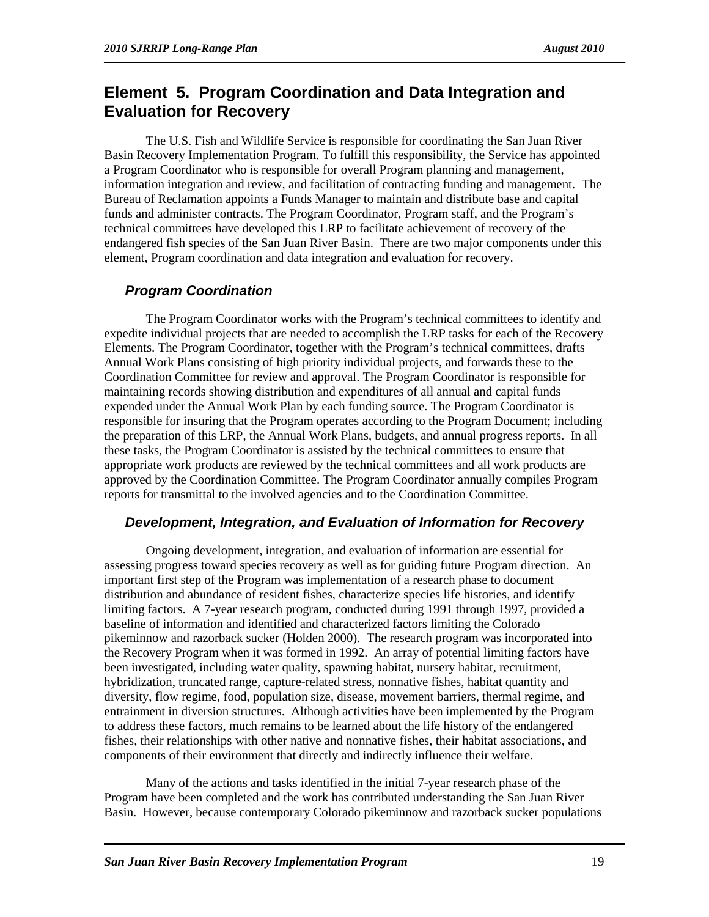## Element 5. Program Coordination and Data Integration and Evaluation for Recovery

The U.S. Fish and Wildlife Service is responsible for coordinating the San Juan River Basin Recovery Implementation Program. To fulfill this responsibility, the Service has appointed a Program Coordinator who is responsible for overall Program planning and management, information integration and review, and facilitation of contracting funding and management. The Bureau of Reclamation appoints a Funds Manager to maintain and distribute base and capital funds and administer contracts. The Program Coordinator, Program staff, and the Program's technical committees have developed this LRP to facilitate achievement of recovery of the endangered fish species of the San Juan River Basin. There are two major components under this element, Program coordination and data integration and evaluation for recovery.

### *Program Coordination*

The Program Coordinator works with the Program's technical committees to identify and expedite individual projects that are needed to accomplish the LRP tasks for each of the Recovery Elements. The Program Coordinator, together with the Program's technical committees, drafts Annual Work Plans consisting of high priority individual projects, and forwards these to the Coordination Committee for review and approval. The Program Coordinator is responsible for maintaining records showing distribution and expenditures of all annual and capital funds expended under the Annual Work Plan by each funding source. The Program Coordinator is responsible for insuring that the Program operates according to the Program Document; including the preparation of this LRP, the Annual Work Plans, budgets, and annual progress reports. In all these tasks, the Program Coordinator is assisted by the technical committees to ensure that appropriate work products are reviewed by the technical committees and all work products are approved by the Coordination Committee. The Program Coordinator annually compiles Program reports for transmittal to the involved agencies and to the Coordination Committee.

### *Development, Integration, and Evaluation of Information for Recovery*

Ongoing development, integration, and evaluation of information are essential for assessing progress toward species recovery as well as for guiding future Program direction. An important first step of the Program was implementation of a research phase to document distribution and abundance of resident fishes, characterize species life histories, and identify limiting factors. A 7-year research program, conducted during 1991 through 1997, provided a baseline of information and identified and characterized factors limiting the Colorado pikeminnow and razorback sucker (Holden 2000). The research program was incorporated into the Recovery Program when it was formed in 1992. An array of potential limiting factors have been investigated, including water quality, spawning habitat, nursery habitat, recruitment, hybridization, truncated range, capture-related stress, nonnative fishes, habitat quantity and diversity, flow regime, food, population size, disease, movement barriers, thermal regime, and entrainment in diversion structures. Although activities have been implemented by the Program to address these factors, much remains to be learned about the life history of the endangered fishes, their relationships with other native and nonnative fishes, their habitat associations, and components of their environment that directly and indirectly influence their welfare.

Many of the actions and tasks identified in the initial 7-year research phase of the Program have been completed and the work has contributed understanding the San Juan River Basin. However, because contemporary Colorado pikeminnow and razorback sucker populations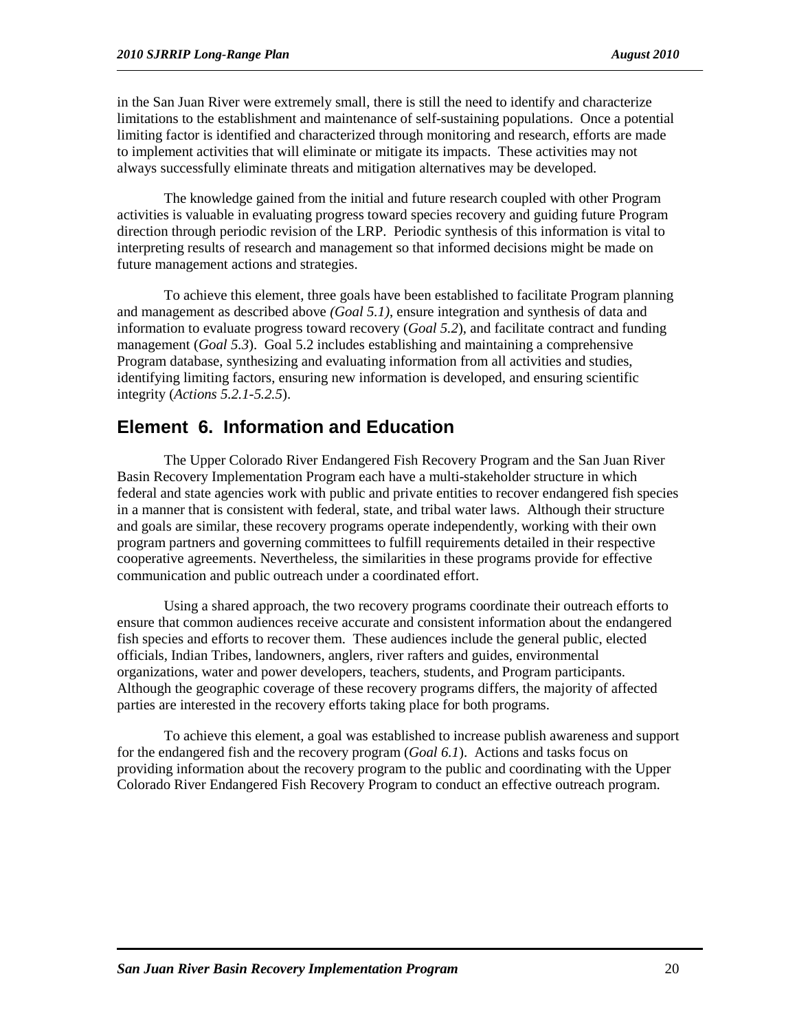in the San Juan River were extremely small, there is still the need to identify and characterize limitations to the establishment and maintenance of self-sustaining populations. Once a potential limiting factor is identified and characterized through monitoring and research, efforts are made to implement activities that will eliminate or mitigate its impacts. These activities may not always successfully eliminate threats and mitigation alternatives may be developed.

The knowledge gained from the initial and future research coupled with other Program activities is valuable in evaluating progress toward species recovery and guiding future Program direction through periodic revision of the LRP. Periodic synthesis of this information is vital to interpreting results of research and management so that informed decisions might be made on future management actions and strategies.

To achieve this element, three goals have been established to facilitate Program planning and management as described above *(Goal 5.1)*, ensure integration and synthesis of data and information to evaluate progress toward recovery (*Goal 5.2*), and facilitate contract and funding management (*Goal 5.3*). Goal 5.2 includes establishing and maintaining a comprehensive Program database, synthesizing and evaluating information from all activities and studies, identifying limiting factors, ensuring new information is developed, and ensuring scientific integrity (*Actions 5.2.1-5.2.5*).

## Element 6. Information and Education

The Upper Colorado River Endangered Fish Recovery Program and the San Juan River Basin Recovery Implementation Program each have a multi-stakeholder structure in which federal and state agencies work with public and private entities to recover endangered fish species in a manner that is consistent with federal, state, and tribal water laws. Although their structure and goals are similar, these recovery programs operate independently, working with their own program partners and governing committees to fulfill requirements detailed in their respective cooperative agreements. Nevertheless, the similarities in these programs provide for effective communication and public outreach under a coordinated effort.

Using a shared approach, the two recovery programs coordinate their outreach efforts to ensure that common audiences receive accurate and consistent information about the endangered fish species and efforts to recover them. These audiences include the general public, elected officials, Indian Tribes, landowners, anglers, river rafters and guides, environmental organizations, water and power developers, teachers, students, and Program participants. Although the geographic coverage of these recovery programs differs, the majority of affected parties are interested in the recovery efforts taking place for both programs.

To achieve this element, a goal was established to increase publish awareness and support for the endangered fish and the recovery program (*Goal 6.1*). Actions and tasks focus on providing information about the recovery program to the public and coordinating with the Upper Colorado River Endangered Fish Recovery Program to conduct an effective outreach program.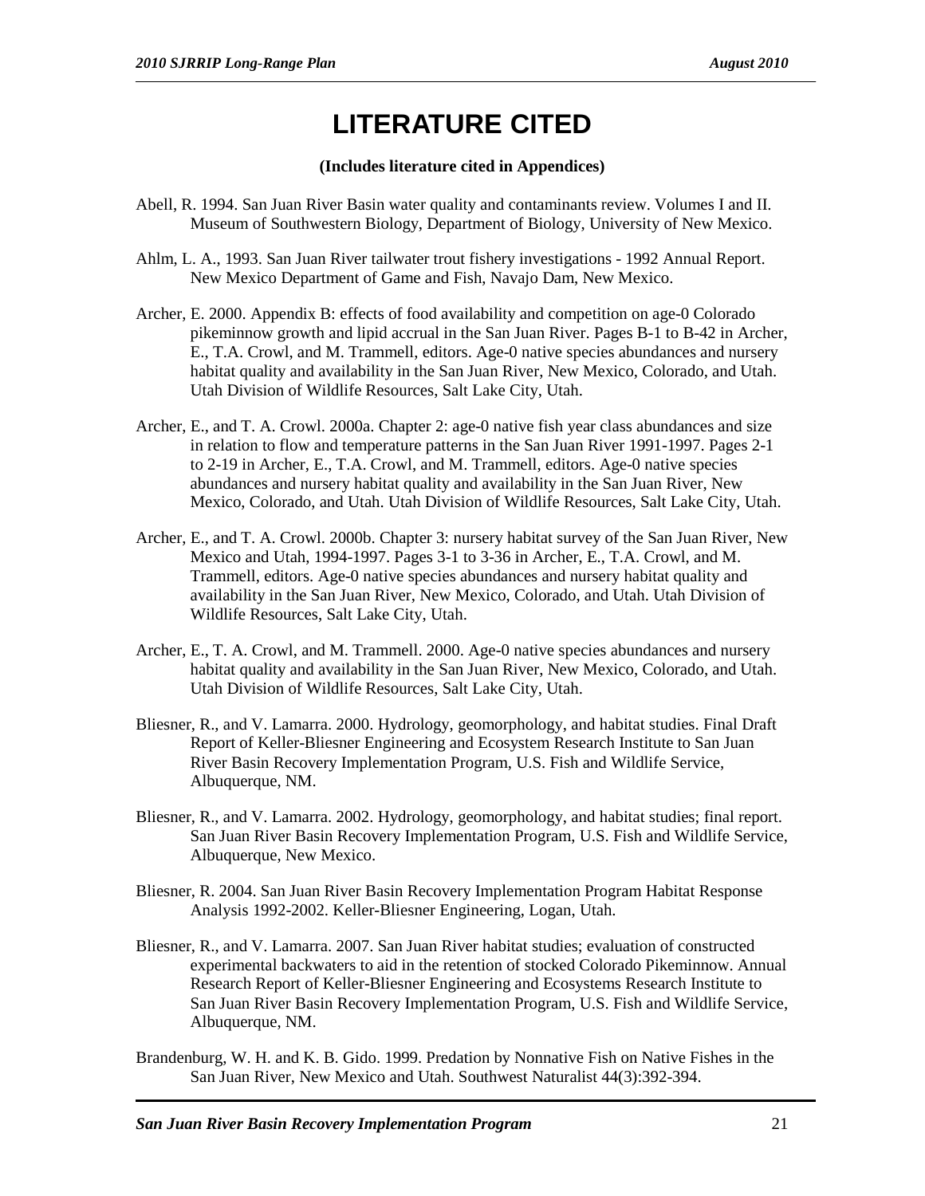# LITERATURE CITED

**(Includes literature cited in Appendices)**

Abell, R. 1994. San Juan River Basin water quality and contaminants review. Volumes I and II. Museum of Southwestern Biology, Department of Biology, University of New Mexico.

Ahlm, L. A., 1993. San Juan River tailwater trout fishery investigations - 1992 Annual Report. New Mexico Department of Game and Fish, Navajo Dam, New Mexico.

Archer, E. 2000. Appendix B: effects of food availability and competition on age-0 Colorado pikeminnow growth and lipid accrual in the San Juan River. Pages B-1 to B-42 in Archer, E., T.A. Crowl, and M. Trammell, editors. Age-0 native species abundances and nursery habitat quality and availability in the San Juan River, New Mexico, Colorado, and Utah. Utah Division of Wildlife Resources, Salt Lake City, Utah.

Archer, E., and T. A. Crowl. 2000a. Chapter 2: age-0 native fish year class abundances and size in relation to flow and temperature patterns in the San Juan River 1991-1997. Pages 2-1 to 2-19 in Archer, E., T.A. Crowl, and M. Trammell, editors. Age-0 native species abundances and nursery habitat quality and availability in the San Juan River, New Mexico, Colorado, and Utah. Utah Division of Wildlife Resources, Salt Lake City, Utah.

Archer, E., and T. A. Crowl. 2000b. Chapter 3: nursery habitat survey of the San Juan River, New Mexico and Utah, 1994-1997. Pages 3-1 to 3-36 in Archer, E., T.A. Crowl, and M. Trammell, editors. Age-0 native species abundances and nursery habitat quality and availability in the San Juan River, New Mexico, Colorado, and Utah. Utah Division of Wildlife Resources, Salt Lake City, Utah.

Archer, E., T. A. Crowl, and M. Trammell. 2000. Age-0 native species abundances and nursery habitat quality and availability in the San Juan River, New Mexico, Colorado, and Utah. Utah Division of Wildlife Resources, Salt Lake City, Utah.

Bliesner, R., and V. Lamarra. 2000. Hydrology, geomorphology, and habitat studies. Final Draft Report of Keller-Bliesner Engineering and Ecosystem Research Institute to San Juan River Basin Recovery Implementation Program, U.S. Fish and Wildlife Service, Albuquerque, NM.

Bliesner, R., and V. Lamarra. 2002. Hydrology, geomorphology, and habitat studies; final report. San Juan River Basin Recovery Implementation Program, U.S. Fish and Wildlife Service, Albuquerque, New Mexico.

Bliesner, R. 2004. San Juan River Basin Recovery Implementation Program Habitat Response Analysis 1992-2002. Keller-Bliesner Engineering, Logan, Utah.

Bliesner, R., and V. Lamarra. 2007. San Juan River habitat studies; evaluation of constructed experimental backwaters to aid in the retention of stocked Colorado Pikeminnow. Annual Research Report of Keller-Bliesner Engineering and Ecosystems Research Institute to San Juan River Basin Recovery Implementation Program, U.S. Fish and Wildlife Service, Albuquerque, NM.

Brandenburg, W. H. and K. B. Gido. 1999. Predation by Nonnative Fish on Native Fishes in the San Juan River, New Mexico and Utah. Southwest Naturalist 44(3):392-394.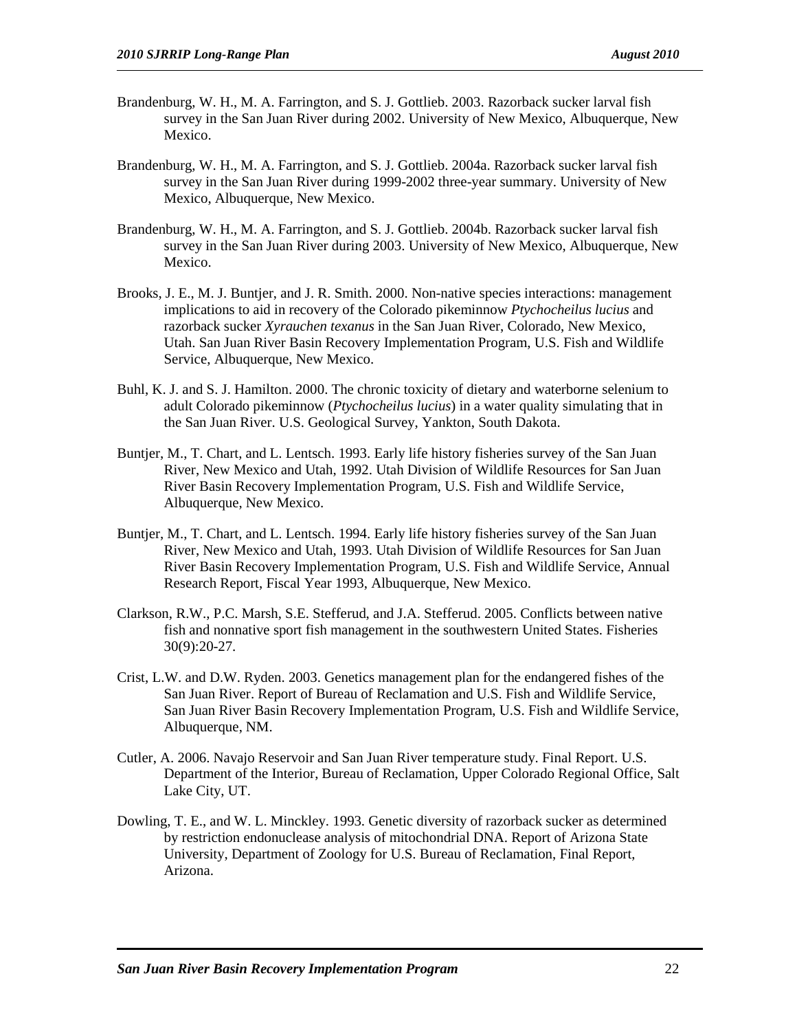Brandenburg, W. H., M. A. Farrington, and S. J. Gottlieb. 2003. Razorback sucker larval fish survey in the San Juan River during 2002. University of New Mexico, Albuquerque, New Mexico.

Brandenburg, W. H., M. A. Farrington, and S. J. Gottlieb. 2004a. Razorback sucker larval fish survey in the San Juan River during 1999-2002 three-year summary. University of New Mexico, Albuquerque, New Mexico.

Brandenburg, W. H., M. A. Farrington, and S. J. Gottlieb. 2004b. Razorback sucker larval fish survey in the San Juan River during 2003. University of New Mexico, Albuquerque, New Mexico.

Brooks, J. E., M. J. Buntjer, and J. R. Smith. 2000. Non-native species interactions: management implications to aid in recovery of the Colorado pikeminnow *Ptychocheilus lucius* and razorback sucker *Xyrauchen texanus* in the San Juan River, Colorado, New Mexico, Utah. San Juan River Basin Recovery Implementation Program, U.S. Fish and Wildlife Service, Albuquerque, New Mexico.

Buhl, K. J. and S. J. Hamilton. 2000. The chronic toxicity of dietary and waterborne selenium to adult Colorado pikeminnow (*Ptychocheilus lucius*) in a water quality simulating that in the San Juan River. U.S. Geological Survey, Yankton, South Dakota.

Buntjer, M., T. Chart, and L. Lentsch. 1993. Early life history fisheries survey of the San Juan River, New Mexico and Utah, 1992. Utah Division of Wildlife Resources for San Juan River Basin Recovery Implementation Program, U.S. Fish and Wildlife Service, Albuquerque, New Mexico.

Buntjer, M., T. Chart, and L. Lentsch. 1994. Early life history fisheries survey of the San Juan River, New Mexico and Utah, 1993. Utah Division of Wildlife Resources for San Juan River Basin Recovery Implementation Program, U.S. Fish and Wildlife Service, Annual Research Report, Fiscal Year 1993, Albuquerque, New Mexico.

Clarkson, R.W., P.C. Marsh, S.E. Stefferud, and J.A. Stefferud. 2005. Conflicts between native fish and nonnative sport fish management in the southwestern United States. Fisheries 30(9):20-27.

Crist, L.W. and D.W. Ryden. 2003. Genetics management plan for the endangered fishes of the San Juan River. Report of Bureau of Reclamation and U.S. Fish and Wildlife Service, San Juan River Basin Recovery Implementation Program, U.S. Fish and Wildlife Service, Albuquerque, NM.

Cutler, A. 2006. Navajo Reservoir and San Juan River temperature study. Final Report. U.S. Department of the Interior, Bureau of Reclamation, Upper Colorado Regional Office, Salt Lake City, UT.

Dowling, T. E., and W. L. Minckley. 1993. Genetic diversity of razorback sucker as determined by restriction endonuclease analysis of mitochondrial DNA. Report of Arizona State University, Department of Zoology for U.S. Bureau of Reclamation, Final Report, Arizona.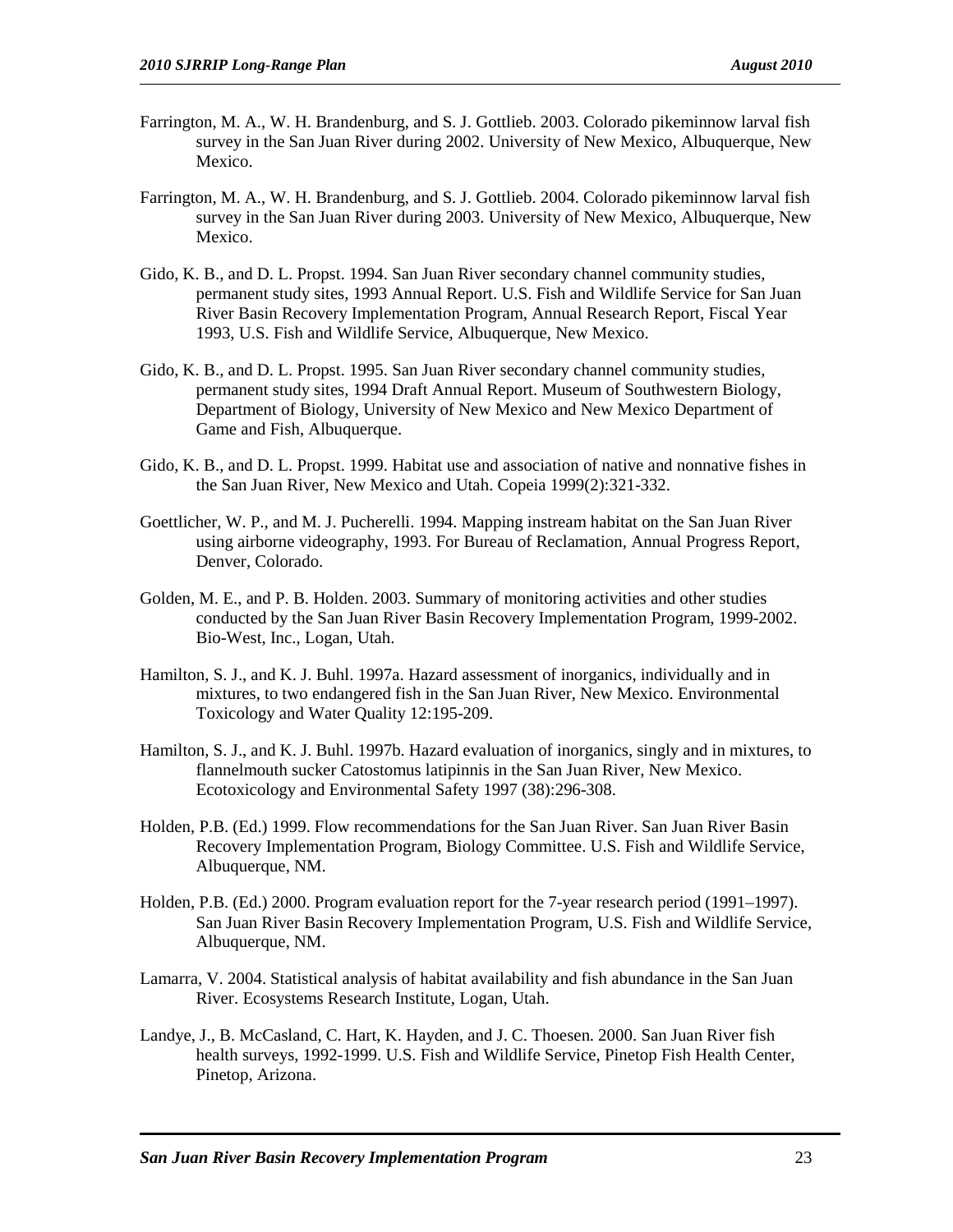Farrington, M. A., W. H. Brandenburg, and S. J. Gottlieb. 2003. Colorado pikeminnow larval fish survey in the San Juan River during 2002. University of New Mexico, Albuquerque, New Mexico.

Farrington, M. A., W. H. Brandenburg, and S. J. Gottlieb. 2004. Colorado pikeminnow larval fish survey in the San Juan River during 2003. University of New Mexico, Albuquerque, New Mexico.

Gido, K. B., and D. L. Propst. 1994. San Juan River secondary channel community studies, permanent study sites, 1993 Annual Report. U.S. Fish and Wildlife Service for San Juan River Basin Recovery Implementation Program, Annual Research Report, Fiscal Year 1993, U.S. Fish and Wildlife Service, Albuquerque, New Mexico.

Gido, K. B., and D. L. Propst. 1995. San Juan River secondary channel community studies, permanent study sites, 1994 Draft Annual Report. Museum of Southwestern Biology, Department of Biology, University of New Mexico and New Mexico Department of Game and Fish, Albuquerque.

Gido, K. B., and D. L. Propst. 1999. Habitat use and association of native and nonnative fishes in the San Juan River, New Mexico and Utah. Copeia 1999(2):321-332.

Goettlicher, W. P., and M. J. Pucherelli. 1994. Mapping instream habitat on the San Juan River using airborne videography, 1993. For Bureau of Reclamation, Annual Progress Report, Denver, Colorado.

Golden, M. E., and P. B. Holden. 2003. Summary of monitoring activities and other studies conducted by the San Juan River Basin Recovery Implementation Program, 1999-2002. Bio-West, Inc., Logan, Utah.

Hamilton, S. J., and K. J. Buhl. 1997a. Hazard assessment of inorganics, individually and in mixtures, to two endangered fish in the San Juan River, New Mexico. Environmental Toxicology and Water Quality 12:195-209.

Hamilton, S. J., and K. J. Buhl. 1997b. Hazard evaluation of inorganics, singly and in mixtures, to flannelmouth sucker Catostomus latipinnis in the San Juan River, New Mexico. Ecotoxicology and Environmental Safety 1997 (38):296-308.

Holden, P.B. (Ed.) 1999. Flow recommendations for the San Juan River. San Juan River Basin Recovery Implementation Program, Biology Committee. U.S. Fish and Wildlife Service, Albuquerque, NM.

Holden, P.B. (Ed.) 2000. Program evaluation report for the 7-year research period (1991–1997). San Juan River Basin Recovery Implementation Program, U.S. Fish and Wildlife Service, Albuquerque, NM.

Lamarra, V. 2004. Statistical analysis of habitat availability and fish abundance in the San Juan River. Ecosystems Research Institute, Logan, Utah.

Landye, J., B. McCasland, C. Hart, K. Hayden, and J. C. Thoesen. 2000. San Juan River fish health surveys, 1992-1999. U.S. Fish and Wildlife Service, Pinetop Fish Health Center, Pinetop, Arizona.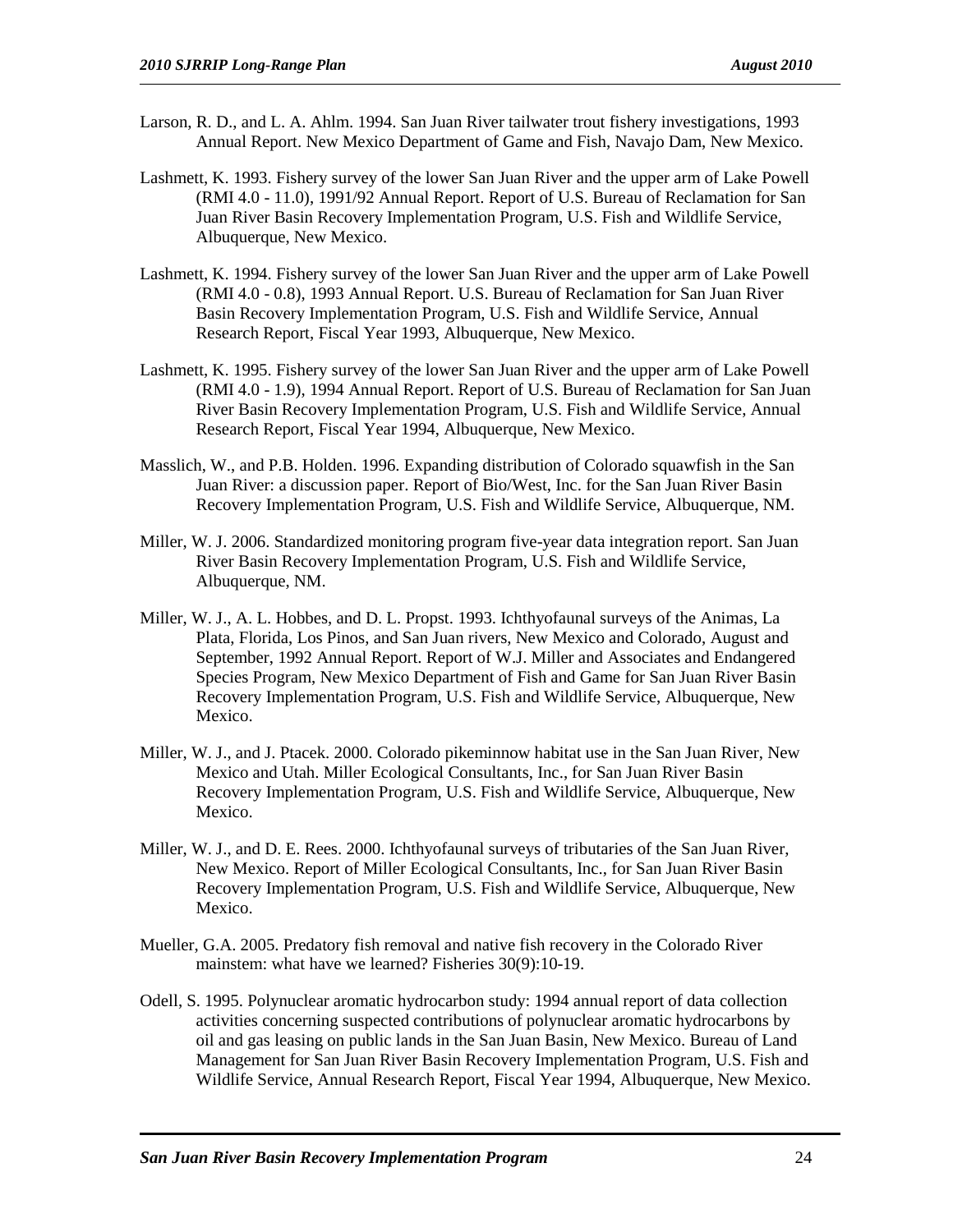Larson, R. D., and L. A. Ahlm. 1994. San Juan River tailwater trout fishery investigations, 1993 Annual Report. New Mexico Department of Game and Fish, Navajo Dam, New Mexico.

Lashmett, K. 1993. Fishery survey of the lower San Juan River and the upper arm of Lake Powell (RMI 4.0 - 11.0), 1991/92 Annual Report. Report of U.S. Bureau of Reclamation for San Juan River Basin Recovery Implementation Program, U.S. Fish and Wildlife Service, Albuquerque, New Mexico.

Lashmett, K. 1994. Fishery survey of the lower San Juan River and the upper arm of Lake Powell (RMI 4.0 - 0.8), 1993 Annual Report. U.S. Bureau of Reclamation for San Juan River Basin Recovery Implementation Program, U.S. Fish and Wildlife Service, Annual Research Report, Fiscal Year 1993, Albuquerque, New Mexico.

Lashmett, K. 1995. Fishery survey of the lower San Juan River and the upper arm of Lake Powell (RMI 4.0 - 1.9), 1994 Annual Report. Report of U.S. Bureau of Reclamation for San Juan River Basin Recovery Implementation Program, U.S. Fish and Wildlife Service, Annual Research Report, Fiscal Year 1994, Albuquerque, New Mexico.

Masslich, W., and P.B. Holden. 1996. Expanding distribution of Colorado squawfish in the San Juan River: a discussion paper. Report of Bio/West, Inc. for the San Juan River Basin Recovery Implementation Program, U.S. Fish and Wildlife Service, Albuquerque, NM.

Miller, W. J. 2006. Standardized monitoring program five-year data integration report. San Juan River Basin Recovery Implementation Program, U.S. Fish and Wildlife Service, Albuquerque, NM.

Miller, W. J., A. L. Hobbes, and D. L. Propst. 1993. Ichthyofaunal surveys of the Animas, La Plata, Florida, Los Pinos, and San Juan rivers, New Mexico and Colorado, August and September, 1992 Annual Report. Report of W.J. Miller and Associates and Endangered Species Program, New Mexico Department of Fish and Game for San Juan River Basin Recovery Implementation Program, U.S. Fish and Wildlife Service, Albuquerque, New Mexico.

Miller, W. J., and J. Ptacek. 2000. Colorado pikeminnow habitat use in the San Juan River, New Mexico and Utah. Miller Ecological Consultants, Inc., for San Juan River Basin Recovery Implementation Program, U.S. Fish and Wildlife Service, Albuquerque, New Mexico.

Miller, W. J., and D. E. Rees. 2000. Ichthyofaunal surveys of tributaries of the San Juan River, New Mexico. Report of Miller Ecological Consultants, Inc., for San Juan River Basin Recovery Implementation Program, U.S. Fish and Wildlife Service, Albuquerque, New Mexico.

Mueller, G.A. 2005. Predatory fish removal and native fish recovery in the Colorado River mainstem: what have we learned? Fisheries 30(9):10-19.

Odell, S. 1995. Polynuclear aromatic hydrocarbon study: 1994 annual report of data collection activities concerning suspected contributions of polynuclear aromatic hydrocarbons by oil and gas leasing on public lands in the San Juan Basin, New Mexico. Bureau of Land Management for San Juan River Basin Recovery Implementation Program, U.S. Fish and Wildlife Service, Annual Research Report, Fiscal Year 1994, Albuquerque, New Mexico.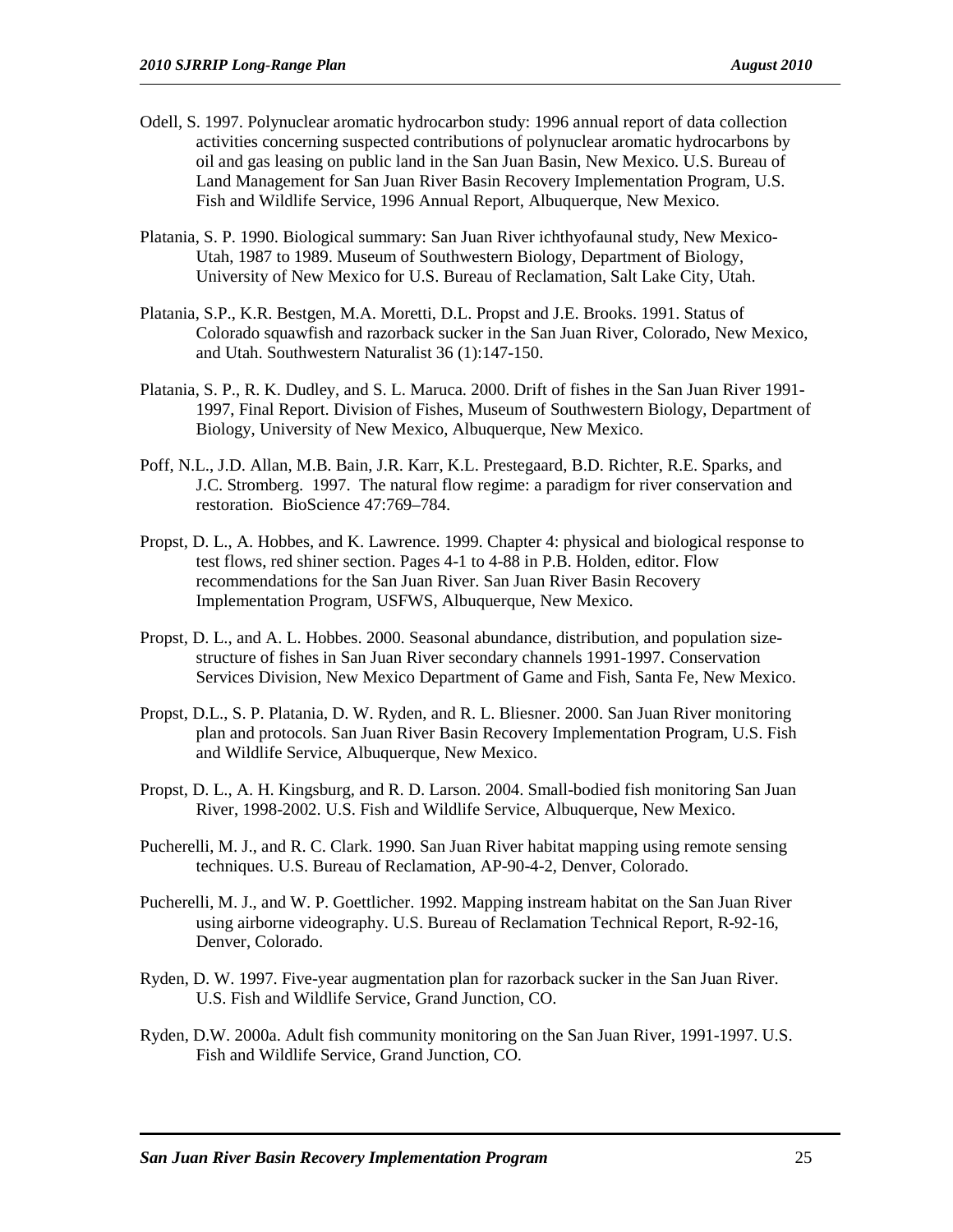Odell, S. 1997. Polynuclear aromatic hydrocarbon study: 1996 annual report of data collection activities concerning suspected contributions of polynuclear aromatic hydrocarbons by oil and gas leasing on public land in the San Juan Basin, New Mexico. U.S. Bureau of Land Management for San Juan River Basin Recovery Implementation Program, U.S. Fish and Wildlife Service, 1996 Annual Report, Albuquerque, New Mexico.

Platania, S. P. 1990. Biological summary: San Juan River ichthyofaunal study, New Mexico-Utah, 1987 to 1989. Museum of Southwestern Biology, Department of Biology, University of New Mexico for U.S. Bureau of Reclamation, Salt Lake City, Utah.

Platania, S.P., K.R. Bestgen, M.A. Moretti, D.L. Propst and J.E. Brooks. 1991. Status of Colorado squawfish and razorback sucker in the San Juan River, Colorado, New Mexico, and Utah. Southwestern Naturalist 36 (1):147-150.

Platania, S. P., R. K. Dudley, and S. L. Maruca. 2000. Drift of fishes in the San Juan River 1991-1997, Final Report. Division of Fishes, Museum of Southwestern Biology, Department of Biology, University of New Mexico, Albuquerque, New Mexico.

Poff, N.L., J.D. Allan, M.B. Bain, J.R. Karr, K.L. Prestegaard, B.D. Richter, R.E. Sparks, and J.C. Stromberg. 1997. The natural flow regime: a paradigm for river conservation and restoration. BioScience 47:769–784.

Propst, D. L., A. Hobbes, and K. Lawrence. 1999. Chapter 4: physical and biological response to test flows, red shiner section. Pages 4-1 to 4-88 in P.B. Holden, editor. Flow recommendations for the San Juan River. San Juan River Basin Recovery Implementation Program, USFWS, Albuquerque, New Mexico.

Propst, D. L., and A. L. Hobbes. 2000. Seasonal abundance, distribution, and population size-structure of fishes in San Juan River secondary channels 1991-1997. Conservation Services Division, New Mexico Department of Game and Fish, Santa Fe, New Mexico.

Propst, D.L., S. P. Platania, D. W. Ryden, and R. L. Bliesner. 2000. San Juan River monitoring plan and protocols. San Juan River Basin Recovery Implementation Program, U.S. Fish and Wildlife Service, Albuquerque, New Mexico.

Propst, D. L., A. H. Kingsburg, and R. D. Larson. 2004. Small-bodied fish monitoring San Juan River, 1998-2002. U.S. Fish and Wildlife Service, Albuquerque, New Mexico.

Pucherelli, M. J., and R. C. Clark. 1990. San Juan River habitat mapping using remote sensing techniques. U.S. Bureau of Reclamation, AP-90-4-2, Denver, Colorado.

Pucherelli, M. J., and W. P. Goettlicher. 1992. Mapping instream habitat on the San Juan River using airborne videography. U.S. Bureau of Reclamation Technical Report, R-92-16, Denver, Colorado.

Ryden, D. W. 1997. Five-year augmentation plan for razorback sucker in the San Juan River. U.S. Fish and Wildlife Service, Grand Junction, CO.

Ryden, D.W. 2000a. Adult fish community monitoring on the San Juan River, 1991-1997. U.S. Fish and Wildlife Service, Grand Junction, CO.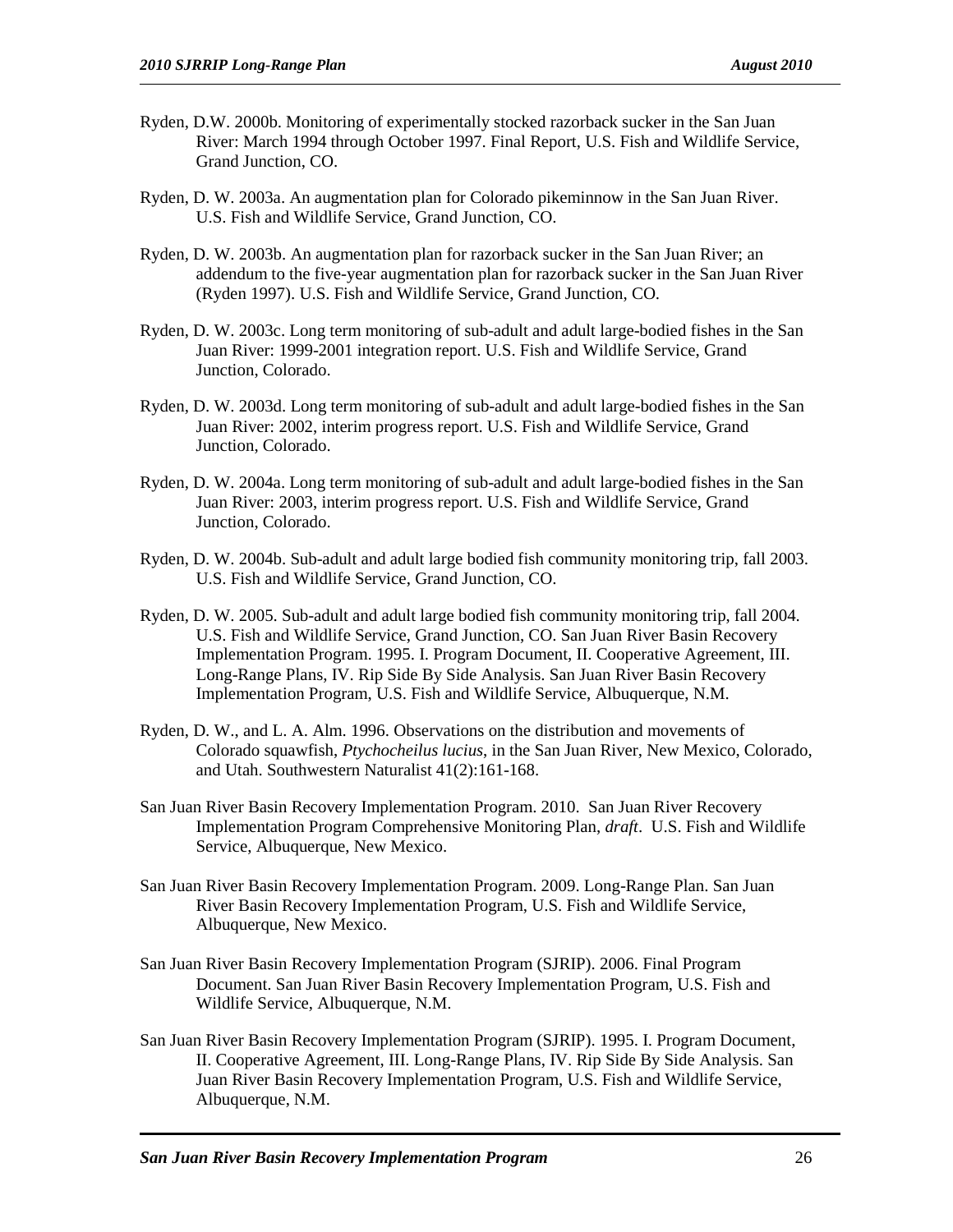Ryden, D.W. 2000b. Monitoring of experimentally stocked razorback sucker in the San Juan River: March 1994 through October 1997. Final Report, U.S. Fish and Wildlife Service, Grand Junction, CO.

Ryden, D. W. 2003a. An augmentation plan for Colorado pikeminnow in the San Juan River. U.S. Fish and Wildlife Service, Grand Junction, CO.

Ryden, D. W. 2003b. An augmentation plan for razorback sucker in the San Juan River; an addendum to the five-year augmentation plan for razorback sucker in the San Juan River (Ryden 1997). U.S. Fish and Wildlife Service, Grand Junction, CO.

Ryden, D. W. 2003c. Long term monitoring of sub-adult and adult large-bodied fishes in the San Juan River: 1999-2001 integration report. U.S. Fish and Wildlife Service, Grand Junction, Colorado.

Ryden, D. W. 2003d. Long term monitoring of sub-adult and adult large-bodied fishes in the San Juan River: 2002, interim progress report. U.S. Fish and Wildlife Service, Grand Junction, Colorado.

Ryden, D. W. 2004a. Long term monitoring of sub-adult and adult large-bodied fishes in the San Juan River: 2003, interim progress report. U.S. Fish and Wildlife Service, Grand Junction, Colorado.

Ryden, D. W. 2004b. Sub-adult and adult large bodied fish community monitoring trip, fall 2003. U.S. Fish and Wildlife Service, Grand Junction, CO.

Ryden, D. W. 2005. Sub-adult and adult large bodied fish community monitoring trip, fall 2004. U.S. Fish and Wildlife Service, Grand Junction, CO. San Juan River Basin Recovery Implementation Program. 1995. I. Program Document, II. Cooperative Agreement, III. Long-Range Plans, IV. Rip Side By Side Analysis. San Juan River Basin Recovery Implementation Program, U.S. Fish and Wildlife Service, Albuquerque, N.M.

Ryden, D. W., and L. A. Alm. 1996. Observations on the distribution and movements of Colorado squawfish, *Ptychocheilus lucius*, in the San Juan River, New Mexico, Colorado, and Utah. Southwestern Naturalist 41(2):161-168.

San Juan River Basin Recovery Implementation Program. 2010. San Juan River Recovery Implementation Program Comprehensive Monitoring Plan, *draft*. U.S. Fish and Wildlife Service, Albuquerque, New Mexico.

San Juan River Basin Recovery Implementation Program. 2009. Long-Range Plan. San Juan River Basin Recovery Implementation Program, U.S. Fish and Wildlife Service, Albuquerque, New Mexico.

San Juan River Basin Recovery Implementation Program (SJRIP). 2006. Final Program Document. San Juan River Basin Recovery Implementation Program, U.S. Fish and Wildlife Service, Albuquerque, N.M.

San Juan River Basin Recovery Implementation Program (SJRIP). 1995. I. Program Document, II. Cooperative Agreement, III. Long-Range Plans, IV. Rip Side By Side Analysis. San Juan River Basin Recovery Implementation Program, U.S. Fish and Wildlife Service, Albuquerque, N.M.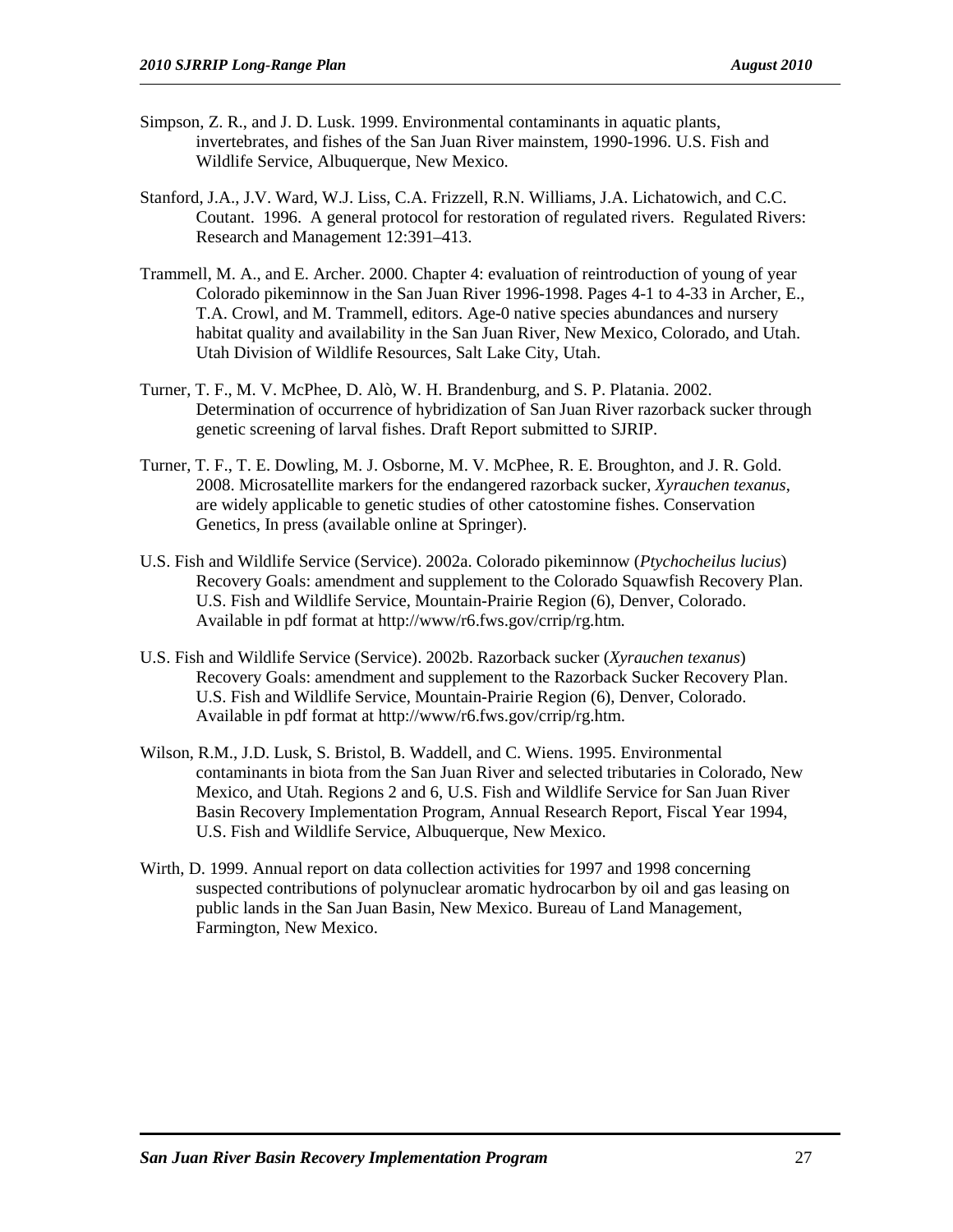Simpson, Z. R., and J. D. Lusk. 1999. Environmental contaminants in aquatic plants, invertebrates, and fishes of the San Juan River mainstem, 1990-1996. U.S. Fish and Wildlife Service, Albuquerque, New Mexico.

Stanford, J.A., J.V. Ward, W.J. Liss, C.A. Frizzell, R.N. Williams, J.A. Lichatowich, and C.C. Coutant. 1996. A general protocol for restoration of regulated rivers. Regulated Rivers: Research and Management 12:391–413.

Trammell, M. A., and E. Archer. 2000. Chapter 4: evaluation of reintroduction of young of year Colorado pikeminnow in the San Juan River 1996-1998. Pages 4-1 to 4-33 in Archer, E., T.A. Crowl, and M. Trammell, editors. Age-0 native species abundances and nursery habitat quality and availability in the San Juan River, New Mexico, Colorado, and Utah. Utah Division of Wildlife Resources, Salt Lake City, Utah.

Turner, T. F., M. V. McPhee, D. Alò, W. H. Brandenburg, and S. P. Platania. 2002. Determination of occurrence of hybridization of San Juan River razorback sucker through genetic screening of larval fishes. Draft Report submitted to SJRIP.

Turner, T. F., T. E. Dowling, M. J. Osborne, M. V. McPhee, R. E. Broughton, and J. R. Gold. 2008. Microsatellite markers for the endangered razorback sucker, *Xyrauchen texanus*, are widely applicable to genetic studies of other catostomine fishes. Conservation Genetics, In press (available online at Springer).

U.S. Fish and Wildlife Service (Service). 2002a. Colorado pikeminnow (*Ptychocheilus lucius*) Recovery Goals: amendment and supplement to the Colorado Squawfish Recovery Plan. U.S. Fish and Wildlife Service, Mountain-Prairie Region (6), Denver, Colorado. Available in pdf format at http://www/r6.fws.gov/crrip/rg.htm.

U.S. Fish and Wildlife Service (Service). 2002b. Razorback sucker (*Xyrauchen texanus*) Recovery Goals: amendment and supplement to the Razorback Sucker Recovery Plan. U.S. Fish and Wildlife Service, Mountain-Prairie Region (6), Denver, Colorado. Available in pdf format at http://www/r6.fws.gov/crrip/rg.htm.

Wilson, R.M., J.D. Lusk, S. Bristol, B. Waddell, and C. Wiens. 1995. Environmental contaminants in biota from the San Juan River and selected tributaries in Colorado, New Mexico, and Utah. Regions 2 and 6, U.S. Fish and Wildlife Service for San Juan River Basin Recovery Implementation Program, Annual Research Report, Fiscal Year 1994, U.S. Fish and Wildlife Service, Albuquerque, New Mexico.

Wirth, D. 1999. Annual report on data collection activities for 1997 and 1998 concerning suspected contributions of polynuclear aromatic hydrocarbon by oil and gas leasing on public lands in the San Juan Basin, New Mexico. Bureau of Land Management, Farmington, New Mexico.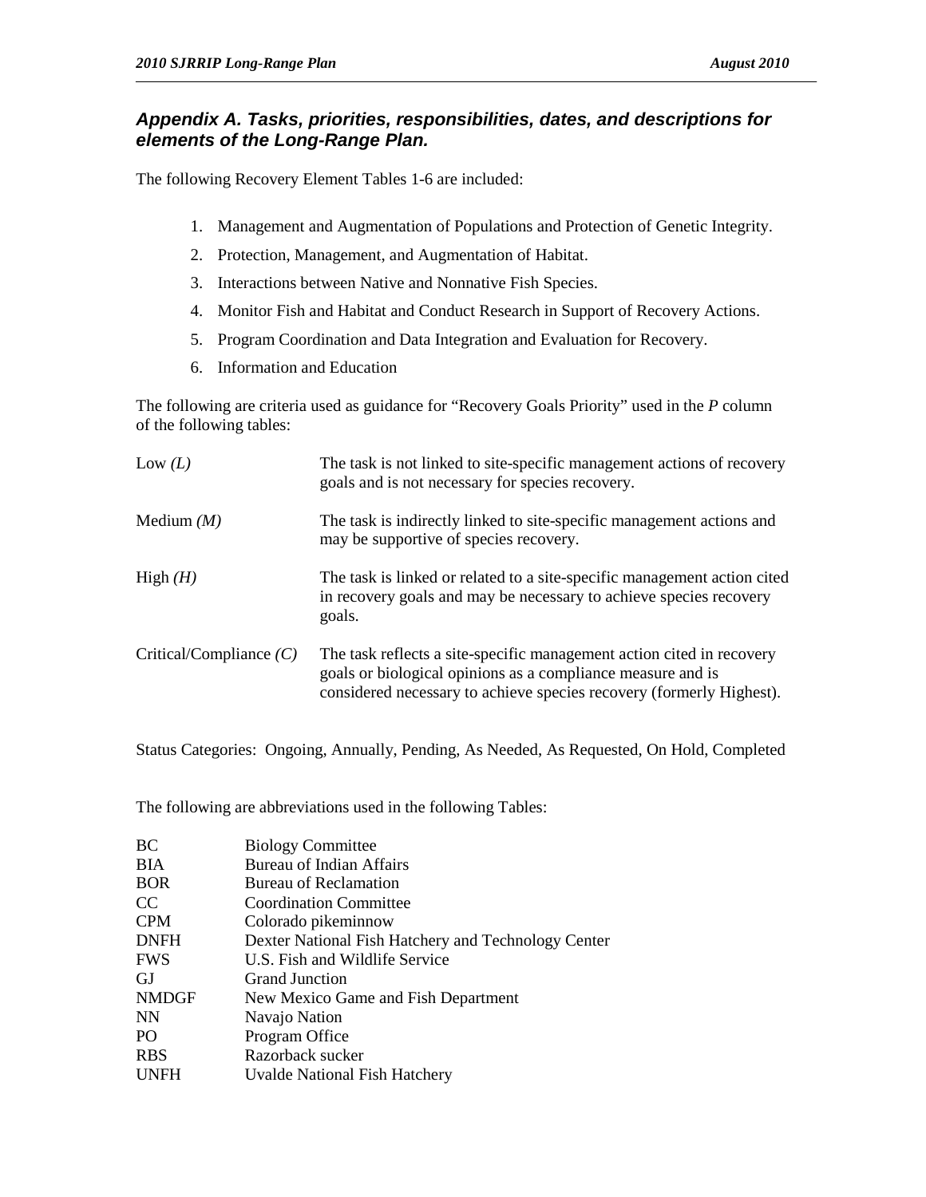## *Appendix A. Tasks, priorities, responsibilities, dates, and descriptions for elements of the Long-Range Plan.*

The following Recovery Element Tables 1-6 are included:

1. Management and Augmentation of Populations and Protection of Genetic Integrity.
2. Protection, Management, and Augmentation of Habitat.
3. Interactions between Native and Nonnative Fish Species.
4. Monitor Fish and Habitat and Conduct Research in Support of Recovery Actions.
5. Program Coordination and Data Integration and Evaluation for Recovery.
6. Information and Education

The following are criteria used as guidance for "Recovery Goals Priority" used in the *P* column of the following tables:

| | |
|---|---|
| Low *(L)* | The task is not linked to site-specific management actions of recovery goals and is not necessary for species recovery. |
| Medium *(M)* | The task is indirectly linked to site-specific management actions and may be supportive of species recovery. |
| High *(H)* | The task is linked or related to a site-specific management action cited in recovery goals and may be necessary to achieve species recovery goals. |
| Critical/Compliance *(C)* | The task reflects a site-specific management action cited in recovery goals or biological opinions as a compliance measure and is considered necessary to achieve species recovery (formerly Highest). |

Status Categories: Ongoing, Annually, Pending, As Needed, As Requested, On Hold, Completed

The following are abbreviations used in the following Tables:

| | |
|---|---|
| BC | Biology Committee |
| BIA | Bureau of Indian Affairs |
| BOR | Bureau of Reclamation |
| CC | Coordination Committee |
| CPM | Colorado pikeminnow |
| DNFH | Dexter National Fish Hatchery and Technology Center |
| FWS | U.S. Fish and Wildlife Service |
| GJ | Grand Junction |
| NMDGF | New Mexico Game and Fish Department |
| NN | Navajo Nation |
| PO | Program Office |
| RBS | Razorback sucker |
| UNFH | Uvalde National Fish Hatchery |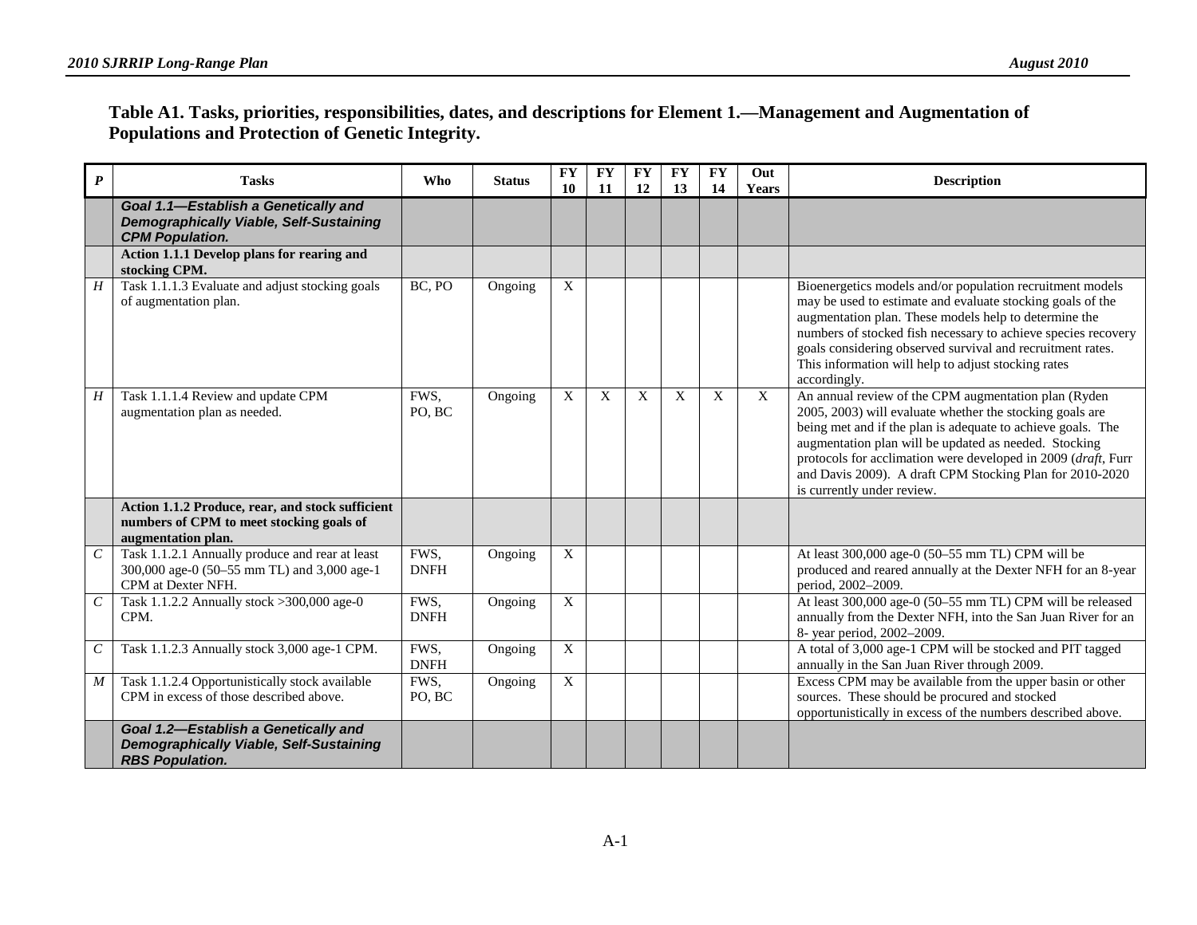**Table A1. Tasks, priorities, responsibilities, dates, and descriptions for Element 1.—Management and Augmentation of Populations and Protection of Genetic Integrity.**

| P | Tasks | Who | Status | FY 10 | FY 11 | FY 12 | FY 13 | FY 14 | Out Years | Description |
|---|---|---|---|---|---|---|---|---|---|---|
| | ***Goal 1.1—Establish a Genetically and Demographically Viable, Self-Sustaining CPM Population.*** | | | | | | | | | |
| | **Action 1.1.1 Develop plans for rearing and stocking CPM.** | | | | | | | | | |
| *H* | Task 1.1.1.3 Evaluate and adjust stocking goals of augmentation plan. | BC, PO | Ongoing | X | | | | | | Bioenergetics models and/or population recruitment models may be used to estimate and evaluate stocking goals of the augmentation plan. These models help to determine the numbers of stocked fish necessary to achieve species recovery goals considering observed survival and recruitment rates. This information will help to adjust stocking rates accordingly. |
| *H* | Task 1.1.1.4 Review and update CPM augmentation plan as needed. | FWS, PO, BC | Ongoing | X | X | X | X | X | X | An annual review of the CPM augmentation plan (Ryden 2005, 2003) will evaluate whether the stocking goals are being met and if the plan is adequate to achieve goals. The augmentation plan will be updated as needed. Stocking protocols for acclimation were developed in 2009 (*draft*, Furr and Davis 2009). A draft CPM Stocking Plan for 2010-2020 is currently under review. |
| | **Action 1.1.2 Produce, rear, and stock sufficient numbers of CPM to meet stocking goals of augmentation plan.** | | | | | | | | | |
| *C* | Task 1.1.2.1 Annually produce and rear at least 300,000 age-0 (50–55 mm TL) and 3,000 age-1 CPM at Dexter NFH. | FWS, DNFH | Ongoing | X | | | | | | At least 300,000 age-0 (50–55 mm TL) CPM will be produced and reared annually at the Dexter NFH for an 8-year period, 2002–2009. |
| *C* | Task 1.1.2.2 Annually stock >300,000 age-0 CPM. | FWS, DNFH | Ongoing | X | | | | | | At least 300,000 age-0 (50–55 mm TL) CPM will be released annually from the Dexter NFH, into the San Juan River for an 8- year period, 2002–2009. |
| *C* | Task 1.1.2.3 Annually stock 3,000 age-1 CPM. | FWS, DNFH | Ongoing | X | | | | | | A total of 3,000 age-1 CPM will be stocked and PIT tagged annually in the San Juan River through 2009. |
| *M* | Task 1.1.2.4 Opportunistically stock available CPM in excess of those described above. | FWS, PO, BC | Ongoing | X | | | | | | Excess CPM may be available from the upper basin or other sources. These should be procured and stocked opportunistically in excess of the numbers described above. |
| | ***Goal 1.2—Establish a Genetically and Demographically Viable, Self-Sustaining RBS Population.*** | | | | | | | | | |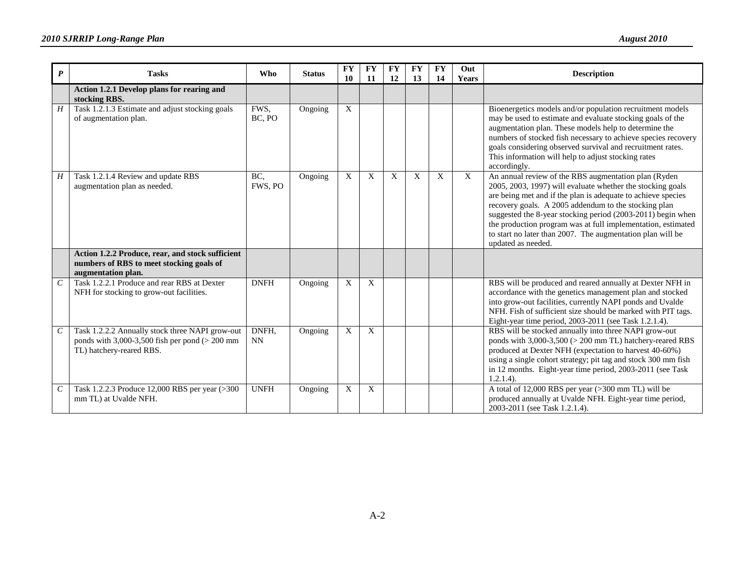| *P* | Tasks | Who | Status | FY 10 | FY 11 | FY 12 | FY 13 | FY 14 | Out Years | Description |
|---|---|---|---|---|---|---|---|---|---|---|
| | **Action 1.2.1 Develop plans for rearing and stocking RBS.** | | | | | | | | | |
| *H* | Task 1.2.1.3 Estimate and adjust stocking goals of augmentation plan. | FWS, BC, PO | Ongoing | X | | | | | | Bioenergetics models and/or population recruitment models may be used to estimate and evaluate stocking goals of the augmentation plan. These models help to determine the numbers of stocked fish necessary to achieve species recovery goals considering observed survival and recruitment rates. This information will help to adjust stocking rates accordingly. |
| *H* | Task 1.2.1.4 Review and update RBS augmentation plan as needed. | BC, FWS, PO | Ongoing | X | X | X | X | X | X | An annual review of the RBS augmentation plan (Ryden 2005, 2003, 1997) will evaluate whether the stocking goals are being met and if the plan is adequate to achieve species recovery goals. A 2005 addendum to the stocking plan suggested the 8-year stocking period (2003-2011) begin when the production program was at full implementation, estimated to start no later than 2007. The augmentation plan will be updated as needed. |
| | **Action 1.2.2 Produce, rear, and stock sufficient numbers of RBS to meet stocking goals of augmentation plan.** | | | | | | | | | |
| *C* | Task 1.2.2.1 Produce and rear RBS at Dexter NFH for stocking to grow-out facilities. | DNFH | Ongoing | X | X | | | | | RBS will be produced and reared annually at Dexter NFH in accordance with the genetics management plan and stocked into grow-out facilities, currently NAPI ponds and Uvalde NFH. Fish of sufficient size should be marked with PIT tags. Eight-year time period, 2003-2011 (see Task 1.2.1.4). |
| *C* | Task 1.2.2.2 Annually stock three NAPI grow-out ponds with 3,000-3,500 fish per pond (> 200 mm TL) hatchery-reared RBS. | DNFH, NN | Ongoing | X | X | | | | | RBS will be stocked annually into three NAPI grow-out ponds with 3,000-3,500 (> 200 mm TL) hatchery-reared RBS produced at Dexter NFH (expectation to harvest 40-60%) using a single cohort strategy; pit tag and stock 300 mm fish in 12 months. Eight-year time period, 2003-2011 (see Task 1.2.1.4). |
| *C* | Task 1.2.2.3 Produce 12,000 RBS per year (>300 mm TL) at Uvalde NFH. | UNFH | Ongoing | X | X | | | | | A total of 12,000 RBS per year (>300 mm TL) will be produced annually at Uvalde NFH. Eight-year time period, 2003-2011 (see Task 1.2.1.4). |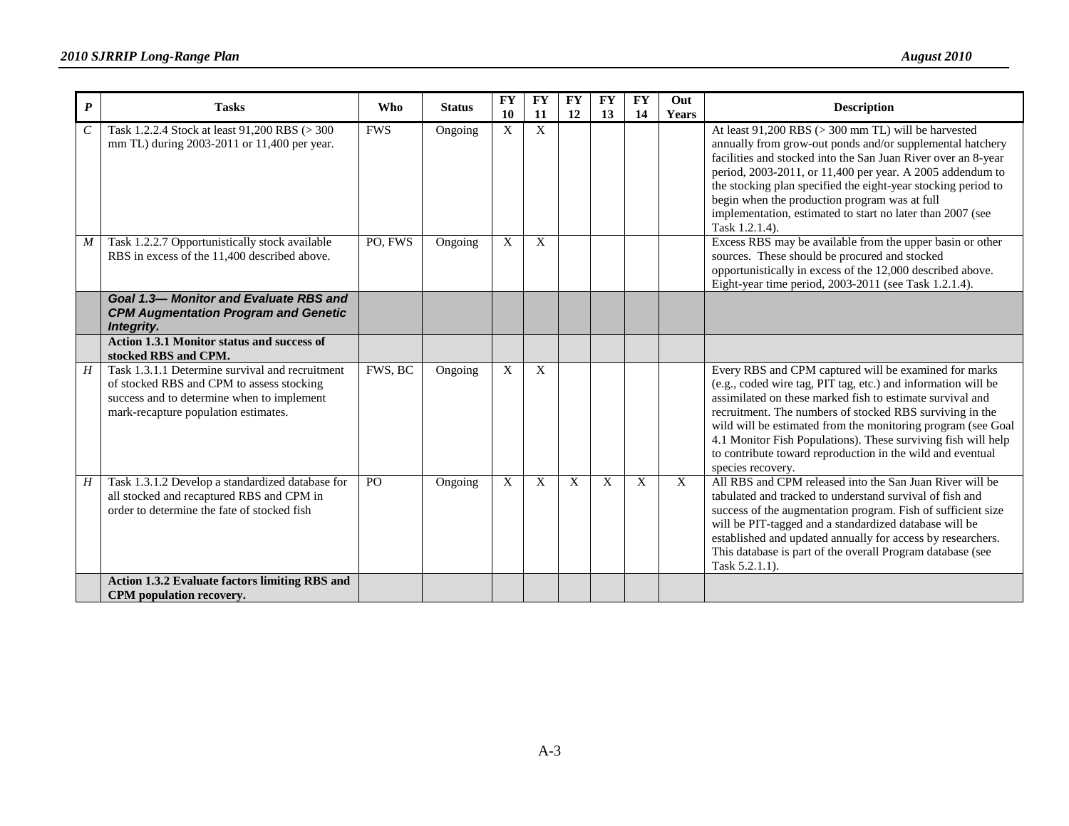| *P* | Tasks | Who | Status | FY 10 | FY 11 | FY 12 | FY 13 | FY 14 | Out Years | Description |
|---|---|---|---|---|---|---|---|---|---|---|
| *C* | Task 1.2.2.4 Stock at least 91,200 RBS (> 300 mm TL) during 2003-2011 or 11,400 per year. | FWS | Ongoing | X | X | | | | | At least 91,200 RBS (> 300 mm TL) will be harvested annually from grow-out ponds and/or supplemental hatchery facilities and stocked into the San Juan River over an 8-year period, 2003-2011, or 11,400 per year. A 2005 addendum to the stocking plan specified the eight-year stocking period to begin when the production program was at full implementation, estimated to start no later than 2007 (see Task 1.2.1.4). |
| *M* | Task 1.2.2.7 Opportunistically stock available RBS in excess of the 11,400 described above. | PO, FWS | Ongoing | X | X | | | | | Excess RBS may be available from the upper basin or other sources. These should be procured and stocked opportunistically in excess of the 12,000 described above. Eight-year time period, 2003-2011 (see Task 1.2.1.4). |
| | ***Goal 1.3— Monitor and Evaluate RBS and CPM Augmentation Program and Genetic Integrity.*** | | | | | | | | | |
| | **Action 1.3.1 Monitor status and success of stocked RBS and CPM.** | | | | | | | | | |
| *H* | Task 1.3.1.1 Determine survival and recruitment of stocked RBS and CPM to assess stocking success and to determine when to implement mark-recapture population estimates. | FWS, BC | Ongoing | X | X | | | | | Every RBS and CPM captured will be examined for marks (e.g., coded wire tag, PIT tag, etc.) and information will be assimilated on these marked fish to estimate survival and recruitment. The numbers of stocked RBS surviving in the wild will be estimated from the monitoring program (see Goal 4.1 Monitor Fish Populations). These surviving fish will help to contribute toward reproduction in the wild and eventual species recovery. |
| *H* | Task 1.3.1.2 Develop a standardized database for all stocked and recaptured RBS and CPM in order to determine the fate of stocked fish | PO | Ongoing | X | X | X | X | X | X | All RBS and CPM released into the San Juan River will be tabulated and tracked to understand survival of fish and success of the augmentation program. Fish of sufficient size will be PIT-tagged and a standardized database will be established and updated annually for access by researchers. This database is part of the overall Program database (see Task 5.2.1.1). |
| | **Action 1.3.2 Evaluate factors limiting RBS and CPM population recovery.** | | | | | | | | | |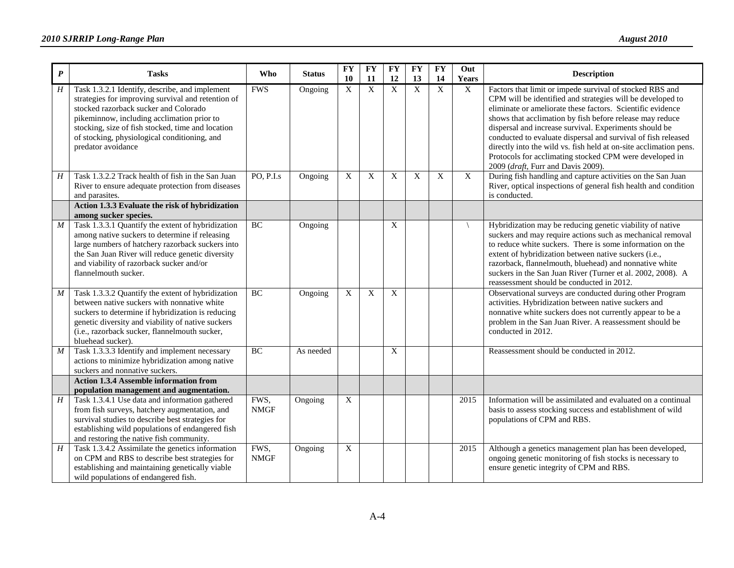| P | Tasks | Who | Status | FY 10 | FY 11 | FY 12 | FY 13 | FY 14 | Out Years | Description |
|---|---|---|---|---|---|---|---|---|---|---|
| H | Task 1.3.2.1 Identify, describe, and implement strategies for improving survival and retention of stocked razorback sucker and Colorado pikeminnow, including acclimation prior to stocking, size of fish stocked, time and location of stocking, physiological conditioning, and predator avoidance | FWS | Ongoing | X | X | X | X | X | X | Factors that limit or impede survival of stocked RBS and CPM will be identified and strategies will be developed to eliminate or ameliorate these factors. Scientific evidence shows that acclimation by fish before release may reduce dispersal and increase survival. Experiments should be conducted to evaluate dispersal and survival of fish released directly into the wild vs. fish held at on-site acclimation pens. Protocols for acclimating stocked CPM were developed in 2009 (*draft*, Furr and Davis 2009). |
| H | Task 1.3.2.2 Track health of fish in the San Juan River to ensure adequate protection from diseases and parasites. | PO, P.I.s | Ongoing | X | X | X | X | X | X | During fish handling and capture activities on the San Juan River, optical inspections of general fish health and condition is conducted. |
| | **Action 1.3.3 Evaluate the risk of hybridization among sucker species.** | | | | | | | | | |
| M | Task 1.3.3.1 Quantify the extent of hybridization among native suckers to determine if releasing large numbers of hatchery razorback suckers into the San Juan River will reduce genetic diversity and viability of razorback sucker and/or flannelmouth sucker. | BC | Ongoing | | | X | | | \ | Hybridization may be reducing genetic viability of native suckers and may require actions such as mechanical removal to reduce white suckers. There is some information on the extent of hybridization between native suckers (i.e., razorback, flannelmouth, bluehead) and nonnative white suckers in the San Juan River (Turner et al. 2002, 2008). A reassessment should be conducted in 2012. |
| M | Task 1.3.3.2 Quantify the extent of hybridization between native suckers with nonnative white suckers to determine if hybridization is reducing genetic diversity and viability of native suckers (i.e., razorback sucker, flannelmouth sucker, bluehead sucker). | BC | Ongoing | X | X | X | | | | Observational surveys are conducted during other Program activities. Hybridization between native suckers and nonnative white suckers does not currently appear to be a problem in the San Juan River. A reassessment should be conducted in 2012. |
| M | Task 1.3.3.3 Identify and implement necessary actions to minimize hybridization among native suckers and nonnative suckers. | BC | As needed | | | X | | | | Reassessment should be conducted in 2012. |
| | **Action 1.3.4 Assemble information from population management and augmentation.** | | | | | | | | | |
| H | Task 1.3.4.1 Use data and information gathered from fish surveys, hatchery augmentation, and survival studies to describe best strategies for establishing wild populations of endangered fish and restoring the native fish community. | FWS, NMGF | Ongoing | X | | | | | 2015 | Information will be assimilated and evaluated on a continual basis to assess stocking success and establishment of wild populations of CPM and RBS. |
| H | Task 1.3.4.2 Assimilate the genetics information on CPM and RBS to describe best strategies for establishing and maintaining genetically viable wild populations of endangered fish. | FWS, NMGF | Ongoing | X | | | | | 2015 | Although a genetics management plan has been developed, ongoing genetic monitoring of fish stocks is necessary to ensure genetic integrity of CPM and RBS. |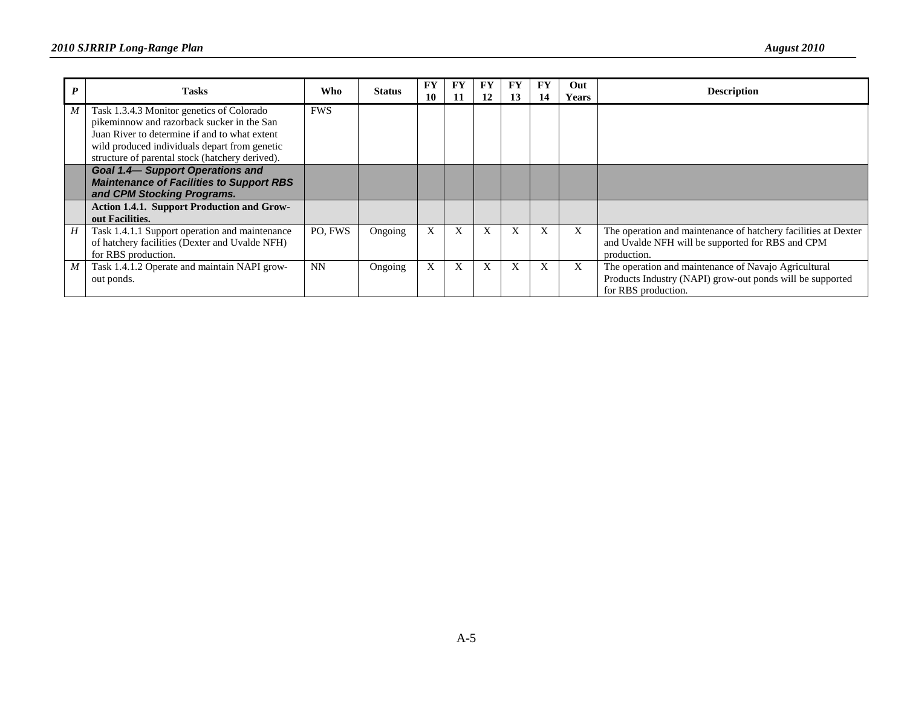| *P* | Tasks | Who | Status | FY 10 | FY 11 | FY 12 | FY 13 | FY 14 | Out Years | Description |
|---|---|---|---|---|---|---|---|---|---|---|
| *M* | Task 1.3.4.3 Monitor genetics of Colorado pikeminnow and razorback sucker in the San Juan River to determine if and to what extent wild produced individuals depart from genetic structure of parental stock (hatchery derived). | FWS | | | | | | | | |
| | ***Goal 1.4— Support Operations and Maintenance of Facilities to Support RBS and CPM Stocking Programs.*** | | | | | | | | | |
| | **Action 1.4.1. Support Production and Grow-out Facilities.** | | | | | | | | | |
| *H* | Task 1.4.1.1 Support operation and maintenance of hatchery facilities (Dexter and Uvalde NFH) for RBS production. | PO, FWS | Ongoing | X | X | X | X | X | X | The operation and maintenance of hatchery facilities at Dexter and Uvalde NFH will be supported for RBS and CPM production. |
| *M* | Task 1.4.1.2 Operate and maintain NAPI grow-out ponds. | NN | Ongoing | X | X | X | X | X | X | The operation and maintenance of Navajo Agricultural Products Industry (NAPI) grow-out ponds will be supported for RBS production. |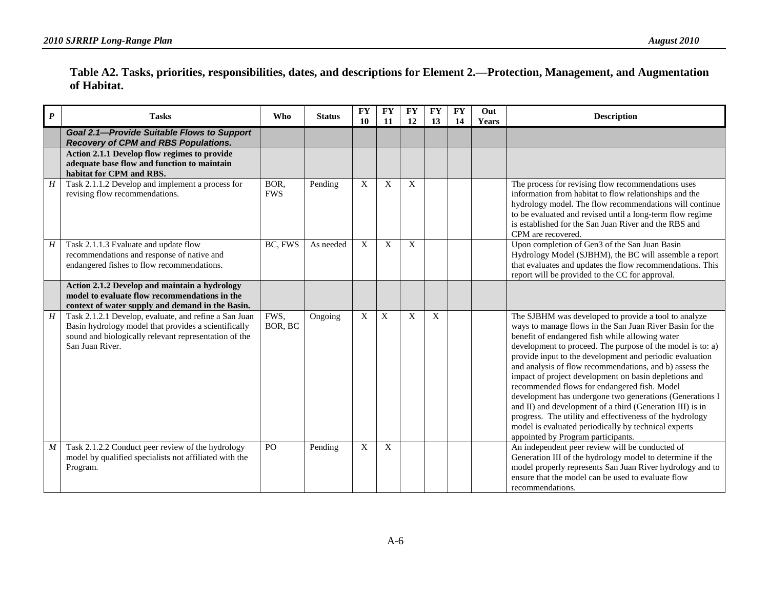**Table A2. Tasks, priorities, responsibilities, dates, and descriptions for Element 2.—Protection, Management, and Augmentation of Habitat.**

| *P* | Tasks | Who | Status | FY 10 | FY 11 | FY 12 | FY 13 | FY 14 | Out Years | Description |
|---|---|---|---|---|---|---|---|---|---|---|
| | ***Goal 2.1—Provide Suitable Flows to Support Recovery of CPM and RBS Populations.*** | | | | | | | | | |
| | **Action 2.1.1 Develop flow regimes to provide adequate base flow and function to maintain habitat for CPM and RBS.** | | | | | | | | | |
| *H* | Task 2.1.1.2 Develop and implement a process for revising flow recommendations. | BOR, FWS | Pending | X | X | X | | | | The process for revising flow recommendations uses information from habitat to flow relationships and the hydrology model. The flow recommendations will continue to be evaluated and revised until a long-term flow regime is established for the San Juan River and the RBS and CPM are recovered. |
| *H* | Task 2.1.1.3 Evaluate and update flow recommendations and response of native and endangered fishes to flow recommendations. | BC, FWS | As needed | X | X | X | | | | Upon completion of Gen3 of the San Juan Basin Hydrology Model (SJBHM), the BC will assemble a report that evaluates and updates the flow recommendations. This report will be provided to the CC for approval. |
| | **Action 2.1.2 Develop and maintain a hydrology model to evaluate flow recommendations in the context of water supply and demand in the Basin.** | | | | | | | | | |
| *H* | Task 2.1.2.1 Develop, evaluate, and refine a San Juan Basin hydrology model that provides a scientifically sound and biologically relevant representation of the San Juan River. | FWS, BOR, BC | Ongoing | X | X | X | X | | | The SJBHM was developed to provide a tool to analyze ways to manage flows in the San Juan River Basin for the benefit of endangered fish while allowing water development to proceed. The purpose of the model is to: a) provide input to the development and periodic evaluation and analysis of flow recommendations, and b) assess the impact of project development on basin depletions and recommended flows for endangered fish. Model development has undergone two generations (Generations I and II) and development of a third (Generation III) is in progress. The utility and effectiveness of the hydrology model is evaluated periodically by technical experts appointed by Program participants. |
| *M* | Task 2.1.2.2 Conduct peer review of the hydrology model by qualified specialists not affiliated with the Program. | PO | Pending | X | X | | | | | An independent peer review will be conducted of Generation III of the hydrology model to determine if the model properly represents San Juan River hydrology and to ensure that the model can be used to evaluate flow recommendations. |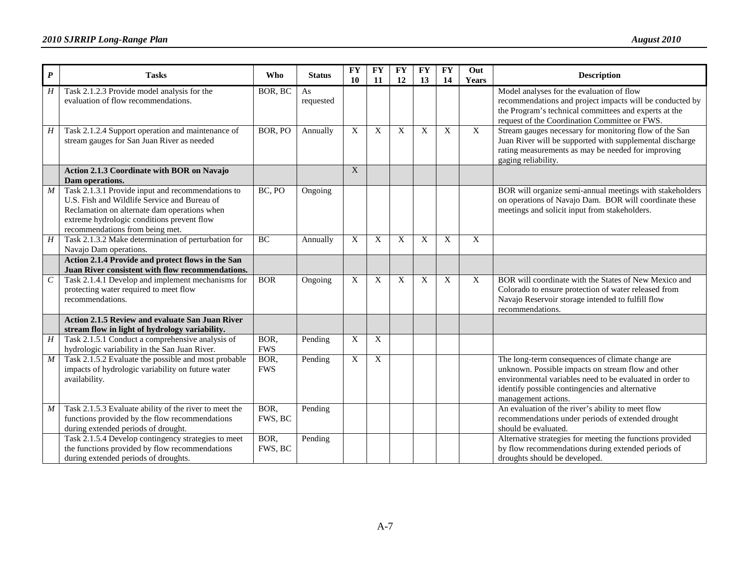| P | Tasks | Who | Status | FY 10 | FY 11 | FY 12 | FY 13 | FY 14 | Out Years | Description |
|---|---|---|---|---|---|---|---|---|---|---|
| *H* | Task 2.1.2.3 Provide model analysis for the evaluation of flow recommendations. | BOR, BC | As requested | | | | | | | Model analyses for the evaluation of flow recommendations and project impacts will be conducted by the Program's technical committees and experts at the request of the Coordination Committee or FWS. |
| *H* | Task 2.1.2.4 Support operation and maintenance of stream gauges for San Juan River as needed | BOR, PO | Annually | X | X | X | X | X | X | Stream gauges necessary for monitoring flow of the San Juan River will be supported with supplemental discharge rating measurements as may be needed for improving gaging reliability. |
| | **Action 2.1.3 Coordinate with BOR on Navajo Dam operations.** | | | X | | | | | | |
| *M* | Task 2.1.3.1 Provide input and recommendations to U.S. Fish and Wildlife Service and Bureau of Reclamation on alternate dam operations when extreme hydrologic conditions prevent flow recommendations from being met. | BC, PO | Ongoing | | | | | | | BOR will organize semi-annual meetings with stakeholders on operations of Navajo Dam. BOR will coordinate these meetings and solicit input from stakeholders. |
| *H* | Task 2.1.3.2 Make determination of perturbation for Navajo Dam operations. | BC | Annually | X | X | X | X | X | X | |
| | **Action 2.1.4 Provide and protect flows in the San Juan River consistent with flow recommendations.** | | | | | | | | | |
| *C* | Task 2.1.4.1 Develop and implement mechanisms for protecting water required to meet flow recommendations. | BOR | Ongoing | X | X | X | X | X | X | BOR will coordinate with the States of New Mexico and Colorado to ensure protection of water released from Navajo Reservoir storage intended to fulfill flow recommendations. |
| | **Action 2.1.5 Review and evaluate San Juan River stream flow in light of hydrology variability.** | | | | | | | | | |
| *H* | Task 2.1.5.1 Conduct a comprehensive analysis of hydrologic variability in the San Juan River. | BOR, FWS | Pending | X | X | | | | | |
| *M* | Task 2.1.5.2 Evaluate the possible and most probable impacts of hydrologic variability on future water availability. | BOR, FWS | Pending | X | X | | | | | The long-term consequences of climate change are unknown. Possible impacts on stream flow and other environmental variables need to be evaluated in order to identify possible contingencies and alternative management actions. |
| *M* | Task 2.1.5.3 Evaluate ability of the river to meet the functions provided by the flow recommendations during extended periods of drought. | BOR, FWS, BC | Pending | | | | | | | An evaluation of the river's ability to meet flow recommendations under periods of extended drought should be evaluated. |
| | Task 2.1.5.4 Develop contingency strategies to meet the functions provided by flow recommendations during extended periods of droughts. | BOR, FWS, BC | Pending | | | | | | | Alternative strategies for meeting the functions provided by flow recommendations during extended periods of droughts should be developed. |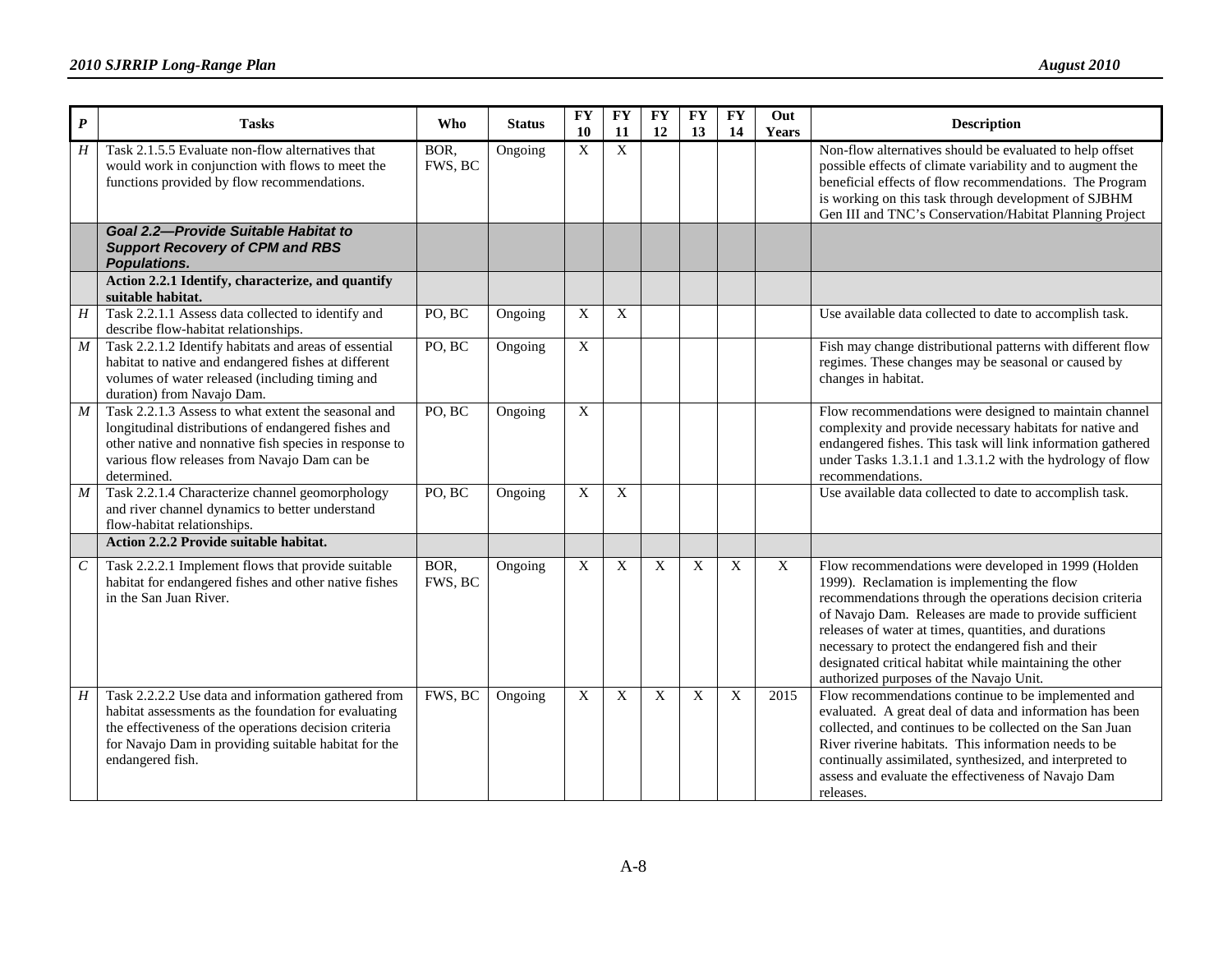| *P* | Tasks | Who | Status | FY 10 | FY 11 | FY 12 | FY 13 | FY 14 | Out Years | Description |
|---|---|---|---|---|---|---|---|---|---|---|
| *H* | Task 2.1.5.5 Evaluate non-flow alternatives that would work in conjunction with flows to meet the functions provided by flow recommendations. | BOR, FWS, BC | Ongoing | X | X | | | | | Non-flow alternatives should be evaluated to help offset possible effects of climate variability and to augment the beneficial effects of flow recommendations. The Program is working on this task through development of SJBHM Gen III and TNC's Conservation/Habitat Planning Project |
| | ***Goal 2.2—Provide Suitable Habitat to Support Recovery of CPM and RBS Populations.*** | | | | | | | | | |
| | **Action 2.2.1 Identify, characterize, and quantify suitable habitat.** | | | | | | | | | |
| *H* | Task 2.2.1.1 Assess data collected to identify and describe flow-habitat relationships. | PO, BC | Ongoing | X | X | | | | | Use available data collected to date to accomplish task. |
| *M* | Task 2.2.1.2 Identify habitats and areas of essential habitat to native and endangered fishes at different volumes of water released (including timing and duration) from Navajo Dam. | PO, BC | Ongoing | X | | | | | | Fish may change distributional patterns with different flow regimes. These changes may be seasonal or caused by changes in habitat. |
| *M* | Task 2.2.1.3 Assess to what extent the seasonal and longitudinal distributions of endangered fishes and other native and nonnative fish species in response to various flow releases from Navajo Dam can be determined. | PO, BC | Ongoing | X | | | | | | Flow recommendations were designed to maintain channel complexity and provide necessary habitats for native and endangered fishes. This task will link information gathered under Tasks 1.3.1.1 and 1.3.1.2 with the hydrology of flow recommendations. |
| *M* | Task 2.2.1.4 Characterize channel geomorphology and river channel dynamics to better understand flow-habitat relationships. | PO, BC | Ongoing | X | X | | | | | Use available data collected to date to accomplish task. |
| | **Action 2.2.2 Provide suitable habitat.** | | | | | | | | | |
| *C* | Task 2.2.2.1 Implement flows that provide suitable habitat for endangered fishes and other native fishes in the San Juan River. | BOR, FWS, BC | Ongoing | X | X | X | X | X | X | Flow recommendations were developed in 1999 (Holden 1999). Reclamation is implementing the flow recommendations through the operations decision criteria of Navajo Dam. Releases are made to provide sufficient releases of water at times, quantities, and durations necessary to protect the endangered fish and their designated critical habitat while maintaining the other authorized purposes of the Navajo Unit. |
| *H* | Task 2.2.2.2 Use data and information gathered from habitat assessments as the foundation for evaluating the effectiveness of the operations decision criteria for Navajo Dam in providing suitable habitat for the endangered fish. | FWS, BC | Ongoing | X | X | X | X | X | 2015 | Flow recommendations continue to be implemented and evaluated. A great deal of data and information has been collected, and continues to be collected on the San Juan River riverine habitats. This information needs to be continually assimilated, synthesized, and interpreted to assess and evaluate the effectiveness of Navajo Dam releases. |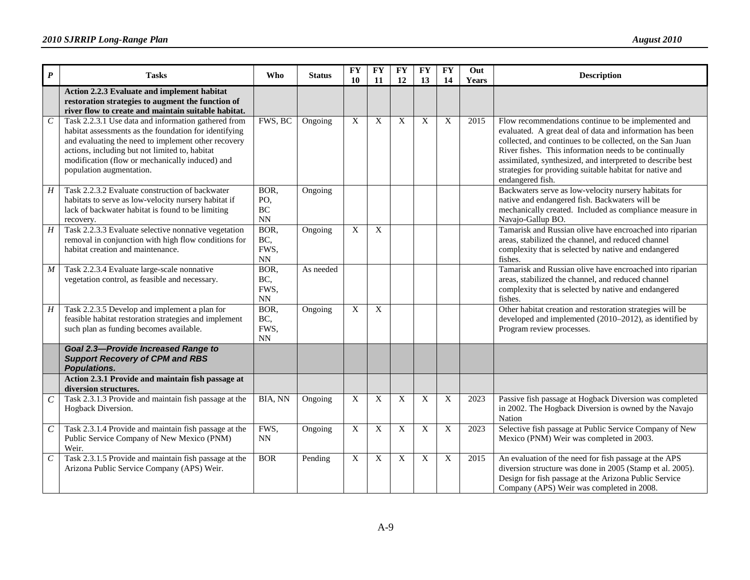| *P* | Tasks | Who | Status | FY 10 | FY 11 | FY 12 | FY 13 | FY 14 | Out Years | Description |
|---|---|---|---|---|---|---|---|---|---|---|
| | **Action 2.2.3 Evaluate and implement habitat restoration strategies to augment the function of river flow to create and maintain suitable habitat.** | | | | | | | | | |
| *C* | Task 2.2.3.1 Use data and information gathered from habitat assessments as the foundation for identifying and evaluating the need to implement other recovery actions, including but not limited to, habitat modification (flow or mechanically induced) and population augmentation. | FWS, BC | Ongoing | X | X | X | X | X | 2015 | Flow recommendations continue to be implemented and evaluated. A great deal of data and information has been collected, and continues to be collected, on the San Juan River fishes. This information needs to be continually assimilated, synthesized, and interpreted to describe best strategies for providing suitable habitat for native and endangered fish. |
| *H* | Task 2.2.3.2 Evaluate construction of backwater habitats to serve as low-velocity nursery habitat if lack of backwater habitat is found to be limiting recovery. | BOR, PO, BC NN | Ongoing | | | | | | | Backwaters serve as low-velocity nursery habitats for native and endangered fish. Backwaters will be mechanically created. Included as compliance measure in Navajo-Gallup BO. |
| *H* | Task 2.2.3.3 Evaluate selective nonnative vegetation removal in conjunction with high flow conditions for habitat creation and maintenance. | BOR, BC, FWS, NN | Ongoing | X | X | | | | | Tamarisk and Russian olive have encroached into riparian areas, stabilized the channel, and reduced channel complexity that is selected by native and endangered fishes. |
| *M* | Task 2.2.3.4 Evaluate large-scale nonnative vegetation control, as feasible and necessary. | BOR, BC, FWS, NN | As needed | | | | | | | Tamarisk and Russian olive have encroached into riparian areas, stabilized the channel, and reduced channel complexity that is selected by native and endangered fishes. |
| *H* | Task 2.2.3.5 Develop and implement a plan for feasible habitat restoration strategies and implement such plan as funding becomes available. | BOR, BC, FWS, NN | Ongoing | X | X | | | | | Other habitat creation and restoration strategies will be developed and implemented (2010–2012), as identified by Program review processes. |
| | ***Goal 2.3—Provide Increased Range to Support Recovery of CPM and RBS Populations.*** | | | | | | | | | |
| | **Action 2.3.1 Provide and maintain fish passage at diversion structures.** | | | | | | | | | |
| *C* | Task 2.3.1.3 Provide and maintain fish passage at the Hogback Diversion. | BIA, NN | Ongoing | X | X | X | X | X | 2023 | Passive fish passage at Hogback Diversion was completed in 2002. The Hogback Diversion is owned by the Navajo Nation |
| *C* | Task 2.3.1.4 Provide and maintain fish passage at the Public Service Company of New Mexico (PNM) Weir. | FWS, NN | Ongoing | X | X | X | X | X | 2023 | Selective fish passage at Public Service Company of New Mexico (PNM) Weir was completed in 2003. |
| *C* | Task 2.3.1.5 Provide and maintain fish passage at the Arizona Public Service Company (APS) Weir. | BOR | Pending | X | X | X | X | X | 2015 | An evaluation of the need for fish passage at the APS diversion structure was done in 2005 (Stamp et al. 2005). Design for fish passage at the Arizona Public Service Company (APS) Weir was completed in 2008. |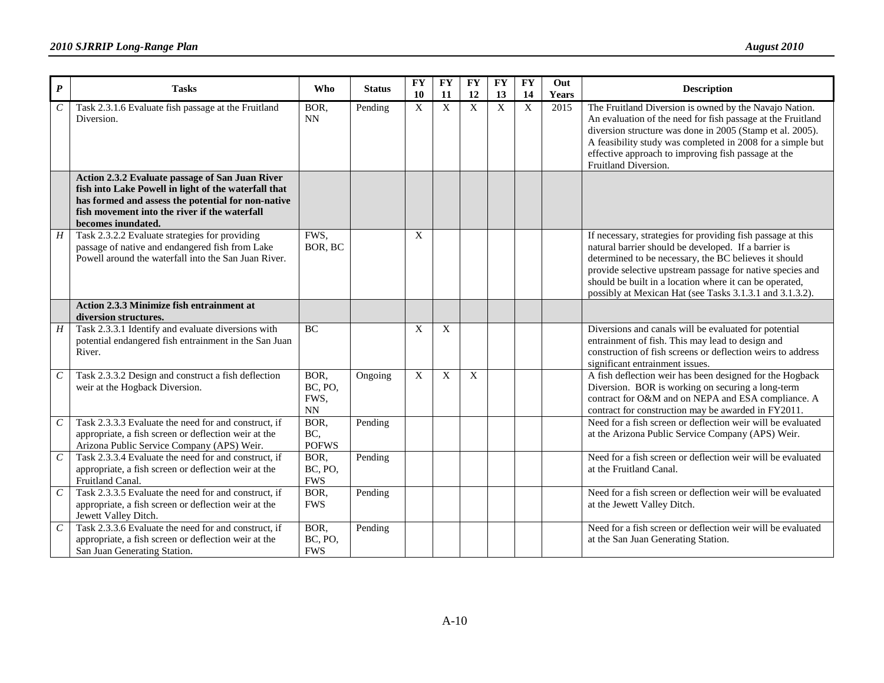| *P* | Tasks | Who | Status | FY 10 | FY 11 | FY 12 | FY 13 | FY 14 | Out Years | Description |
|---|---|---|---|---|---|---|---|---|---|---|
| *C* | Task 2.3.1.6 Evaluate fish passage at the Fruitland Diversion. | BOR, NN | Pending | X | X | X | X | X | 2015 | The Fruitland Diversion is owned by the Navajo Nation. An evaluation of the need for fish passage at the Fruitland diversion structure was done in 2005 (Stamp et al. 2005). A feasibility study was completed in 2008 for a simple but effective approach to improving fish passage at the Fruitland Diversion. |
| | **Action 2.3.2 Evaluate passage of San Juan River fish into Lake Powell in light of the waterfall that has formed and assess the potential for non-native fish movement into the river if the waterfall becomes inundated.** | | | | | | | | | |
| *H* | Task 2.3.2.2 Evaluate strategies for providing passage of native and endangered fish from Lake Powell around the waterfall into the San Juan River. | FWS, BOR, BC | | X | | | | | | If necessary, strategies for providing fish passage at this natural barrier should be developed. If a barrier is determined to be necessary, the BC believes it should provide selective upstream passage for native species and should be built in a location where it can be operated, possibly at Mexican Hat (see Tasks 3.1.3.1 and 3.1.3.2). |
| | **Action 2.3.3 Minimize fish entrainment at diversion structures.** | | | | | | | | | |
| *H* | Task 2.3.3.1 Identify and evaluate diversions with potential endangered fish entrainment in the San Juan River. | BC | | X | X | | | | | Diversions and canals will be evaluated for potential entrainment of fish. This may lead to design and construction of fish screens or deflection weirs to address significant entrainment issues. |
| *C* | Task 2.3.3.2 Design and construct a fish deflection weir at the Hogback Diversion. | BOR, BC, PO, FWS, NN | Ongoing | X | X | X | | | | A fish deflection weir has been designed for the Hogback Diversion. BOR is working on securing a long-term contract for O&M and on NEPA and ESA compliance. A contract for construction may be awarded in FY2011. |
| *C* | Task 2.3.3.3 Evaluate the need for and construct, if appropriate, a fish screen or deflection weir at the Arizona Public Service Company (APS) Weir. | BOR, BC, POFWS | Pending | | | | | | | Need for a fish screen or deflection weir will be evaluated at the Arizona Public Service Company (APS) Weir. |
| *C* | Task 2.3.3.4 Evaluate the need for and construct, if appropriate, a fish screen or deflection weir at the Fruitland Canal. | BOR, BC, PO, FWS | Pending | | | | | | | Need for a fish screen or deflection weir will be evaluated at the Fruitland Canal. |
| *C* | Task 2.3.3.5 Evaluate the need for and construct, if appropriate, a fish screen or deflection weir at the Jewett Valley Ditch. | BOR, FWS | Pending | | | | | | | Need for a fish screen or deflection weir will be evaluated at the Jewett Valley Ditch. |
| *C* | Task 2.3.3.6 Evaluate the need for and construct, if appropriate, a fish screen or deflection weir at the San Juan Generating Station. | BOR, BC, PO, FWS | Pending | | | | | | | Need for a fish screen or deflection weir will be evaluated at the San Juan Generating Station. |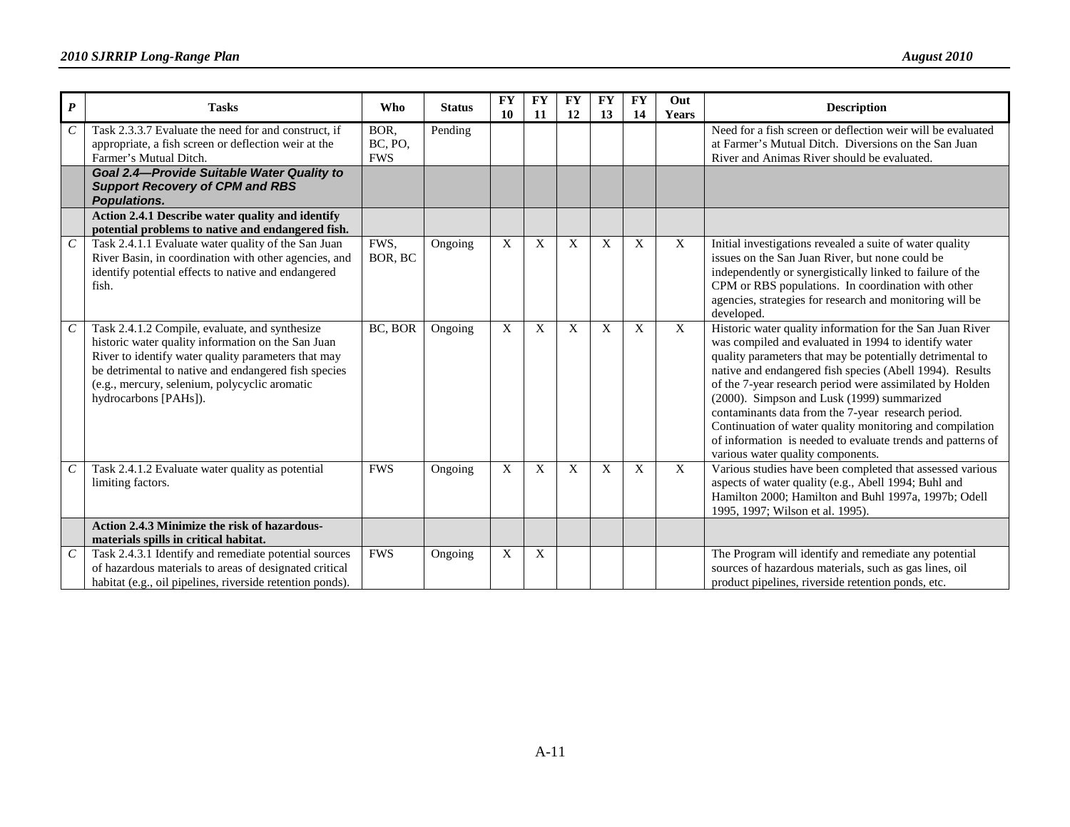| *P* | Tasks | Who | Status | FY 10 | FY 11 | FY 12 | FY 13 | FY 14 | Out Years | Description |
|---|---|---|---|---|---|---|---|---|---|---|
| *C* | Task 2.3.3.7 Evaluate the need for and construct, if appropriate, a fish screen or deflection weir at the Farmer's Mutual Ditch. | BOR, BC, PO, FWS | Pending | | | | | | | Need for a fish screen or deflection weir will be evaluated at Farmer's Mutual Ditch. Diversions on the San Juan River and Animas River should be evaluated. |
| | ***Goal 2.4—Provide Suitable Water Quality to Support Recovery of CPM and RBS Populations.*** | | | | | | | | | |
| | **Action 2.4.1 Describe water quality and identify potential problems to native and endangered fish.** | | | | | | | | | |
| *C* | Task 2.4.1.1 Evaluate water quality of the San Juan River Basin, in coordination with other agencies, and identify potential effects to native and endangered fish. | FWS, BOR, BC | Ongoing | X | X | X | X | X | X | Initial investigations revealed a suite of water quality issues on the San Juan River, but none could be independently or synergistically linked to failure of the CPM or RBS populations. In coordination with other agencies, strategies for research and monitoring will be developed. |
| *C* | Task 2.4.1.2 Compile, evaluate, and synthesize historic water quality information on the San Juan River to identify water quality parameters that may be detrimental to native and endangered fish species (e.g., mercury, selenium, polycyclic aromatic hydrocarbons [PAHs]). | BC, BOR | Ongoing | X | X | X | X | X | X | Historic water quality information for the San Juan River was compiled and evaluated in 1994 to identify water quality parameters that may be potentially detrimental to native and endangered fish species (Abell 1994). Results of the 7-year research period were assimilated by Holden (2000). Simpson and Lusk (1999) summarized contaminants data from the 7-year research period. Continuation of water quality monitoring and compilation of information is needed to evaluate trends and patterns of various water quality components. |
| *C* | Task 2.4.1.2 Evaluate water quality as potential limiting factors. | FWS | Ongoing | X | X | X | X | X | X | Various studies have been completed that assessed various aspects of water quality (e.g., Abell 1994; Buhl and Hamilton 2000; Hamilton and Buhl 1997a, 1997b; Odell 1995, 1997; Wilson et al. 1995). |
| | **Action 2.4.3 Minimize the risk of hazardous-materials spills in critical habitat.** | | | | | | | | | |
| *C* | Task 2.4.3.1 Identify and remediate potential sources of hazardous materials to areas of designated critical habitat (e.g., oil pipelines, riverside retention ponds). | FWS | Ongoing | X | X | | | | | The Program will identify and remediate any potential sources of hazardous materials, such as gas lines, oil product pipelines, riverside retention ponds, etc. |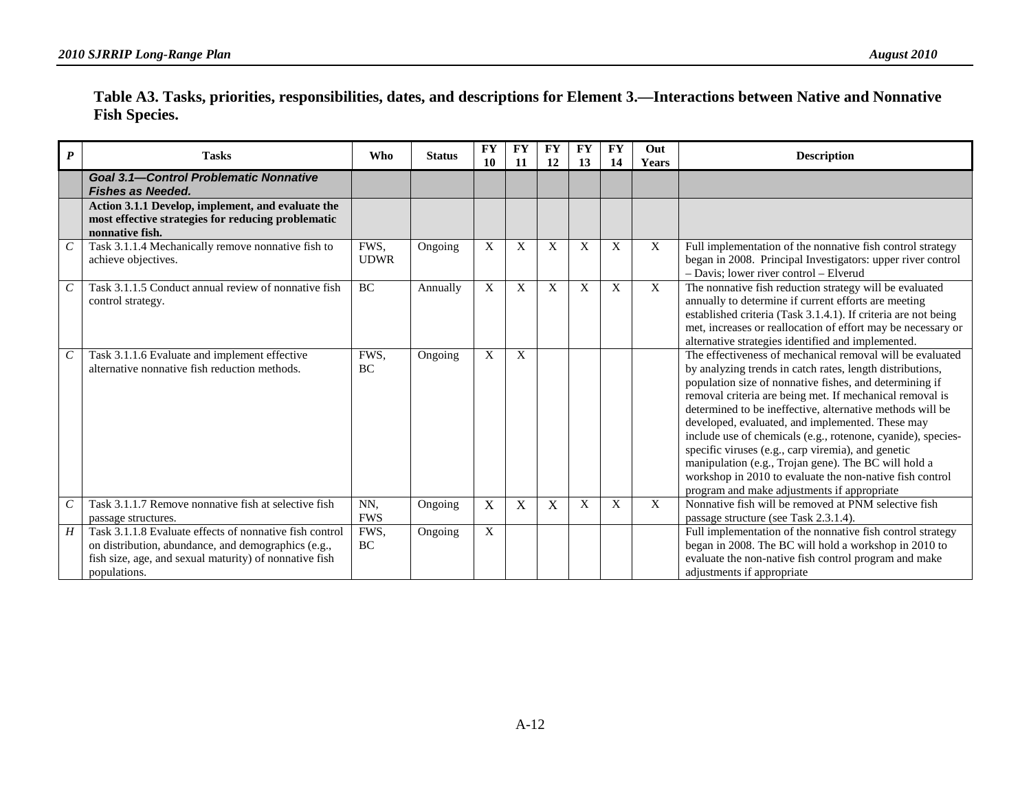**Table A3. Tasks, priorities, responsibilities, dates, and descriptions for Element 3.—Interactions between Native and Nonnative Fish Species.**

| *P* | Tasks | Who | Status | FY 10 | FY 11 | FY 12 | FY 13 | FY 14 | Out Years | Description |
|---|---|---|---|---|---|---|---|---|---|---|
| | ***Goal 3.1—Control Problematic Nonnative Fishes as Needed.*** | | | | | | | | | |
| | **Action 3.1.1 Develop, implement, and evaluate the most effective strategies for reducing problematic nonnative fish.** | | | | | | | | | |
| *C* | Task 3.1.1.4 Mechanically remove nonnative fish to achieve objectives. | FWS, UDWR | Ongoing | X | X | X | X | X | X | Full implementation of the nonnative fish control strategy began in 2008. Principal Investigators: upper river control – Davis; lower river control – Elverud |
| *C* | Task 3.1.1.5 Conduct annual review of nonnative fish control strategy. | BC | Annually | X | X | X | X | X | X | The nonnative fish reduction strategy will be evaluated annually to determine if current efforts are meeting established criteria (Task 3.1.4.1). If criteria are not being met, increases or reallocation of effort may be necessary or alternative strategies identified and implemented. |
| *C* | Task 3.1.1.6 Evaluate and implement effective alternative nonnative fish reduction methods. | FWS, BC | Ongoing | X | X | | | | | The effectiveness of mechanical removal will be evaluated by analyzing trends in catch rates, length distributions, population size of nonnative fishes, and determining if removal criteria are being met. If mechanical removal is determined to be ineffective, alternative methods will be developed, evaluated, and implemented. These may include use of chemicals (e.g., rotenone, cyanide), species-specific viruses (e.g., carp viremia), and genetic manipulation (e.g., Trojan gene). The BC will hold a workshop in 2010 to evaluate the non-native fish control program and make adjustments if appropriate |
| *C* | Task 3.1.1.7 Remove nonnative fish at selective fish passage structures. | NN, FWS | Ongoing | X | X | X | X | X | X | Nonnative fish will be removed at PNM selective fish passage structure (see Task 2.3.1.4). |
| *H* | Task 3.1.1.8 Evaluate effects of nonnative fish control on distribution, abundance, and demographics (e.g., fish size, age, and sexual maturity) of nonnative fish populations. | FWS, BC | Ongoing | X | | | | | | Full implementation of the nonnative fish control strategy began in 2008. The BC will hold a workshop in 2010 to evaluate the non-native fish control program and make adjustments if appropriate |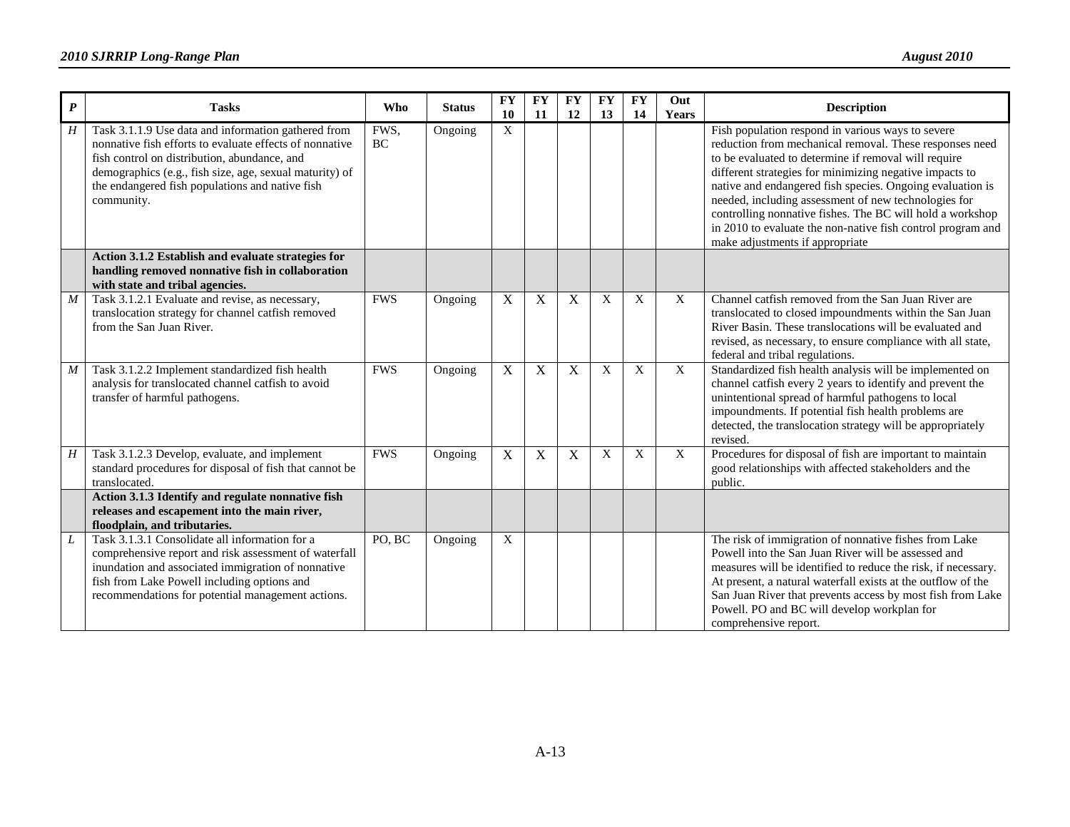| *P* | Tasks | Who | Status | FY 10 | FY 11 | FY 12 | FY 13 | FY 14 | Out Years | Description |
|---|---|---|---|---|---|---|---|---|---|---|
| *H* | Task 3.1.1.9 Use data and information gathered from nonnative fish efforts to evaluate effects of nonnative fish control on distribution, abundance, and demographics (e.g., fish size, age, sexual maturity) of the endangered fish populations and native fish community. | FWS, BC | Ongoing | X | | | | | | Fish population respond in various ways to severe reduction from mechanical removal. These responses need to be evaluated to determine if removal will require different strategies for minimizing negative impacts to native and endangered fish species. Ongoing evaluation is needed, including assessment of new technologies for controlling nonnative fishes. The BC will hold a workshop in 2010 to evaluate the non-native fish control program and make adjustments if appropriate |
| | **Action 3.1.2 Establish and evaluate strategies for handling removed nonnative fish in collaboration with state and tribal agencies.** | | | | | | | | | |
| *M* | Task 3.1.2.1 Evaluate and revise, as necessary, translocation strategy for channel catfish removed from the San Juan River. | FWS | Ongoing | X | X | X | X | X | X | Channel catfish removed from the San Juan River are translocated to closed impoundments within the San Juan River Basin. These translocations will be evaluated and revised, as necessary, to ensure compliance with all state, federal and tribal regulations. |
| *M* | Task 3.1.2.2 Implement standardized fish health analysis for translocated channel catfish to avoid transfer of harmful pathogens. | FWS | Ongoing | X | X | X | X | X | X | Standardized fish health analysis will be implemented on channel catfish every 2 years to identify and prevent the unintentional spread of harmful pathogens to local impoundments. If potential fish health problems are detected, the translocation strategy will be appropriately revised. |
| *H* | Task 3.1.2.3 Develop, evaluate, and implement standard procedures for disposal of fish that cannot be translocated. | FWS | Ongoing | X | X | X | X | X | X | Procedures for disposal of fish are important to maintain good relationships with affected stakeholders and the public. |
| | **Action 3.1.3 Identify and regulate nonnative fish releases and escapement into the main river, floodplain, and tributaries.** | | | | | | | | | |
| *L* | Task 3.1.3.1 Consolidate all information for a comprehensive report and risk assessment of waterfall inundation and associated immigration of nonnative fish from Lake Powell including options and recommendations for potential management actions. | PO, BC | Ongoing | X | | | | | | The risk of immigration of nonnative fishes from Lake Powell into the San Juan River will be assessed and measures will be identified to reduce the risk, if necessary. At present, a natural waterfall exists at the outflow of the San Juan River that prevents access by most fish from Lake Powell. PO and BC will develop workplan for comprehensive report. |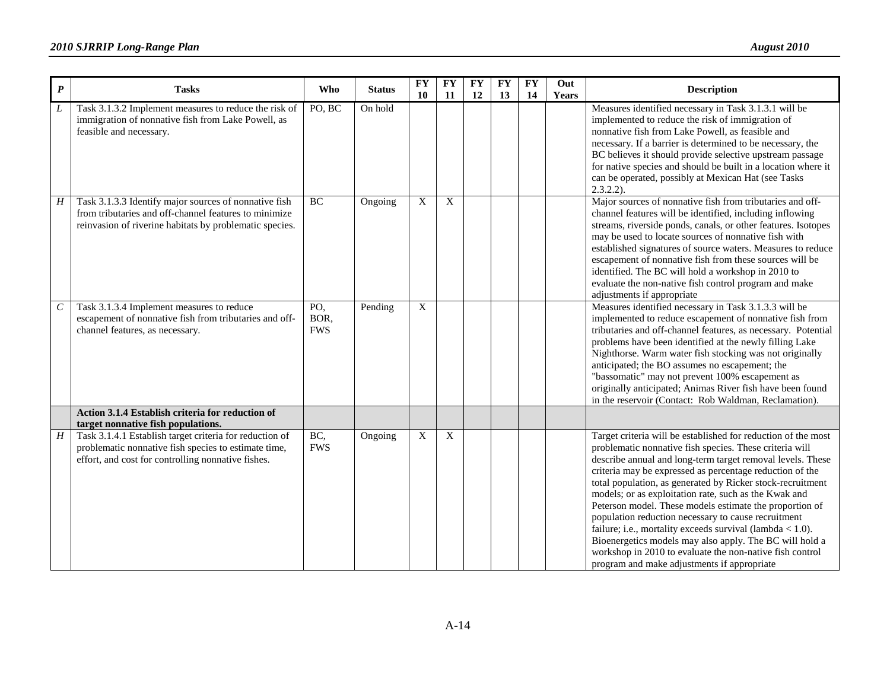| P | Tasks | Who | Status | FY 10 | FY 11 | FY 12 | FY 13 | FY 14 | Out Years | Description |
|---|---|---|---|---|---|---|---|---|---|---|
| *L* | Task 3.1.3.2 Implement measures to reduce the risk of immigration of nonnative fish from Lake Powell, as feasible and necessary. | PO, BC | On hold | | | | | | | Measures identified necessary in Task 3.1.3.1 will be implemented to reduce the risk of immigration of nonnative fish from Lake Powell, as feasible and necessary. If a barrier is determined to be necessary, the BC believes it should provide selective upstream passage for native species and should be built in a location where it can be operated, possibly at Mexican Hat (see Tasks 2.3.2.2). |
| *H* | Task 3.1.3.3 Identify major sources of nonnative fish from tributaries and off-channel features to minimize reinvasion of riverine habitats by problematic species. | BC | Ongoing | X | X | | | | | Major sources of nonnative fish from tributaries and off-channel features will be identified, including inflowing streams, riverside ponds, canals, or other features. Isotopes may be used to locate sources of nonnative fish with established signatures of source waters. Measures to reduce escapement of nonnative fish from these sources will be identified. The BC will hold a workshop in 2010 to evaluate the non-native fish control program and make adjustments if appropriate |
| *C* | Task 3.1.3.4 Implement measures to reduce escapement of nonnative fish from tributaries and off-channel features, as necessary. | PO, BOR, FWS | Pending | X | | | | | | Measures identified necessary in Task 3.1.3.3 will be implemented to reduce escapement of nonnative fish from tributaries and off-channel features, as necessary. Potential problems have been identified at the newly filling Lake Nighthorse. Warm water fish stocking was not originally anticipated; the BO assumes no escapement; the "bassomatic" may not prevent 100% escapement as originally anticipated; Animas River fish have been found in the reservoir (Contact: Rob Waldman, Reclamation). |
| | **Action 3.1.4 Establish criteria for reduction of target nonnative fish populations.** | | | | | | | | | |
| *H* | Task 3.1.4.1 Establish target criteria for reduction of problematic nonnative fish species to estimate time, effort, and cost for controlling nonnative fishes. | BC, FWS | Ongoing | X | X | | | | | Target criteria will be established for reduction of the most problematic nonnative fish species. These criteria will describe annual and long-term target removal levels. These criteria may be expressed as percentage reduction of the total population, as generated by Ricker stock-recruitment models; or as exploitation rate, such as the Kwak and Peterson model. These models estimate the proportion of population reduction necessary to cause recruitment failure; i.e., mortality exceeds survival (lambda < 1.0). Bioenergetics models may also apply. The BC will hold a workshop in 2010 to evaluate the non-native fish control program and make adjustments if appropriate |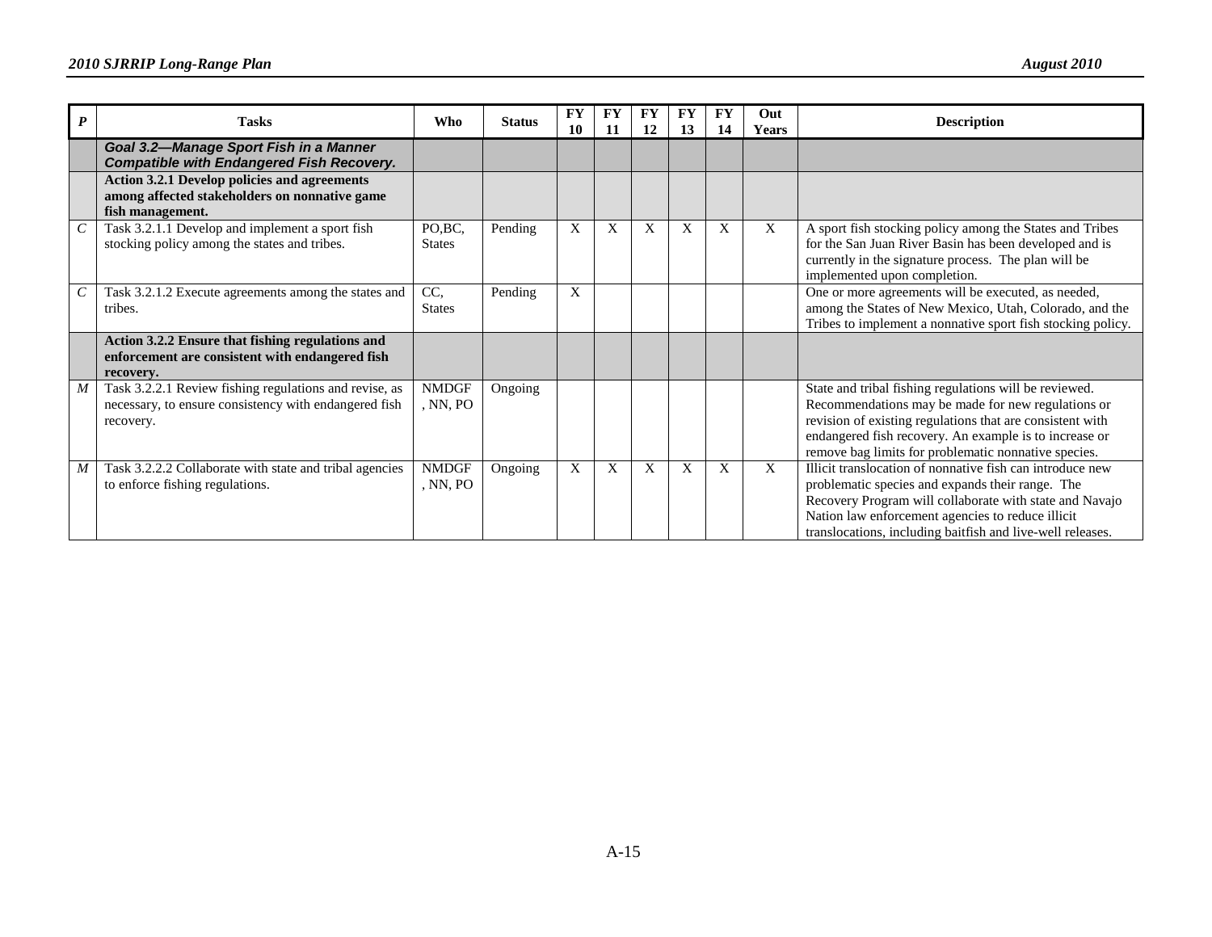| *P* | Tasks | Who | Status | FY 10 | FY 11 | FY 12 | FY 13 | FY 14 | Out Years | Description |
|---|---|---|---|---|---|---|---|---|---|---|
| | ***Goal 3.2—Manage Sport Fish in a Manner Compatible with Endangered Fish Recovery.*** | | | | | | | | | |
| | **Action 3.2.1 Develop policies and agreements among affected stakeholders on nonnative game fish management.** | | | | | | | | | |
| *C* | Task 3.2.1.1 Develop and implement a sport fish stocking policy among the states and tribes. | PO,BC, States | Pending | X | X | X | X | X | X | A sport fish stocking policy among the States and Tribes for the San Juan River Basin has been developed and is currently in the signature process. The plan will be implemented upon completion. |
| *C* | Task 3.2.1.2 Execute agreements among the states and tribes. | CC, States | Pending | X | | | | | | One or more agreements will be executed, as needed, among the States of New Mexico, Utah, Colorado, and the Tribes to implement a nonnative sport fish stocking policy. |
| | **Action 3.2.2 Ensure that fishing regulations and enforcement are consistent with endangered fish recovery.** | | | | | | | | | |
| *M* | Task 3.2.2.1 Review fishing regulations and revise, as necessary, to ensure consistency with endangered fish recovery. | NMDGF, NN, PO | Ongoing | | | | | | | State and tribal fishing regulations will be reviewed. Recommendations may be made for new regulations or revision of existing regulations that are consistent with endangered fish recovery. An example is to increase or remove bag limits for problematic nonnative species. |
| *M* | Task 3.2.2.2 Collaborate with state and tribal agencies to enforce fishing regulations. | NMDGF, NN, PO | Ongoing | X | X | X | X | X | X | Illicit translocation of nonnative fish can introduce new problematic species and expands their range. The Recovery Program will collaborate with state and Navajo Nation law enforcement agencies to reduce illicit translocations, including baitfish and live-well releases. |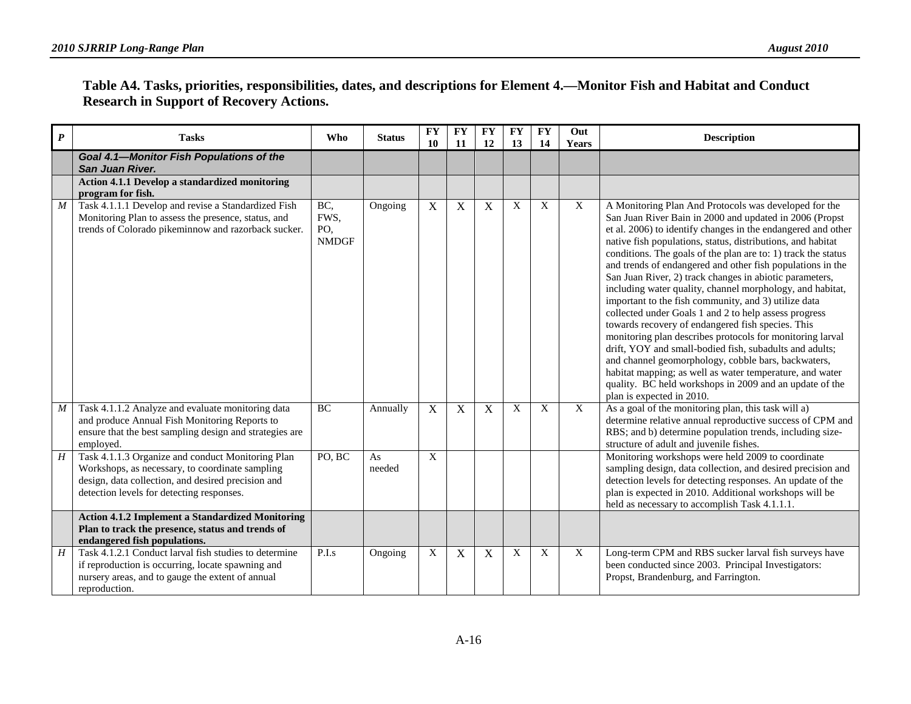**Table A4. Tasks, priorities, responsibilities, dates, and descriptions for Element 4.—Monitor Fish and Habitat and Conduct Research in Support of Recovery Actions.**

| *P* | Tasks | Who | Status | FY 10 | FY 11 | FY 12 | FY 13 | FY 14 | Out Years | Description |
|---|---|---|---|---|---|---|---|---|---|---|
| | ***Goal 4.1—Monitor Fish Populations of the San Juan River.*** | | | | | | | | | |
| | **Action 4.1.1 Develop a standardized monitoring program for fish.** | | | | | | | | | |
| *M* | Task 4.1.1.1 Develop and revise a Standardized Fish Monitoring Plan to assess the presence, status, and trends of Colorado pikeminnow and razorback sucker. | BC, FWS, PO, NMDGF | Ongoing | X | X | X | X | X | X | A Monitoring Plan And Protocols was developed for the San Juan River Bain in 2000 and updated in 2006 (Propst et al. 2006) to identify changes in the endangered and other native fish populations, status, distributions, and habitat conditions. The goals of the plan are to: 1) track the status and trends of endangered and other fish populations in the San Juan River, 2) track changes in abiotic parameters, including water quality, channel morphology, and habitat, important to the fish community, and 3) utilize data collected under Goals 1 and 2 to help assess progress towards recovery of endangered fish species. This monitoring plan describes protocols for monitoring larval drift, YOY and small-bodied fish, subadults and adults; and channel geomorphology, cobble bars, backwaters, habitat mapping; as well as water temperature, and water quality. BC held workshops in 2009 and an update of the plan is expected in 2010. |
| *M* | Task 4.1.1.2 Analyze and evaluate monitoring data and produce Annual Fish Monitoring Reports to ensure that the best sampling design and strategies are employed. | BC | Annually | X | X | X | X | X | X | As a goal of the monitoring plan, this task will a) determine relative annual reproductive success of CPM and RBS; and b) determine population trends, including size-structure of adult and juvenile fishes. |
| *H* | Task 4.1.1.3 Organize and conduct Monitoring Plan Workshops, as necessary, to coordinate sampling design, data collection, and desired precision and detection levels for detecting responses. | PO, BC | As needed | X | | | | | | Monitoring workshops were held 2009 to coordinate sampling design, data collection, and desired precision and detection levels for detecting responses. An update of the plan is expected in 2010. Additional workshops will be held as necessary to accomplish Task 4.1.1.1. |
| | **Action 4.1.2 Implement a Standardized Monitoring Plan to track the presence, status and trends of endangered fish populations.** | | | | | | | | | |
| *H* | Task 4.1.2.1 Conduct larval fish studies to determine if reproduction is occurring, locate spawning and nursery areas, and to gauge the extent of annual reproduction. | P.I.s | Ongoing | X | X | X | X | X | X | Long-term CPM and RBS sucker larval fish surveys have been conducted since 2003. Principal Investigators: Propst, Brandenburg, and Farrington. |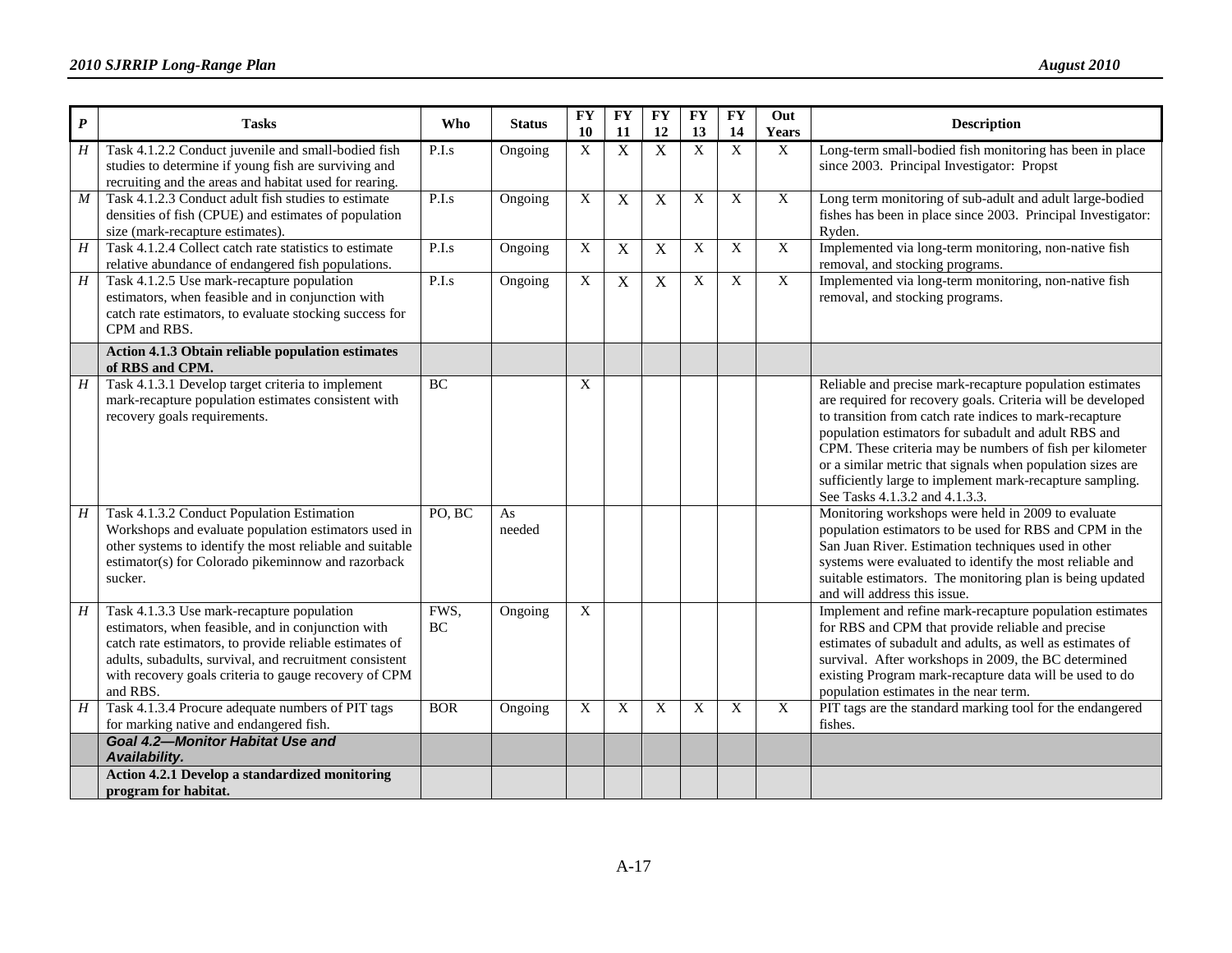| P | Tasks | Who | Status | FY 10 | FY 11 | FY 12 | FY 13 | FY 14 | Out Years | Description |
|---|---|---|---|---|---|---|---|---|---|---|
| H | Task 4.1.2.2 Conduct juvenile and small-bodied fish studies to determine if young fish are surviving and recruiting and the areas and habitat used for rearing. | P.I.s | Ongoing | X | X | X | X | X | X | Long-term small-bodied fish monitoring has been in place since 2003. Principal Investigator: Propst |
| M | Task 4.1.2.3 Conduct adult fish studies to estimate densities of fish (CPUE) and estimates of population size (mark-recapture estimates). | P.I.s | Ongoing | X | X | X | X | X | X | Long term monitoring of sub-adult and adult large-bodied fishes has been in place since 2003. Principal Investigator: Ryden. |
| H | Task 4.1.2.4 Collect catch rate statistics to estimate relative abundance of endangered fish populations. | P.I.s | Ongoing | X | X | X | X | X | X | Implemented via long-term monitoring, non-native fish removal, and stocking programs. |
| H | Task 4.1.2.5 Use mark-recapture population estimators, when feasible and in conjunction with catch rate estimators, to evaluate stocking success for CPM and RBS. | P.I.s | Ongoing | X | X | X | X | X | X | Implemented via long-term monitoring, non-native fish removal, and stocking programs. |
| | **Action 4.1.3 Obtain reliable population estimates of RBS and CPM.** | | | | | | | | | |
| H | Task 4.1.3.1 Develop target criteria to implement mark-recapture population estimates consistent with recovery goals requirements. | BC | | X | | | | | | Reliable and precise mark-recapture population estimates are required for recovery goals. Criteria will be developed to transition from catch rate indices to mark-recapture population estimators for subadult and adult RBS and CPM. These criteria may be numbers of fish per kilometer or a similar metric that signals when population sizes are sufficiently large to implement mark-recapture sampling. See Tasks 4.1.3.2 and 4.1.3.3. |
| H | Task 4.1.3.2 Conduct Population Estimation Workshops and evaluate population estimators used in other systems to identify the most reliable and suitable estimator(s) for Colorado pikeminnow and razorback sucker. | PO, BC | As needed | | | | | | | Monitoring workshops were held in 2009 to evaluate population estimators to be used for RBS and CPM in the San Juan River. Estimation techniques used in other systems were evaluated to identify the most reliable and suitable estimators. The monitoring plan is being updated and will address this issue. |
| H | Task 4.1.3.3 Use mark-recapture population estimators, when feasible, and in conjunction with catch rate estimators, to provide reliable estimates of adults, subadults, survival, and recruitment consistent with recovery goals criteria to gauge recovery of CPM and RBS. | FWS, BC | Ongoing | X | | | | | | Implement and refine mark-recapture population estimates for RBS and CPM that provide reliable and precise estimates of subadult and adults, as well as estimates of survival. After workshops in 2009, the BC determined existing Program mark-recapture data will be used to do population estimates in the near term. |
| H | Task 4.1.3.4 Procure adequate numbers of PIT tags for marking native and endangered fish. | BOR | Ongoing | X | X | X | X | X | X | PIT tags are the standard marking tool for the endangered fishes. |
| | ***Goal 4.2—Monitor Habitat Use and Availability.*** | | | | | | | | | |
| | **Action 4.2.1 Develop a standardized monitoring program for habitat.** | | | | | | | | | |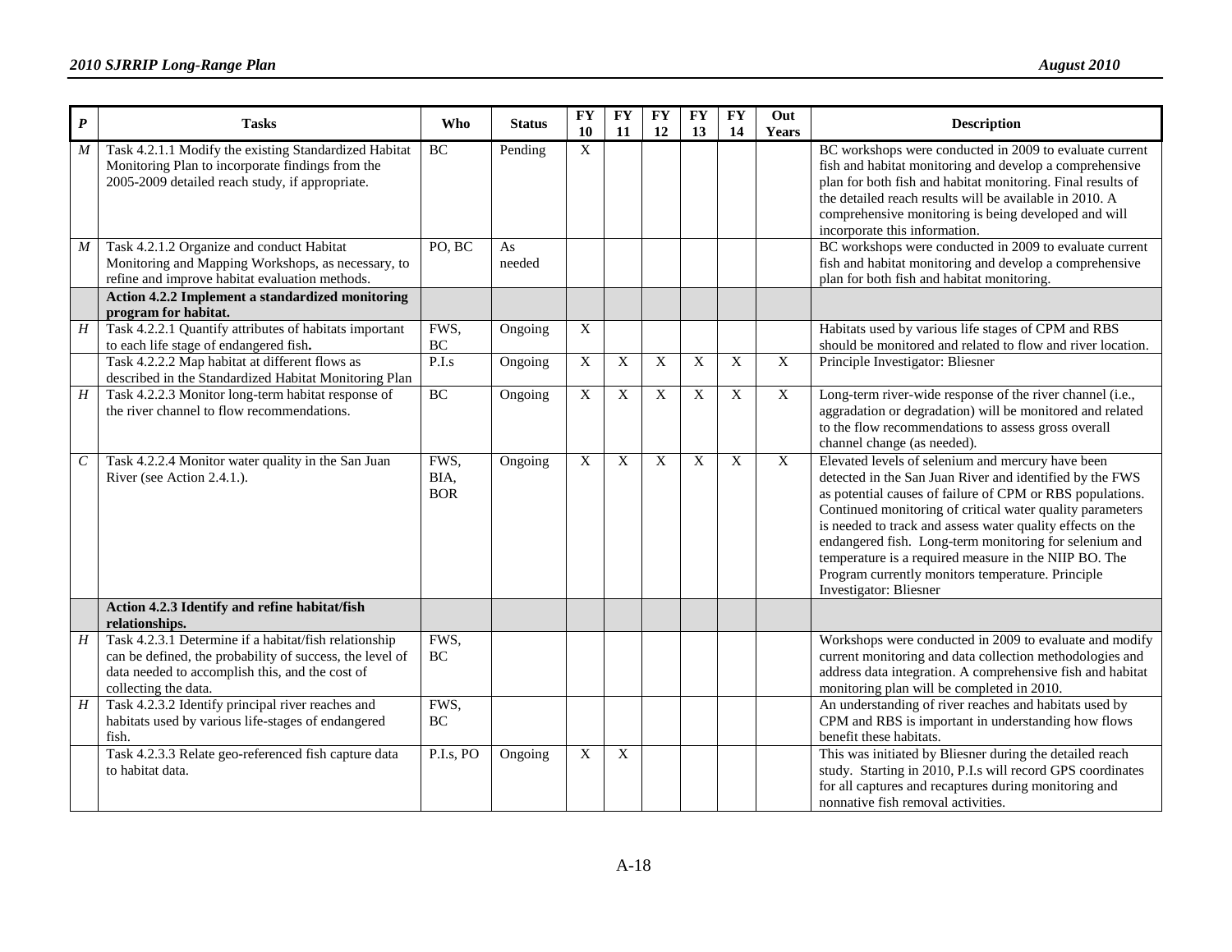| P | Tasks | Who | Status | FY 10 | FY 11 | FY 12 | FY 13 | FY 14 | Out Years | Description |
|---|---|---|---|---|---|---|---|---|---|---|
| *M* | Task 4.2.1.1 Modify the existing Standardized Habitat Monitoring Plan to incorporate findings from the 2005-2009 detailed reach study, if appropriate. | BC | Pending | X | | | | | | BC workshops were conducted in 2009 to evaluate current fish and habitat monitoring and develop a comprehensive plan for both fish and habitat monitoring. Final results of the detailed reach results will be available in 2010. A comprehensive monitoring is being developed and will incorporate this information. |
| *M* | Task 4.2.1.2 Organize and conduct Habitat Monitoring and Mapping Workshops, as necessary, to refine and improve habitat evaluation methods. | PO, BC | As needed | | | | | | | BC workshops were conducted in 2009 to evaluate current fish and habitat monitoring and develop a comprehensive plan for both fish and habitat monitoring. |
| | **Action 4.2.2 Implement a standardized monitoring program for habitat.** | | | | | | | | | |
| *H* | Task 4.2.2.1 Quantify attributes of habitats important to each life stage of endangered fish**.** | FWS, BC | Ongoing | X | | | | | | Habitats used by various life stages of CPM and RBS should be monitored and related to flow and river location. |
| | Task 4.2.2.2 Map habitat at different flows as described in the Standardized Habitat Monitoring Plan | P.I.s | Ongoing | X | X | X | X | X | X | Principle Investigator: Bliesner |
| *H* | Task 4.2.2.3 Monitor long-term habitat response of the river channel to flow recommendations. | BC | Ongoing | X | X | X | X | X | X | Long-term river-wide response of the river channel (i.e., aggradation or degradation) will be monitored and related to the flow recommendations to assess gross overall channel change (as needed). |
| *C* | Task 4.2.2.4 Monitor water quality in the San Juan River (see Action 2.4.1.). | FWS, BIA, BOR | Ongoing | X | X | X | X | X | X | Elevated levels of selenium and mercury have been detected in the San Juan River and identified by the FWS as potential causes of failure of CPM or RBS populations. Continued monitoring of critical water quality parameters is needed to track and assess water quality effects on the endangered fish. Long-term monitoring for selenium and temperature is a required measure in the NIIP BO. The Program currently monitors temperature. Principle Investigator: Bliesner |
| | **Action 4.2.3 Identify and refine habitat/fish relationships.** | | | | | | | | | |
| *H* | Task 4.2.3.1 Determine if a habitat/fish relationship can be defined, the probability of success, the level of data needed to accomplish this, and the cost of collecting the data. | FWS, BC | | | | | | | | Workshops were conducted in 2009 to evaluate and modify current monitoring and data collection methodologies and address data integration. A comprehensive fish and habitat monitoring plan will be completed in 2010. |
| *H* | Task 4.2.3.2 Identify principal river reaches and habitats used by various life-stages of endangered fish. | FWS, BC | | | | | | | | An understanding of river reaches and habitats used by CPM and RBS is important in understanding how flows benefit these habitats. |
| | Task 4.2.3.3 Relate geo-referenced fish capture data to habitat data. | P.I.s, PO | Ongoing | X | X | | | | | This was initiated by Bliesner during the detailed reach study. Starting in 2010, P.I.s will record GPS coordinates for all captures and recaptures during monitoring and nonnative fish removal activities. |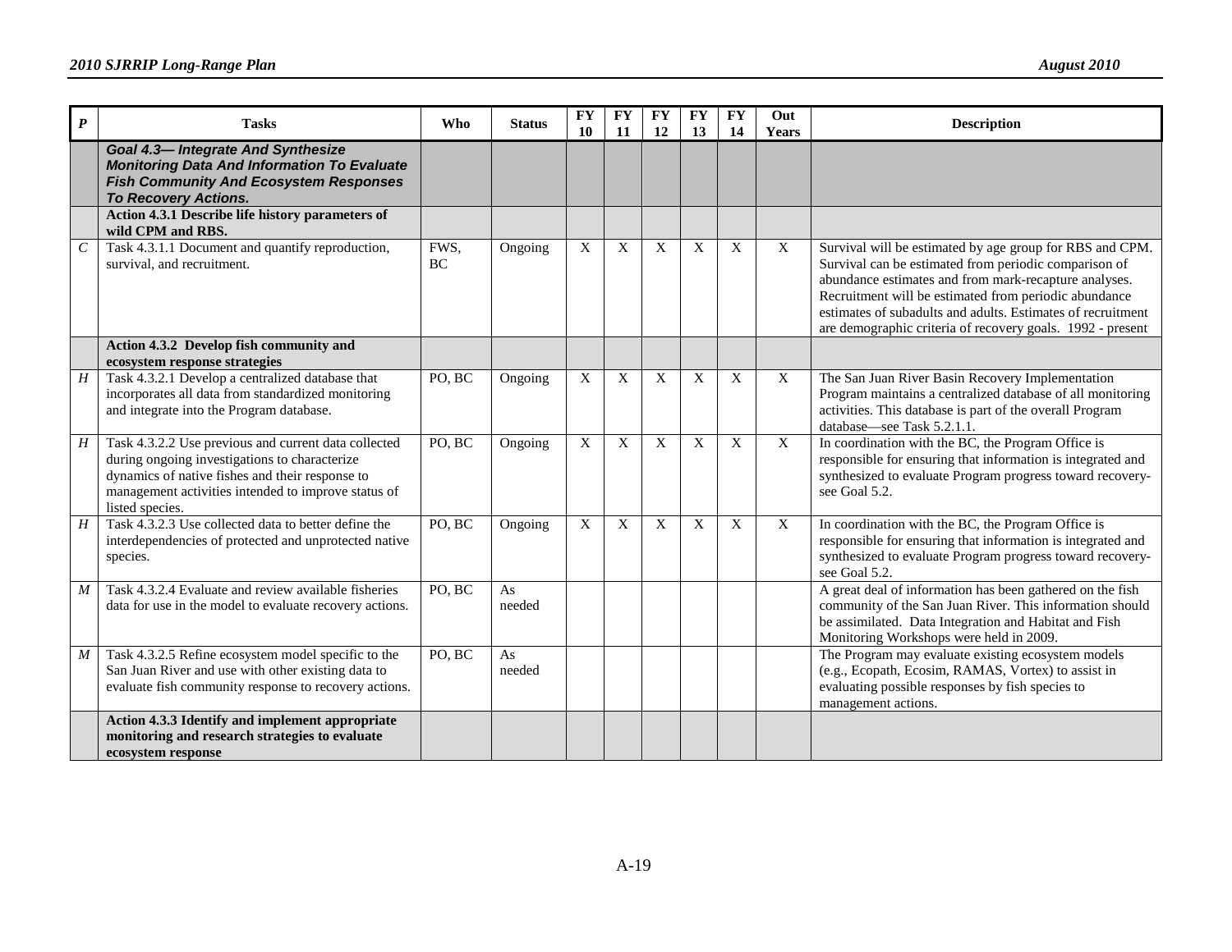| *P* | Tasks | Who | Status | FY 10 | FY 11 | FY 12 | FY 13 | FY 14 | Out Years | Description |
|---|---|---|---|---|---|---|---|---|---|---|
| | ***Goal 4.3— Integrate And Synthesize Monitoring Data And Information To Evaluate Fish Community And Ecosystem Responses To Recovery Actions.*** | | | | | | | | | |
| | **Action 4.3.1 Describe life history parameters of wild CPM and RBS.** | | | | | | | | | |
| *C* | Task 4.3.1.1 Document and quantify reproduction, survival, and recruitment. | FWS, BC | Ongoing | X | X | X | X | X | X | Survival will be estimated by age group for RBS and CPM. Survival can be estimated from periodic comparison of abundance estimates and from mark-recapture analyses. Recruitment will be estimated from periodic abundance estimates of subadults and adults. Estimates of recruitment are demographic criteria of recovery goals. 1992 - present |
| | **Action 4.3.2 Develop fish community and ecosystem response strategies** | | | | | | | | | |
| *H* | Task 4.3.2.1 Develop a centralized database that incorporates all data from standardized monitoring and integrate into the Program database. | PO, BC | Ongoing | X | X | X | X | X | X | The San Juan River Basin Recovery Implementation Program maintains a centralized database of all monitoring activities. This database is part of the overall Program database—see Task 5.2.1.1. |
| *H* | Task 4.3.2.2 Use previous and current data collected during ongoing investigations to characterize dynamics of native fishes and their response to management activities intended to improve status of listed species. | PO, BC | Ongoing | X | X | X | X | X | X | In coordination with the BC, the Program Office is responsible for ensuring that information is integrated and synthesized to evaluate Program progress toward recovery-see Goal 5.2. |
| *H* | Task 4.3.2.3 Use collected data to better define the interdependencies of protected and unprotected native species. | PO, BC | Ongoing | X | X | X | X | X | X | In coordination with the BC, the Program Office is responsible for ensuring that information is integrated and synthesized to evaluate Program progress toward recovery-see Goal 5.2. |
| *M* | Task 4.3.2.4 Evaluate and review available fisheries data for use in the model to evaluate recovery actions. | PO, BC | As needed | | | | | | | A great deal of information has been gathered on the fish community of the San Juan River. This information should be assimilated. Data Integration and Habitat and Fish Monitoring Workshops were held in 2009. |
| *M* | Task 4.3.2.5 Refine ecosystem model specific to the San Juan River and use with other existing data to evaluate fish community response to recovery actions. | PO, BC | As needed | | | | | | | The Program may evaluate existing ecosystem models (e.g., Ecopath, Ecosim, RAMAS, Vortex) to assist in evaluating possible responses by fish species to management actions. |
| | **Action 4.3.3 Identify and implement appropriate monitoring and research strategies to evaluate ecosystem response** | | | | | | | | | |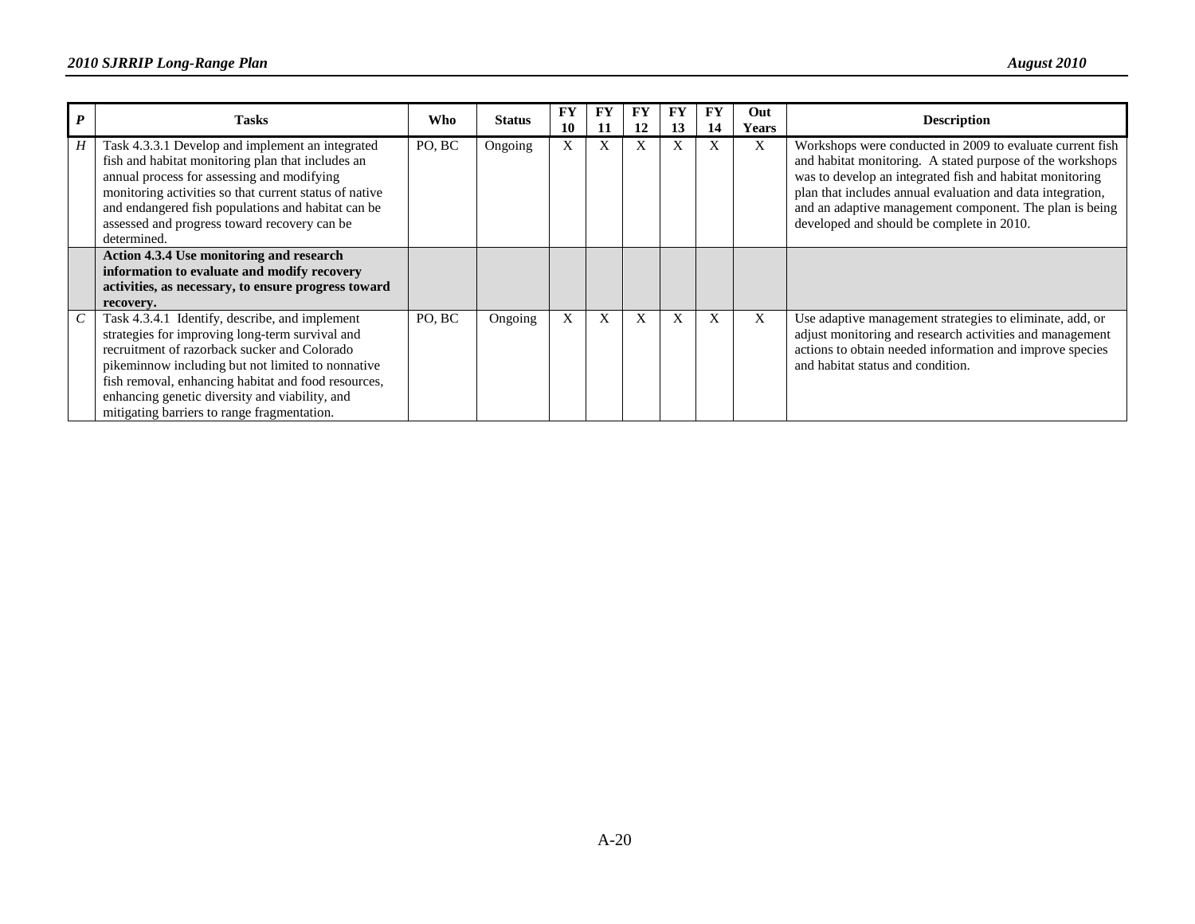| *P* | Tasks | Who | Status | FY 10 | FY 11 | FY 12 | FY 13 | FY 14 | Out Years | Description |
|---|---|---|---|---|---|---|---|---|---|---|
| *H* | Task 4.3.3.1 Develop and implement an integrated fish and habitat monitoring plan that includes an annual process for assessing and modifying monitoring activities so that current status of native and endangered fish populations and habitat can be assessed and progress toward recovery can be determined. | PO, BC | Ongoing | X | X | X | X | X | X | Workshops were conducted in 2009 to evaluate current fish and habitat monitoring. A stated purpose of the workshops was to develop an integrated fish and habitat monitoring plan that includes annual evaluation and data integration, and an adaptive management component. The plan is being developed and should be complete in 2010. |
| | **Action 4.3.4 Use monitoring and research information to evaluate and modify recovery activities, as necessary, to ensure progress toward recovery.** | | | | | | | | | |
| *C* | Task 4.3.4.1 Identify, describe, and implement strategies for improving long-term survival and recruitment of razorback sucker and Colorado pikeminnow including but not limited to nonnative fish removal, enhancing habitat and food resources, enhancing genetic diversity and viability, and mitigating barriers to range fragmentation. | PO, BC | Ongoing | X | X | X | X | X | X | Use adaptive management strategies to eliminate, add, or adjust monitoring and research activities and management actions to obtain needed information and improve species and habitat status and condition. |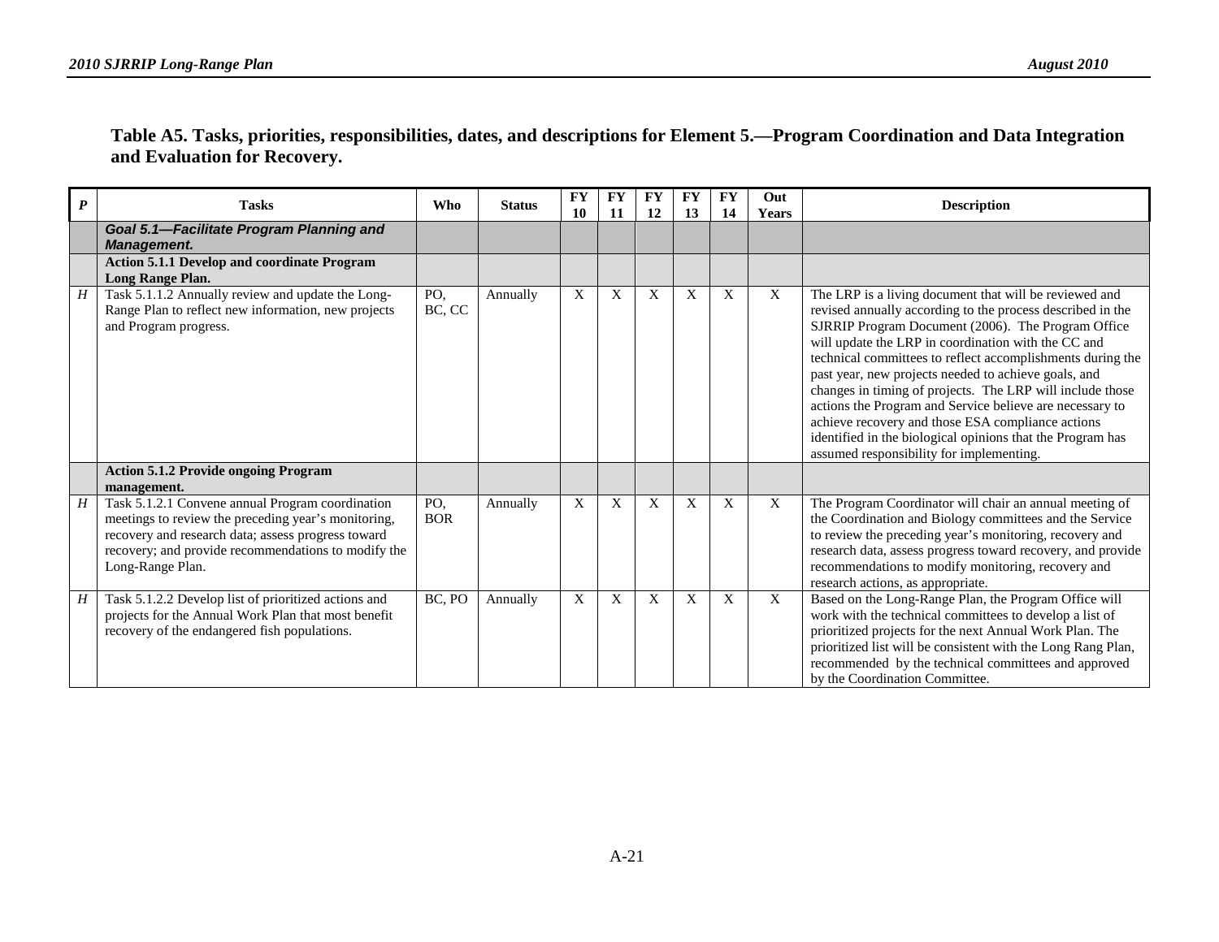**Table A5. Tasks, priorities, responsibilities, dates, and descriptions for Element 5.—Program Coordination and Data Integration and Evaluation for Recovery.**

| *P* | Tasks | Who | Status | FY 10 | FY 11 | FY 12 | FY 13 | FY 14 | Out Years | Description |
|---|---|---|---|---|---|---|---|---|---|---|
| | ***Goal 5.1—Facilitate Program Planning and Management.*** | | | | | | | | | |
| | **Action 5.1.1 Develop and coordinate Program Long Range Plan.** | | | | | | | | | |
| *H* | Task 5.1.1.2 Annually review and update the Long-Range Plan to reflect new information, new projects and Program progress. | PO, BC, CC | Annually | X | X | X | X | X | X | The LRP is a living document that will be reviewed and revised annually according to the process described in the SJRRIP Program Document (2006). The Program Office will update the LRP in coordination with the CC and technical committees to reflect accomplishments during the past year, new projects needed to achieve goals, and changes in timing of projects. The LRP will include those actions the Program and Service believe are necessary to achieve recovery and those ESA compliance actions identified in the biological opinions that the Program has assumed responsibility for implementing. |
| | **Action 5.1.2 Provide ongoing Program management.** | | | | | | | | | |
| *H* | Task 5.1.2.1 Convene annual Program coordination meetings to review the preceding year's monitoring, recovery and research data; assess progress toward recovery; and provide recommendations to modify the Long-Range Plan. | PO, BOR | Annually | X | X | X | X | X | X | The Program Coordinator will chair an annual meeting of the Coordination and Biology committees and the Service to review the preceding year's monitoring, recovery and research data, assess progress toward recovery, and provide recommendations to modify monitoring, recovery and research actions, as appropriate. |
| *H* | Task 5.1.2.2 Develop list of prioritized actions and projects for the Annual Work Plan that most benefit recovery of the endangered fish populations. | BC, PO | Annually | X | X | X | X | X | X | Based on the Long-Range Plan, the Program Office will work with the technical committees to develop a list of prioritized projects for the next Annual Work Plan. The prioritized list will be consistent with the Long Rang Plan, recommended by the technical committees and approved by the Coordination Committee. |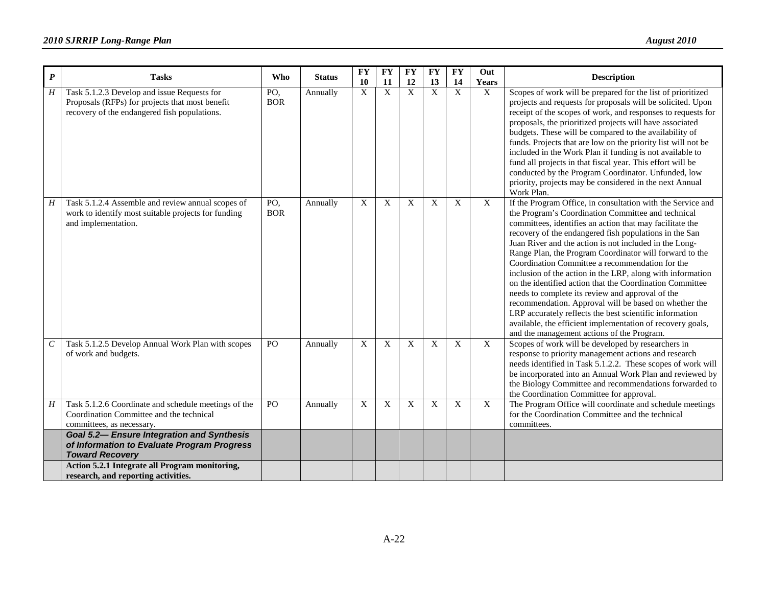| *P* | Tasks | Who | Status | FY 10 | FY 11 | FY 12 | FY 13 | FY 14 | Out Years | Description |
|---|---|---|---|---|---|---|---|---|---|---|
| *H* | Task 5.1.2.3 Develop and issue Requests for Proposals (RFPs) for projects that most benefit recovery of the endangered fish populations. | PO, BOR | Annually | X | X | X | X | X | X | Scopes of work will be prepared for the list of prioritized projects and requests for proposals will be solicited. Upon receipt of the scopes of work, and responses to requests for proposals, the prioritized projects will have associated budgets. These will be compared to the availability of funds. Projects that are low on the priority list will not be included in the Work Plan if funding is not available to fund all projects in that fiscal year. This effort will be conducted by the Program Coordinator. Unfunded, low priority, projects may be considered in the next Annual Work Plan. |
| *H* | Task 5.1.2.4 Assemble and review annual scopes of work to identify most suitable projects for funding and implementation. | PO, BOR | Annually | X | X | X | X | X | X | If the Program Office, in consultation with the Service and the Program's Coordination Committee and technical committees, identifies an action that may facilitate the recovery of the endangered fish populations in the San Juan River and the action is not included in the Long-Range Plan, the Program Coordinator will forward to the Coordination Committee a recommendation for the inclusion of the action in the LRP, along with information on the identified action that the Coordination Committee needs to complete its review and approval of the recommendation. Approval will be based on whether the LRP accurately reflects the best scientific information available, the efficient implementation of recovery goals, and the management actions of the Program. |
| *C* | Task 5.1.2.5 Develop Annual Work Plan with scopes of work and budgets. | PO | Annually | X | X | X | X | X | X | Scopes of work will be developed by researchers in response to priority management actions and research needs identified in Task 5.1.2.2. These scopes of work will be incorporated into an Annual Work Plan and reviewed by the Biology Committee and recommendations forwarded to the Coordination Committee for approval. |
| *H* | Task 5.1.2.6 Coordinate and schedule meetings of the Coordination Committee and the technical committees, as necessary. | PO | Annually | X | X | X | X | X | X | The Program Office will coordinate and schedule meetings for the Coordination Committee and the technical committees. |
| | ***Goal 5.2— Ensure Integration and Synthesis of Information to Evaluate Program Progress Toward Recovery*** | | | | | | | | | |
| | **Action 5.2.1 Integrate all Program monitoring, research, and reporting activities.** | | | | | | | | | |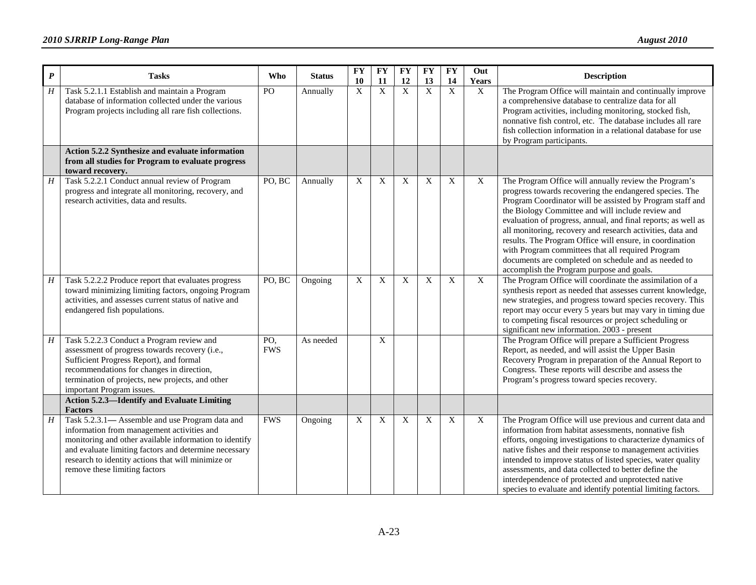| *P* | Tasks | Who | Status | FY 10 | FY 11 | FY 12 | FY 13 | FY 14 | Out Years | Description |
|---|---|---|---|---|---|---|---|---|---|---|
| *H* | Task 5.2.1.1 Establish and maintain a Program database of information collected under the various Program projects including all rare fish collections. | PO | Annually | X | X | X | X | X | X | The Program Office will maintain and continually improve a comprehensive database to centralize data for all Program activities, including monitoring, stocked fish, nonnative fish control, etc. The database includes all rare fish collection information in a relational database for use by Program participants. |
| | **Action 5.2.2 Synthesize and evaluate information from all studies for Program to evaluate progress toward recovery.** | | | | | | | | | |
| *H* | Task 5.2.2.1 Conduct annual review of Program progress and integrate all monitoring, recovery, and research activities, data and results. | PO, BC | Annually | X | X | X | X | X | X | The Program Office will annually review the Program's progress towards recovering the endangered species. The Program Coordinator will be assisted by Program staff and the Biology Committee and will include review and evaluation of progress, annual, and final reports; as well as all monitoring, recovery and research activities, data and results. The Program Office will ensure, in coordination with Program committees that all required Program documents are completed on schedule and as needed to accomplish the Program purpose and goals. |
| *H* | Task 5.2.2.2 Produce report that evaluates progress toward minimizing limiting factors, ongoing Program activities, and assesses current status of native and endangered fish populations. | PO, BC | Ongoing | X | X | X | X | X | X | The Program Office will coordinate the assimilation of a synthesis report as needed that assesses current knowledge, new strategies, and progress toward species recovery. This report may occur every 5 years but may vary in timing due to competing fiscal resources or project scheduling or significant new information. 2003 - present |
| *H* | Task 5.2.2.3 Conduct a Program review and assessment of progress towards recovery (i.e., Sufficient Progress Report), and formal recommendations for changes in direction, termination of projects, new projects, and other important Program issues. | PO, FWS | As needed | | X | | | | | The Program Office will prepare a Sufficient Progress Report, as needed, and will assist the Upper Basin Recovery Program in preparation of the Annual Report to Congress. These reports will describe and assess the Program's progress toward species recovery. |
| | **Action 5.2.3—Identify and Evaluate Limiting Factors** | | | | | | | | | |
| *H* | Task 5.2.3.1— Assemble and use Program data and information from management activities and monitoring and other available information to identify and evaluate limiting factors and determine necessary research to identity actions that will minimize or remove these limiting factors | FWS | Ongoing | X | X | X | X | X | X | The Program Office will use previous and current data and information from habitat assessments, nonnative fish efforts, ongoing investigations to characterize dynamics of native fishes and their response to management activities intended to improve status of listed species, water quality assessments, and data collected to better define the interdependence of protected and unprotected native species to evaluate and identify potential limiting factors. |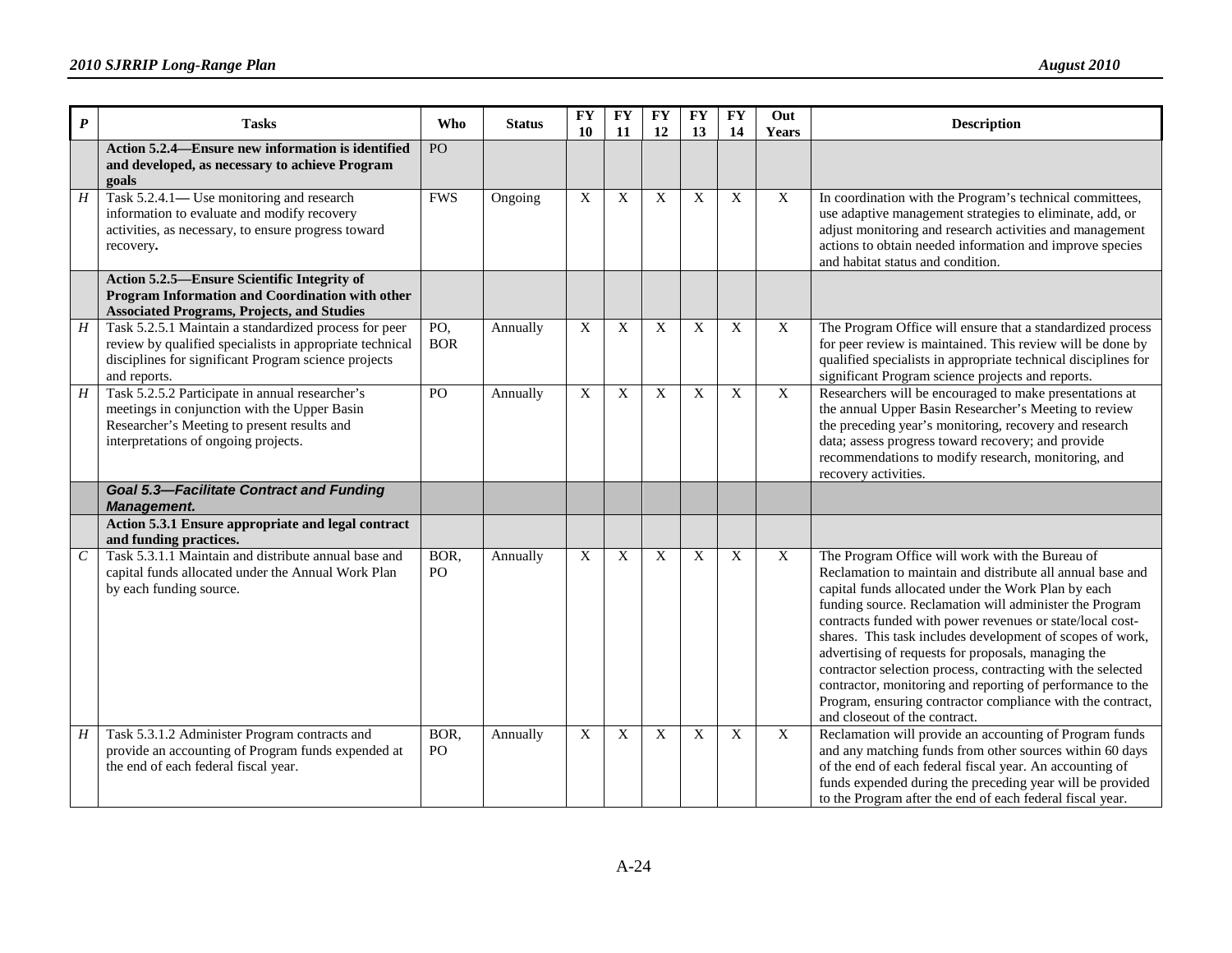| *P* | Tasks | Who | Status | FY 10 | FY 11 | FY 12 | FY 13 | FY 14 | Out Years | Description |
|---|---|---|---|---|---|---|---|---|---|---|
| | **Action 5.2.4—Ensure new information is identified and developed, as necessary to achieve Program goals** | PO | | | | | | | | |
| *H* | Task 5.2.4.1— Use monitoring and research information to evaluate and modify recovery activities, as necessary, to ensure progress toward recovery**.** | FWS | Ongoing | X | X | X | X | X | X | In coordination with the Program's technical committees, use adaptive management strategies to eliminate, add, or adjust monitoring and research activities and management actions to obtain needed information and improve species and habitat status and condition. |
| | **Action 5.2.5—Ensure Scientific Integrity of Program Information and Coordination with other Associated Programs, Projects, and Studies** | | | | | | | | | |
| *H* | Task 5.2.5.1 Maintain a standardized process for peer review by qualified specialists in appropriate technical disciplines for significant Program science projects and reports. | PO, BOR | Annually | X | X | X | X | X | X | The Program Office will ensure that a standardized process for peer review is maintained. This review will be done by qualified specialists in appropriate technical disciplines for significant Program science projects and reports. |
| *H* | Task 5.2.5.2 Participate in annual researcher's meetings in conjunction with the Upper Basin Researcher's Meeting to present results and interpretations of ongoing projects. | PO | Annually | X | X | X | X | X | X | Researchers will be encouraged to make presentations at the annual Upper Basin Researcher's Meeting to review the preceding year's monitoring, recovery and research data; assess progress toward recovery; and provide recommendations to modify research, monitoring, and recovery activities. |
| | ***Goal 5.3—Facilitate Contract and Funding Management.*** | | | | | | | | | |
| | **Action 5.3.1 Ensure appropriate and legal contract and funding practices.** | | | | | | | | | |
| *C* | Task 5.3.1.1 Maintain and distribute annual base and capital funds allocated under the Annual Work Plan by each funding source. | BOR, PO | Annually | X | X | X | X | X | X | The Program Office will work with the Bureau of Reclamation to maintain and distribute all annual base and capital funds allocated under the Work Plan by each funding source. Reclamation will administer the Program contracts funded with power revenues or state/local cost-shares. This task includes development of scopes of work, advertising of requests for proposals, managing the contractor selection process, contracting with the selected contractor, monitoring and reporting of performance to the Program, ensuring contractor compliance with the contract, and closeout of the contract. |
| *H* | Task 5.3.1.2 Administer Program contracts and provide an accounting of Program funds expended at the end of each federal fiscal year. | BOR, PO | Annually | X | X | X | X | X | X | Reclamation will provide an accounting of Program funds and any matching funds from other sources within 60 days of the end of each federal fiscal year. An accounting of funds expended during the preceding year will be provided to the Program after the end of each federal fiscal year. |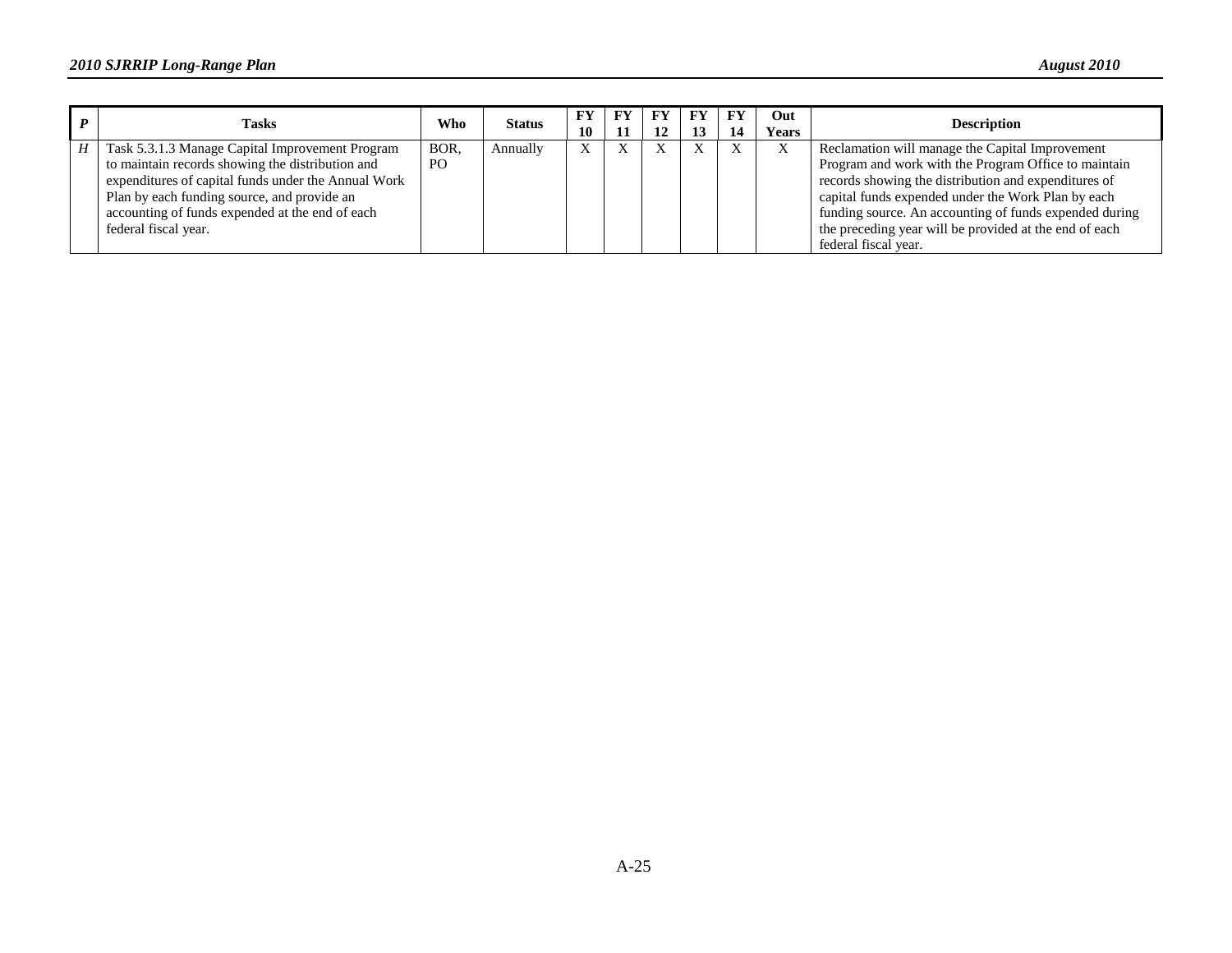| *P* | Tasks | Who | Status | FY 10 | FY 11 | FY 12 | FY 13 | FY 14 | Out Years | Description |
|---|---|---|---|---|---|---|---|---|---|---|
| *H* | Task 5.3.1.3 Manage Capital Improvement Program to maintain records showing the distribution and expenditures of capital funds under the Annual Work Plan by each funding source, and provide an accounting of funds expended at the end of each federal fiscal year. | BOR, PO | Annually | X | X | X | X | X | X | Reclamation will manage the Capital Improvement Program and work with the Program Office to maintain records showing the distribution and expenditures of capital funds expended under the Work Plan by each funding source. An accounting of funds expended during the preceding year will be provided at the end of each federal fiscal year. |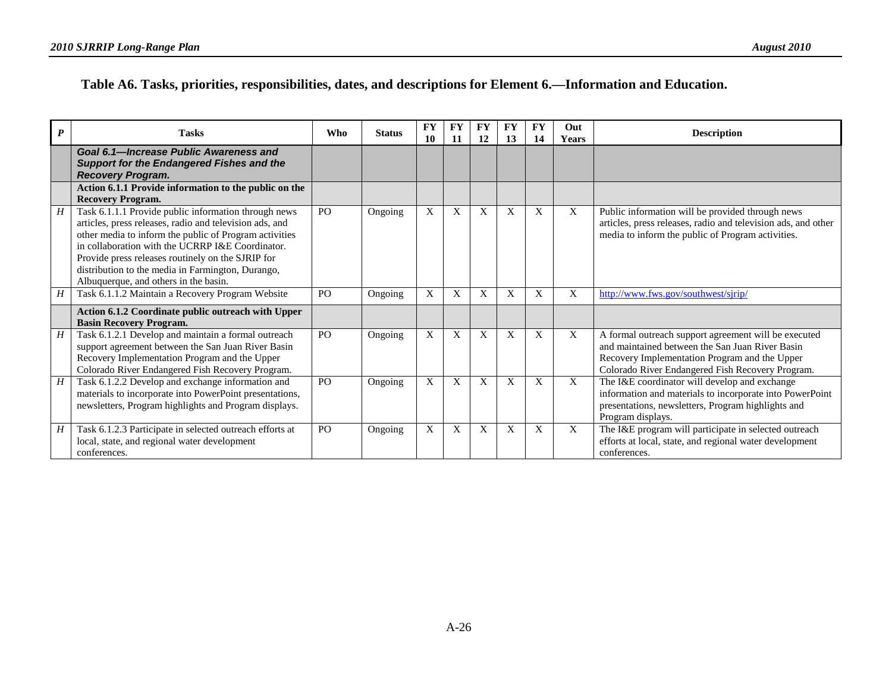### Table A6. Tasks, priorities, responsibilities, dates, and descriptions for Element 6.—Information and Education.

| *P* | Tasks | Who | Status | FY 10 | FY 11 | FY 12 | FY 13 | FY 14 | Out Years | Description |
|---|---|---|---|---|---|---|---|---|---|---|
| | ***Goal 6.1—Increase Public Awareness and Support for the Endangered Fishes and the Recovery Program.*** | | | | | | | | | |
| | **Action 6.1.1 Provide information to the public on the Recovery Program.** | | | | | | | | | |
| *H* | Task 6.1.1.1 Provide public information through news articles, press releases, radio and television ads, and other media to inform the public of Program activities in collaboration with the UCRRP I&E Coordinator. Provide press releases routinely on the SJRIP for distribution to the media in Farmington, Durango, Albuquerque, and others in the basin. | PO | Ongoing | X | X | X | X | X | X | Public information will be provided through news articles, press releases, radio and television ads, and other media to inform the public of Program activities. |
| *H* | Task 6.1.1.2 Maintain a Recovery Program Website | PO | Ongoing | X | X | X | X | X | X | http://www.fws.gov/southwest/sjrip/ |
| | **Action 6.1.2 Coordinate public outreach with Upper Basin Recovery Program.** | | | | | | | | | |
| *H* | Task 6.1.2.1 Develop and maintain a formal outreach support agreement between the San Juan River Basin Recovery Implementation Program and the Upper Colorado River Endangered Fish Recovery Program. | PO | Ongoing | X | X | X | X | X | X | A formal outreach support agreement will be executed and maintained between the San Juan River Basin Recovery Implementation Program and the Upper Colorado River Endangered Fish Recovery Program. |
| *H* | Task 6.1.2.2 Develop and exchange information and materials to incorporate into PowerPoint presentations, newsletters, Program highlights and Program displays. | PO | Ongoing | X | X | X | X | X | X | The I&E coordinator will develop and exchange information and materials to incorporate into PowerPoint presentations, newsletters, Program highlights and Program displays. |
| *H* | Task 6.1.2.3 Participate in selected outreach efforts at local, state, and regional water development conferences. | PO | Ongoing | X | X | X | X | X | X | The I&E program will participate in selected outreach efforts at local, state, and regional water development conferences. |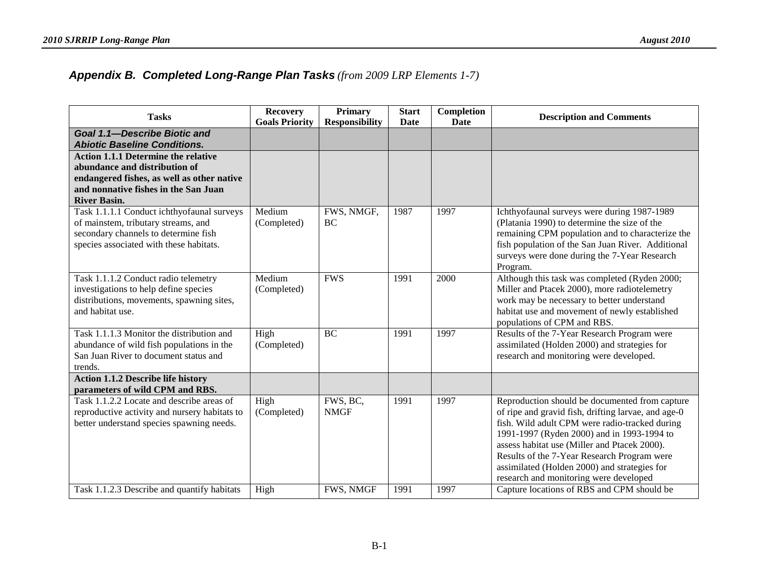## *Appendix B. Completed Long-Range Plan Tasks (from 2009 LRP Elements 1-7)*

| Tasks | Recovery Goals Priority | Primary Responsibility | Start Date | Completion Date | Description and Comments |
|---|---|---|---|---|---|
| ***Goal 1.1—Describe Biotic and Abiotic Baseline Conditions.*** | | | | | |
| **Action 1.1.1 Determine the relative abundance and distribution of endangered fishes, as well as other native and nonnative fishes in the San Juan River Basin.** | | | | | |
| Task 1.1.1.1 Conduct ichthyofaunal surveys of mainstem, tributary streams, and secondary channels to determine fish species associated with these habitats. | Medium (Completed) | FWS, NMGF, BC | 1987 | 1997 | Ichthyofaunal surveys were during 1987-1989 (Platania 1990) to determine the size of the remaining CPM population and to characterize the fish population of the San Juan River. Additional surveys were done during the 7-Year Research Program. |
| Task 1.1.1.2 Conduct radio telemetry investigations to help define species distributions, movements, spawning sites, and habitat use. | Medium (Completed) | FWS | 1991 | 2000 | Although this task was completed (Ryden 2000; Miller and Ptacek 2000), more radiotelemetry work may be necessary to better understand habitat use and movement of newly established populations of CPM and RBS. |
| Task 1.1.1.3 Monitor the distribution and abundance of wild fish populations in the San Juan River to document status and trends. | High (Completed) | BC | 1991 | 1997 | Results of the 7-Year Research Program were assimilated (Holden 2000) and strategies for research and monitoring were developed. |
| **Action 1.1.2 Describe life history parameters of wild CPM and RBS.** | | | | | |
| Task 1.1.2.2 Locate and describe areas of reproductive activity and nursery habitats to better understand species spawning needs. | High (Completed) | FWS, BC, NMGF | 1991 | 1997 | Reproduction should be documented from capture of ripe and gravid fish, drifting larvae, and age-0 fish. Wild adult CPM were radio-tracked during 1991-1997 (Ryden 2000) and in 1993-1994 to assess habitat use (Miller and Ptacek 2000). Results of the 7-Year Research Program were assimilated (Holden 2000) and strategies for research and monitoring were developed |
| Task 1.1.2.3 Describe and quantify habitats | High | FWS, NMGF | 1991 | 1997 | Capture locations of RBS and CPM should be |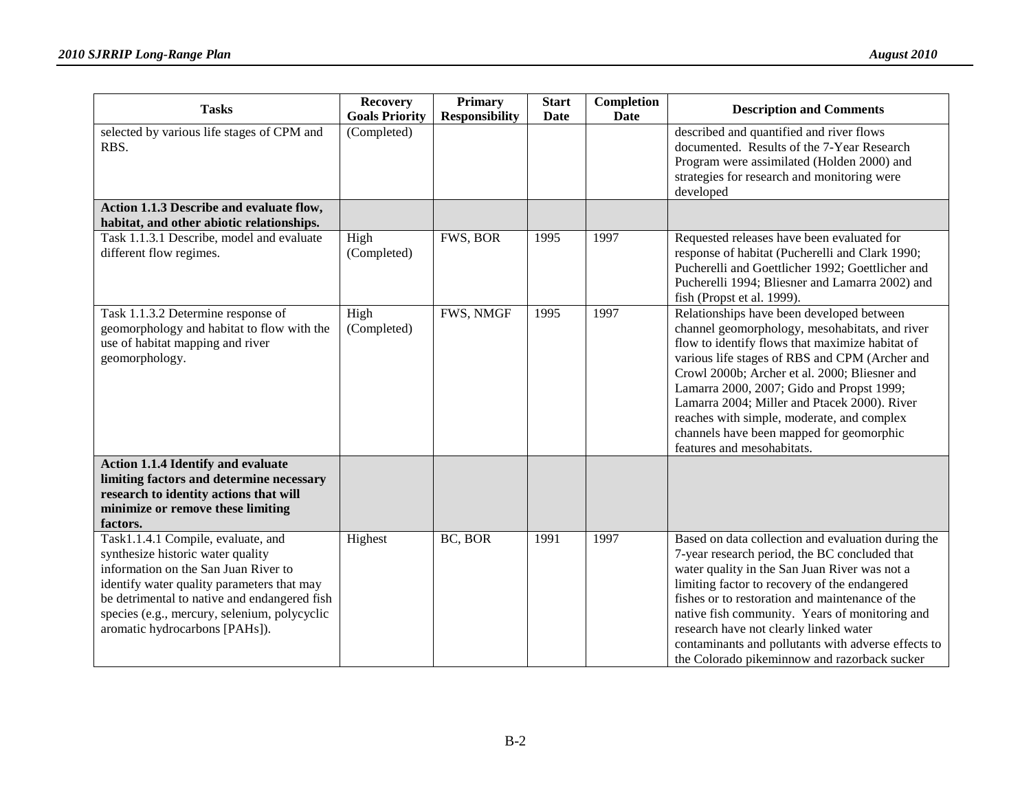| Tasks | Recovery Goals Priority | Primary Responsibility | Start Date | Completion Date | Description and Comments |
| --- | --- | --- | --- | --- | --- |
| selected by various life stages of CPM and RBS. | (Completed) | | | | described and quantified and river flows documented. Results of the 7-Year Research Program were assimilated (Holden 2000) and strategies for research and monitoring were developed |
| **Action 1.1.3 Describe and evaluate flow, habitat, and other abiotic relationships.** | | | | | |
| Task 1.1.3.1 Describe, model and evaluate different flow regimes. | High (Completed) | FWS, BOR | 1995 | 1997 | Requested releases have been evaluated for response of habitat (Pucherelli and Clark 1990; Pucherelli and Goettlicher 1992; Goettlicher and Pucherelli 1994; Bliesner and Lamarra 2002) and fish (Propst et al. 1999). |
| Task 1.1.3.2 Determine response of geomorphology and habitat to flow with the use of habitat mapping and river geomorphology. | High (Completed) | FWS, NMGF | 1995 | 1997 | Relationships have been developed between channel geomorphology, mesohabitats, and river flow to identify flows that maximize habitat of various life stages of RBS and CPM (Archer and Crowl 2000b; Archer et al. 2000; Bliesner and Lamarra 2000, 2007; Gido and Propst 1999; Lamarra 2004; Miller and Ptacek 2000). River reaches with simple, moderate, and complex channels have been mapped for geomorphic features and mesohabitats. |
| **Action 1.1.4 Identify and evaluate limiting factors and determine necessary research to identity actions that will minimize or remove these limiting factors.** | | | | | |
| Task1.1.4.1 Compile, evaluate, and synthesize historic water quality information on the San Juan River to identify water quality parameters that may be detrimental to native and endangered fish species (e.g., mercury, selenium, polycyclic aromatic hydrocarbons [PAHs]). | Highest | BC, BOR | 1991 | 1997 | Based on data collection and evaluation during the 7-year research period, the BC concluded that water quality in the San Juan River was not a limiting factor to recovery of the endangered fishes or to restoration and maintenance of the native fish community. Years of monitoring and research have not clearly linked water contaminants and pollutants with adverse effects to the Colorado pikeminnow and razorback sucker |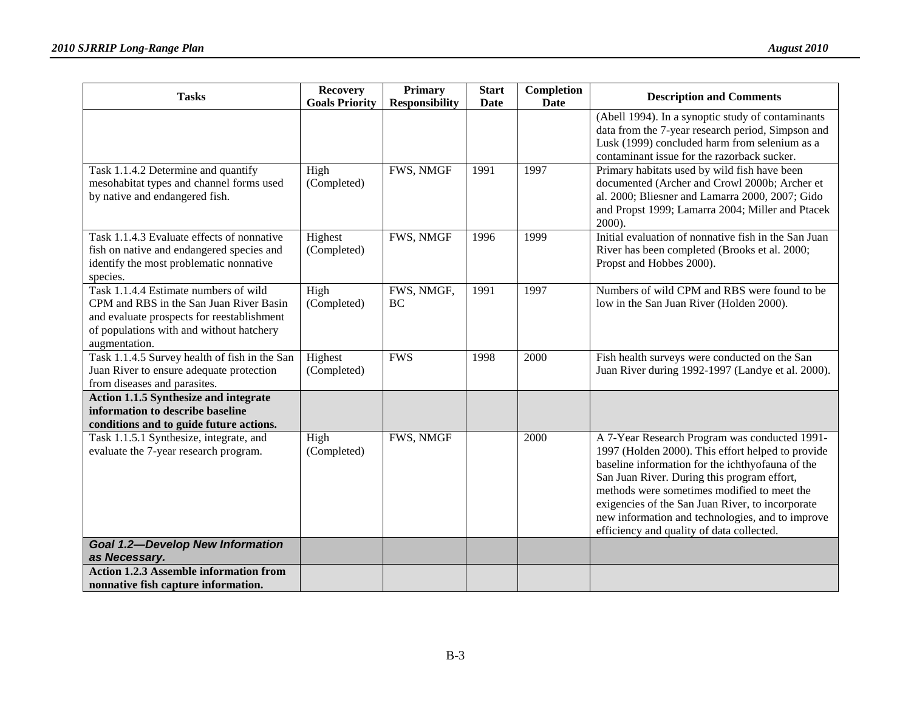| Tasks | Recovery Goals Priority | Primary Responsibility | Start Date | Completion Date | Description and Comments |
|---|---|---|---|---|---|
| | | | | | (Abell 1994). In a synoptic study of contaminants data from the 7-year research period, Simpson and Lusk (1999) concluded harm from selenium as a contaminant issue for the razorback sucker. |
| Task 1.1.4.2 Determine and quantify mesohabitat types and channel forms used by native and endangered fish. | High (Completed) | FWS, NMGF | 1991 | 1997 | Primary habitats used by wild fish have been documented (Archer and Crowl 2000b; Archer et al. 2000; Bliesner and Lamarra 2000, 2007; Gido and Propst 1999; Lamarra 2004; Miller and Ptacek 2000). |
| Task 1.1.4.3 Evaluate effects of nonnative fish on native and endangered species and identify the most problematic nonnative species. | Highest (Completed) | FWS, NMGF | 1996 | 1999 | Initial evaluation of nonnative fish in the San Juan River has been completed (Brooks et al. 2000; Propst and Hobbes 2000). |
| Task 1.1.4.4 Estimate numbers of wild CPM and RBS in the San Juan River Basin and evaluate prospects for reestablishment of populations with and without hatchery augmentation. | High (Completed) | FWS, NMGF, BC | 1991 | 1997 | Numbers of wild CPM and RBS were found to be low in the San Juan River (Holden 2000). |
| Task 1.1.4.5 Survey health of fish in the San Juan River to ensure adequate protection from diseases and parasites. | Highest (Completed) | FWS | 1998 | 2000 | Fish health surveys were conducted on the San Juan River during 1992-1997 (Landye et al. 2000). |
| **Action 1.1.5 Synthesize and integrate information to describe baseline conditions and to guide future actions.** | | | | | |
| Task 1.1.5.1 Synthesize, integrate, and evaluate the 7-year research program. | High (Completed) | FWS, NMGF | | 2000 | A 7-Year Research Program was conducted 1991-1997 (Holden 2000). This effort helped to provide baseline information for the ichthyofauna of the San Juan River. During this program effort, methods were sometimes modified to meet the exigencies of the San Juan River, to incorporate new information and technologies, and to improve efficiency and quality of data collected. |
| ***Goal 1.2—Develop New Information as Necessary.*** | | | | | |
| **Action 1.2.3 Assemble information from nonnative fish capture information.** | | | | | |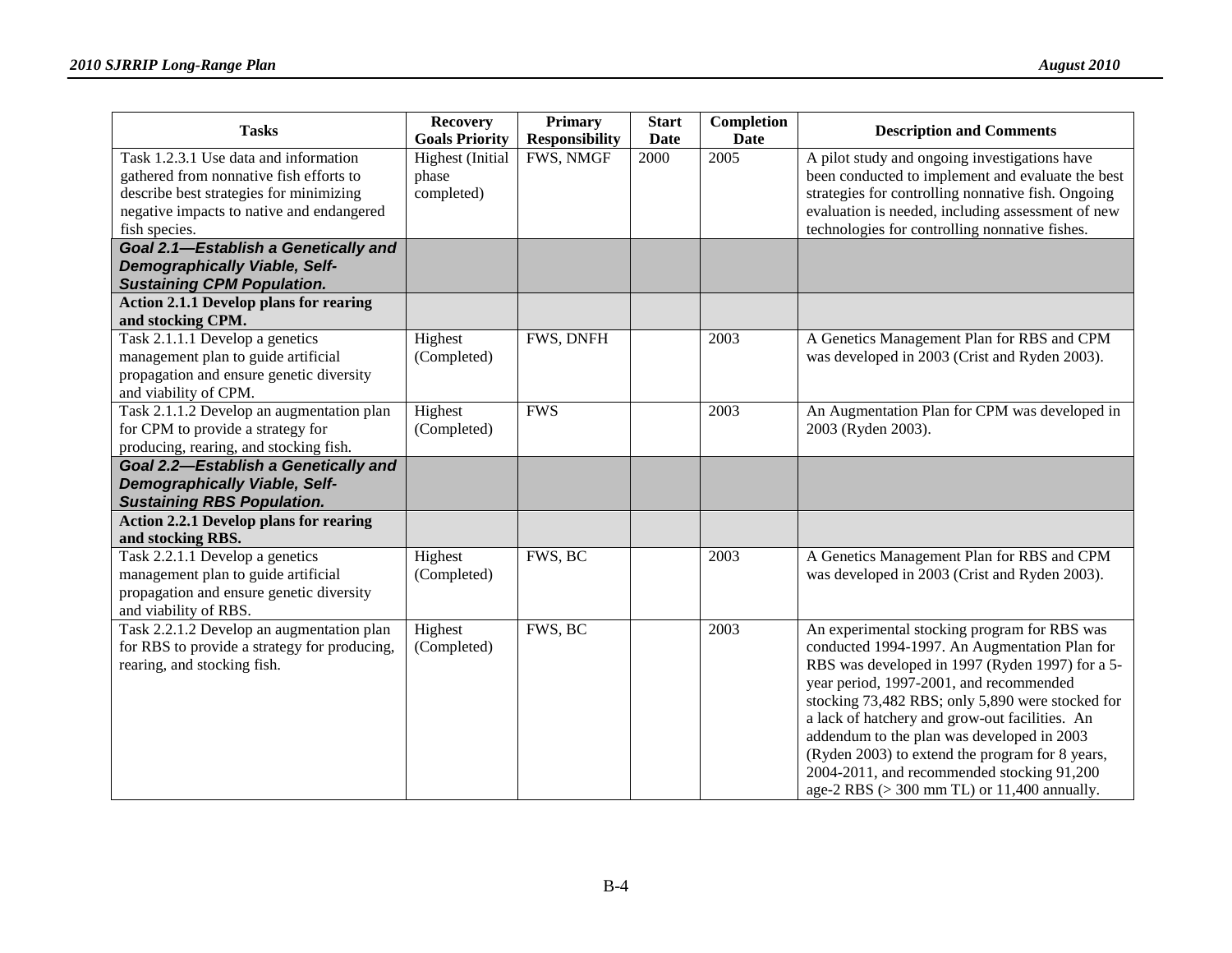| Tasks | Recovery Goals Priority | Primary Responsibility | Start Date | Completion Date | Description and Comments |
|---|---|---|---|---|---|
| Task 1.2.3.1 Use data and information gathered from nonnative fish efforts to describe best strategies for minimizing negative impacts to native and endangered fish species. | Highest (Initial phase completed) | FWS, NMGF | 2000 | 2005 | A pilot study and ongoing investigations have been conducted to implement and evaluate the best strategies for controlling nonnative fish. Ongoing evaluation is needed, including assessment of new technologies for controlling nonnative fishes. |
| ***Goal 2.1—Establish a Genetically and Demographically Viable, Self-Sustaining CPM Population.*** | | | | | |
| **Action 2.1.1 Develop plans for rearing and stocking CPM.** | | | | | |
| Task 2.1.1.1 Develop a genetics management plan to guide artificial propagation and ensure genetic diversity and viability of CPM. | Highest (Completed) | FWS, DNFH | | 2003 | A Genetics Management Plan for RBS and CPM was developed in 2003 (Crist and Ryden 2003). |
| Task 2.1.1.2 Develop an augmentation plan for CPM to provide a strategy for producing, rearing, and stocking fish. | Highest (Completed) | FWS | | 2003 | An Augmentation Plan for CPM was developed in 2003 (Ryden 2003). |
| ***Goal 2.2—Establish a Genetically and Demographically Viable, Self-Sustaining RBS Population.*** | | | | | |
| **Action 2.2.1 Develop plans for rearing and stocking RBS.** | | | | | |
| Task 2.2.1.1 Develop a genetics management plan to guide artificial propagation and ensure genetic diversity and viability of RBS. | Highest (Completed) | FWS, BC | | 2003 | A Genetics Management Plan for RBS and CPM was developed in 2003 (Crist and Ryden 2003). |
| Task 2.2.1.2 Develop an augmentation plan for RBS to provide a strategy for producing, rearing, and stocking fish. | Highest (Completed) | FWS, BC | | 2003 | An experimental stocking program for RBS was conducted 1994-1997. An Augmentation Plan for RBS was developed in 1997 (Ryden 1997) for a 5-year period, 1997-2001, and recommended stocking 73,482 RBS; only 5,890 were stocked for a lack of hatchery and grow-out facilities. An addendum to the plan was developed in 2003 (Ryden 2003) to extend the program for 8 years, 2004-2011, and recommended stocking 91,200 age-2 RBS (> 300 mm TL) or 11,400 annually. |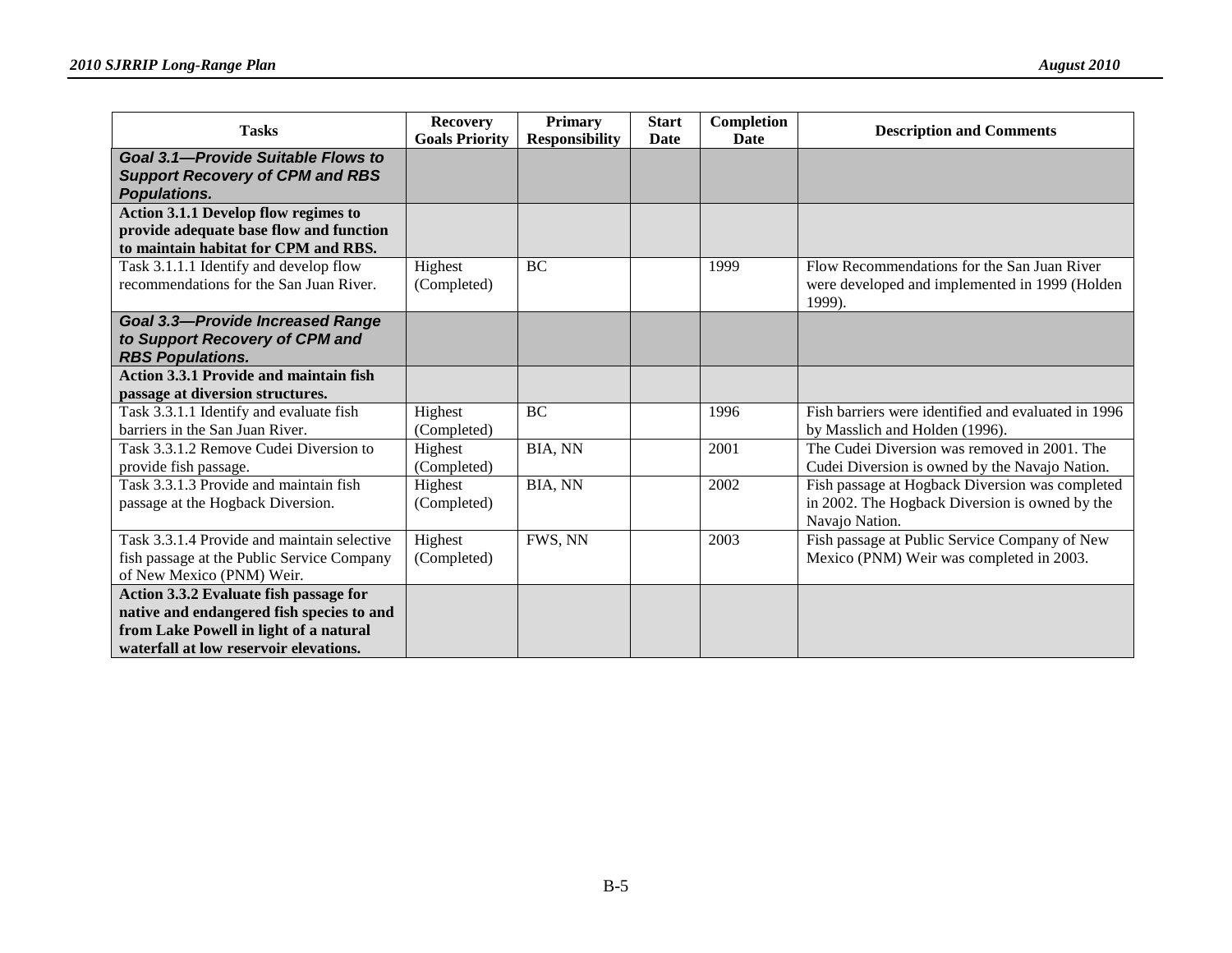| Tasks | Recovery Goals Priority | Primary Responsibility | Start Date | Completion Date | Description and Comments |
|---|---|---|---|---|---|
| ***Goal 3.1—Provide Suitable Flows to Support Recovery of CPM and RBS Populations.*** | | | | | |
| **Action 3.1.1 Develop flow regimes to provide adequate base flow and function to maintain habitat for CPM and RBS.** | | | | | |
| Task 3.1.1.1 Identify and develop flow recommendations for the San Juan River. | Highest (Completed) | BC | | 1999 | Flow Recommendations for the San Juan River were developed and implemented in 1999 (Holden 1999). |
| ***Goal 3.3—Provide Increased Range to Support Recovery of CPM and RBS Populations.*** | | | | | |
| **Action 3.3.1 Provide and maintain fish passage at diversion structures.** | | | | | |
| Task 3.3.1.1 Identify and evaluate fish barriers in the San Juan River. | Highest (Completed) | BC | | 1996 | Fish barriers were identified and evaluated in 1996 by Masslich and Holden (1996). |
| Task 3.3.1.2 Remove Cudei Diversion to provide fish passage. | Highest (Completed) | BIA, NN | | 2001 | The Cudei Diversion was removed in 2001. The Cudei Diversion is owned by the Navajo Nation. |
| Task 3.3.1.3 Provide and maintain fish passage at the Hogback Diversion. | Highest (Completed) | BIA, NN | | 2002 | Fish passage at Hogback Diversion was completed in 2002. The Hogback Diversion is owned by the Navajo Nation. |
| Task 3.3.1.4 Provide and maintain selective fish passage at the Public Service Company of New Mexico (PNM) Weir. | Highest (Completed) | FWS, NN | | 2003 | Fish passage at Public Service Company of New Mexico (PNM) Weir was completed in 2003. |
| **Action 3.3.2 Evaluate fish passage for native and endangered fish species to and from Lake Powell in light of a natural waterfall at low reservoir elevations.** | | | | | |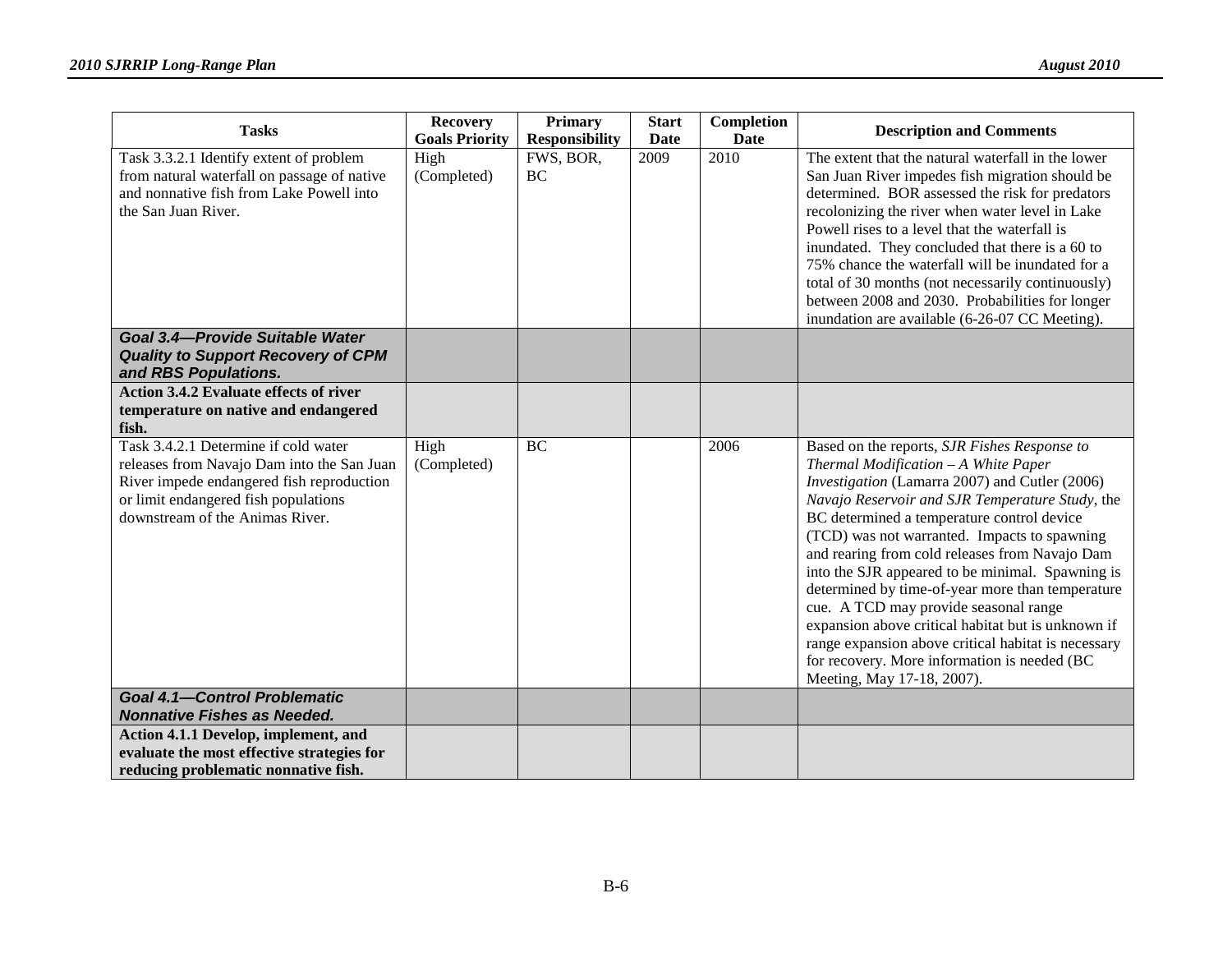| Tasks | Recovery Goals Priority | Primary Responsibility | Start Date | Completion Date | Description and Comments |
|---|---|---|---|---|---|
| Task 3.3.2.1 Identify extent of problem from natural waterfall on passage of native and nonnative fish from Lake Powell into the San Juan River. | High (Completed) | FWS, BOR, BC | 2009 | 2010 | The extent that the natural waterfall in the lower San Juan River impedes fish migration should be determined. BOR assessed the risk for predators recolonizing the river when water level in Lake Powell rises to a level that the waterfall is inundated. They concluded that there is a 60 to 75% chance the waterfall will be inundated for a total of 30 months (not necessarily continuously) between 2008 and 2030. Probabilities for longer inundation are available (6-26-07 CC Meeting). |
| ***Goal 3.4—Provide Suitable Water Quality to Support Recovery of CPM and RBS Populations.*** | | | | | |
| **Action 3.4.2 Evaluate effects of river temperature on native and endangered fish.** | | | | | |
| Task 3.4.2.1 Determine if cold water releases from Navajo Dam into the San Juan River impede endangered fish reproduction or limit endangered fish populations downstream of the Animas River. | High (Completed) | BC | | 2006 | Based on the reports, *SJR Fishes Response to Thermal Modification – A White Paper Investigation* (Lamarra 2007) and Cutler (2006) *Navajo Reservoir and SJR Temperature Study*, the BC determined a temperature control device (TCD) was not warranted. Impacts to spawning and rearing from cold releases from Navajo Dam into the SJR appeared to be minimal. Spawning is determined by time-of-year more than temperature cue. A TCD may provide seasonal range expansion above critical habitat but is unknown if range expansion above critical habitat is necessary for recovery. More information is needed (BC Meeting, May 17-18, 2007). |
| ***Goal 4.1—Control Problematic Nonnative Fishes as Needed.*** | | | | | |
| **Action 4.1.1 Develop, implement, and evaluate the most effective strategies for reducing problematic nonnative fish.** | | | | | |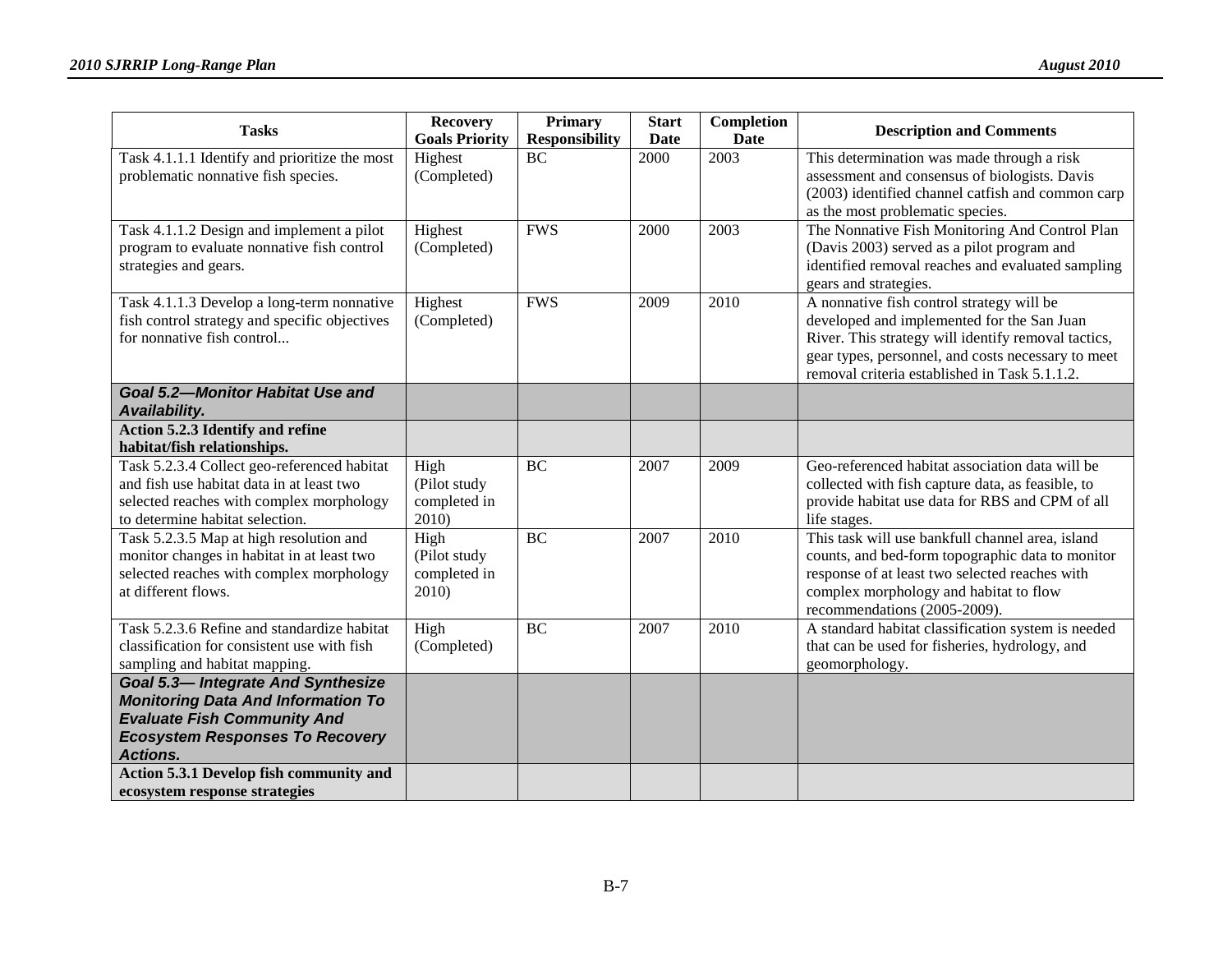| Tasks | Recovery Goals Priority | Primary Responsibility | Start Date | Completion Date | Description and Comments |
|---|---|---|---|---|---|
| Task 4.1.1.1 Identify and prioritize the most problematic nonnative fish species. | Highest (Completed) | BC | 2000 | 2003 | This determination was made through a risk assessment and consensus of biologists. Davis (2003) identified channel catfish and common carp as the most problematic species. |
| Task 4.1.1.2 Design and implement a pilot program to evaluate nonnative fish control strategies and gears. | Highest (Completed) | FWS | 2000 | 2003 | The Nonnative Fish Monitoring And Control Plan (Davis 2003) served as a pilot program and identified removal reaches and evaluated sampling gears and strategies. |
| Task 4.1.1.3 Develop a long-term nonnative fish control strategy and specific objectives for nonnative fish control... | Highest (Completed) | FWS | 2009 | 2010 | A nonnative fish control strategy will be developed and implemented for the San Juan River. This strategy will identify removal tactics, gear types, personnel, and costs necessary to meet removal criteria established in Task 5.1.1.2. |
| ***Goal 5.2—Monitor Habitat Use and Availability.*** | | | | | |
| **Action 5.2.3 Identify and refine habitat/fish relationships.** | | | | | |
| Task 5.2.3.4 Collect geo-referenced habitat and fish use habitat data in at least two selected reaches with complex morphology to determine habitat selection. | High (Pilot study completed in 2010) | BC | 2007 | 2009 | Geo-referenced habitat association data will be collected with fish capture data, as feasible, to provide habitat use data for RBS and CPM of all life stages. |
| Task 5.2.3.5 Map at high resolution and monitor changes in habitat in at least two selected reaches with complex morphology at different flows. | High (Pilot study completed in 2010) | BC | 2007 | 2010 | This task will use bankfull channel area, island counts, and bed-form topographic data to monitor response of at least two selected reaches with complex morphology and habitat to flow recommendations (2005-2009). |
| Task 5.2.3.6 Refine and standardize habitat classification for consistent use with fish sampling and habitat mapping. | High (Completed) | BC | 2007 | 2010 | A standard habitat classification system is needed that can be used for fisheries, hydrology, and geomorphology. |
| ***Goal 5.3— Integrate And Synthesize Monitoring Data And Information To Evaluate Fish Community And Ecosystem Responses To Recovery Actions.*** | | | | | |
| **Action 5.3.1 Develop fish community and ecosystem response strategies** | | | | | |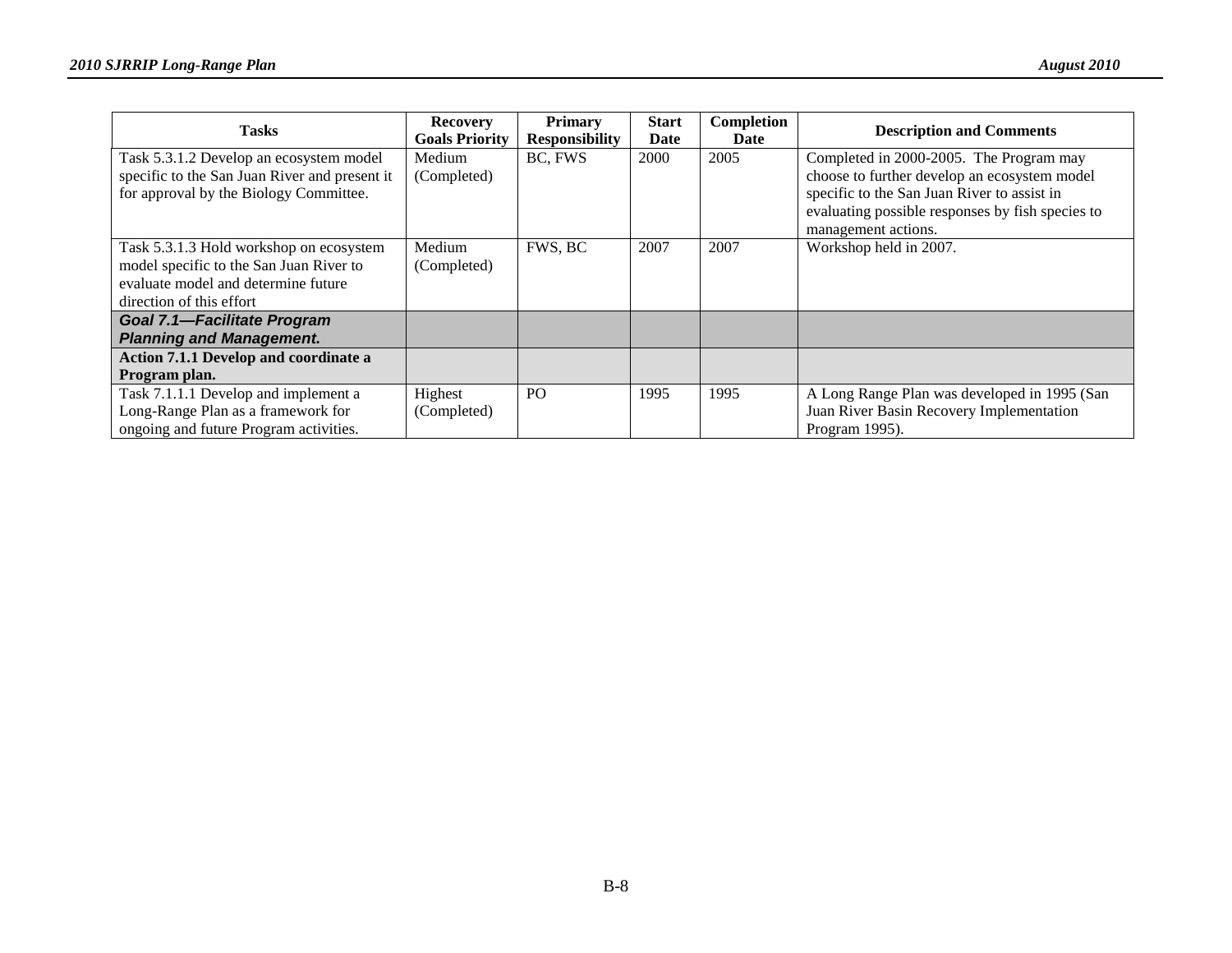| Tasks | Recovery Goals Priority | Primary Responsibility | Start Date | Completion Date | Description and Comments |
|---|---|---|---|---|---|
| Task 5.3.1.2 Develop an ecosystem model specific to the San Juan River and present it for approval by the Biology Committee. | Medium (Completed) | BC, FWS | 2000 | 2005 | Completed in 2000-2005. The Program may choose to further develop an ecosystem model specific to the San Juan River to assist in evaluating possible responses by fish species to management actions. |
| Task 5.3.1.3 Hold workshop on ecosystem model specific to the San Juan River to evaluate model and determine future direction of this effort | Medium (Completed) | FWS, BC | 2007 | 2007 | Workshop held in 2007. |
| ***Goal 7.1—Facilitate Program Planning and Management.*** | | | | | |
| **Action 7.1.1 Develop and coordinate a Program plan.** | | | | | |
| Task 7.1.1.1 Develop and implement a Long-Range Plan as a framework for ongoing and future Program activities. | Highest (Completed) | PO | 1995 | 1995 | A Long Range Plan was developed in 1995 (San Juan River Basin Recovery Implementation Program 1995). |